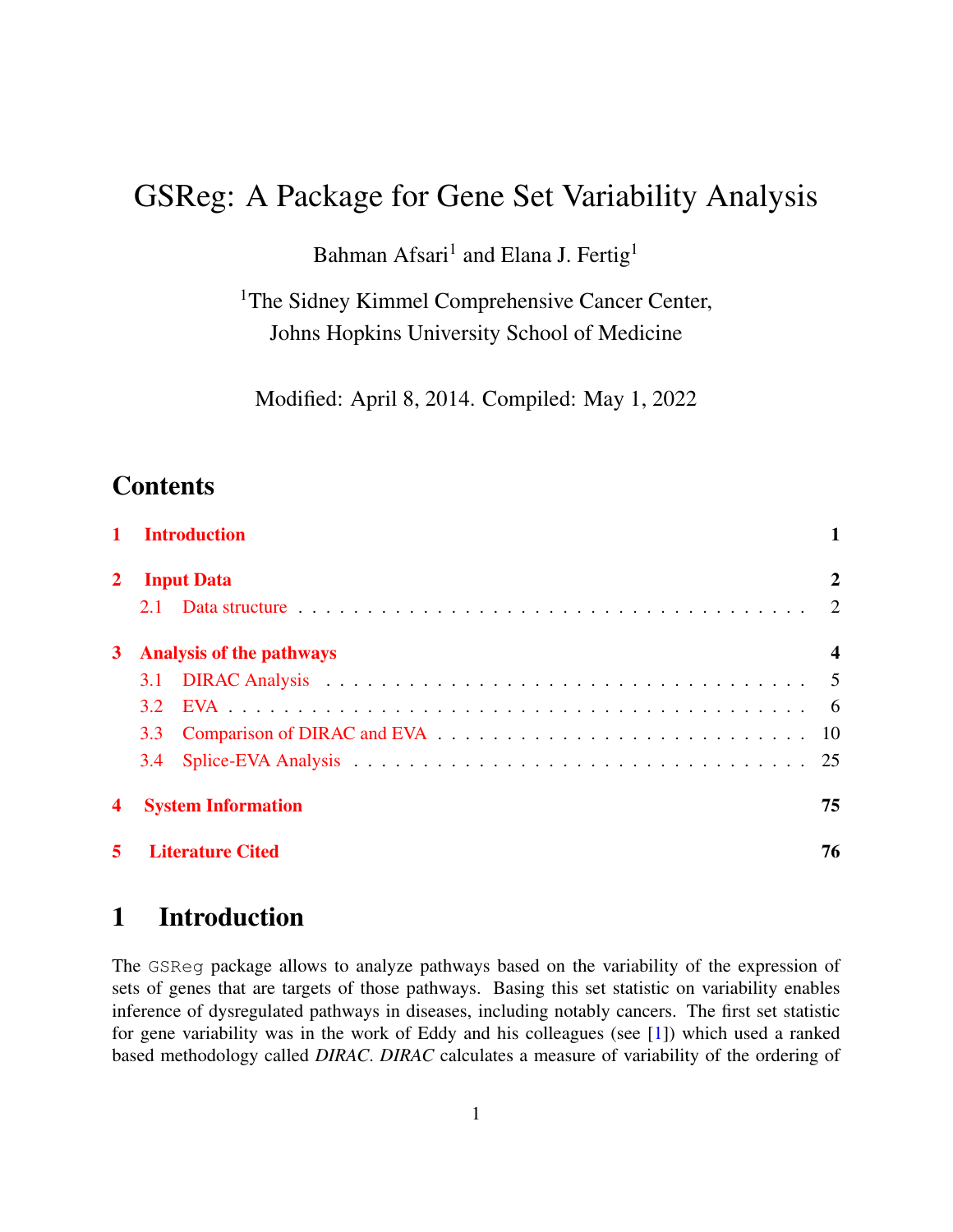# GSReg: A Package for Gene Set Variability Analysis

Bahman Afsari[1] and Elana J. Fertig[1]

[1]The Sidney Kimmel Comprehensive Cancer Center, Johns Hopkins University School of Medicine

Modified: April 8, 2014. Compiled: May 1, 2022

## Contents

- 1 Introduction — 1
- 2 Input Data — 2
  - 2.1 Data structure — 2
- 3 Analysis of the pathways — 4
  - 3.1 DIRAC Analysis — 5
  - 3.2 EVA — 6
  - 3.3 Comparison of DIRAC and EVA — 10
  - 3.4 Splice-EVA Analysis — 25
- 4 System Information — 75
- 5 Literature Cited — 76

# 1 Introduction

The GSReg package allows to analyze pathways based on the variability of the expression of sets of genes that are targets of those pathways. Basing this set statistic on variability enables inference of dysregulated pathways in diseases, including notably cancers. The first set statistic for gene variability was in the work of Eddy and his colleagues (see [1]) which used a ranked based methodology called *DIRAC*. *DIRAC* calculates a measure of variability of the ordering of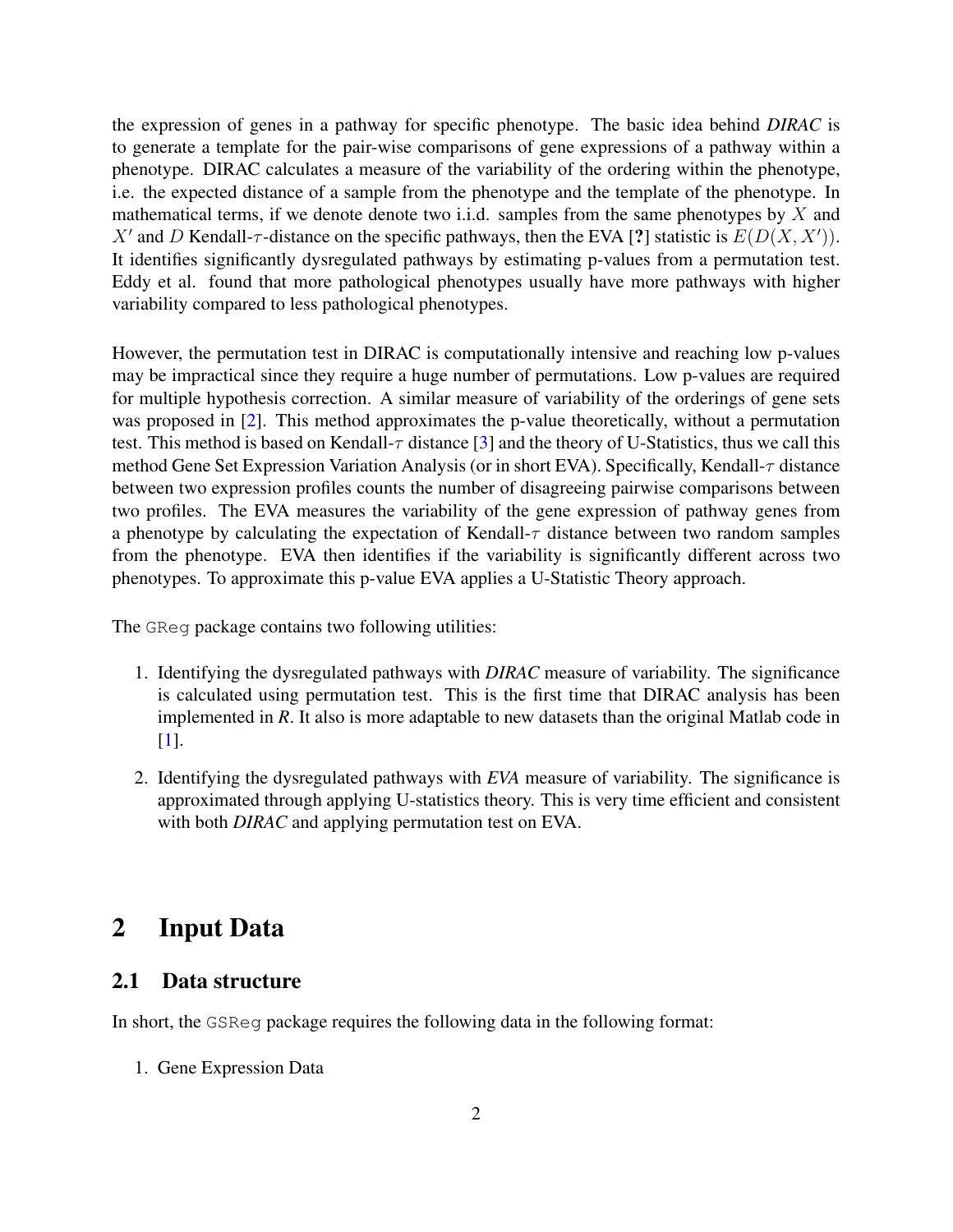the expression of genes in a pathway for specific phenotype. The basic idea behind *DIRAC* is to generate a template for the pair-wise comparisons of gene expressions of a pathway within a phenotype. DIRAC calculates a measure of the variability of the ordering within the phenotype, i.e. the expected distance of a sample from the phenotype and the template of the phenotype. In mathematical terms, if we denote denote two i.i.d. samples from the same phenotypes by $X$ and $X'$ and $D$ Kendall-$\tau$-distance on the specific pathways, then the EVA [**?**] statistic is $E(D(X, X'))$. It identifies significantly dysregulated pathways by estimating p-values from a permutation test. Eddy et al. found that more pathological phenotypes usually have more pathways with higher variability compared to less pathological phenotypes.

However, the permutation test in DIRAC is computationally intensive and reaching low p-values may be impractical since they require a huge number of permutations. Low p-values are required for multiple hypothesis correction. A similar measure of variability of the orderings of gene sets was proposed in [2]. This method approximates the p-value theoretically, without a permutation test. This method is based on Kendall-$\tau$ distance [3] and the theory of U-Statistics, thus we call this method Gene Set Expression Variation Analysis (or in short EVA). Specifically, Kendall-$\tau$ distance between two expression profiles counts the number of disagreeing pairwise comparisons between two profiles. The EVA measures the variability of the gene expression of pathway genes from a phenotype by calculating the expectation of Kendall-$\tau$ distance between two random samples from the phenotype. EVA then identifies if the variability is significantly different across two phenotypes. To approximate this p-value EVA applies a U-Statistic Theory approach.

The `GReg` package contains two following utilities:

1. Identifying the dysregulated pathways with *DIRAC* measure of variability. The significance is calculated using permutation test. This is the first time that DIRAC analysis has been implemented in *R*. It also is more adaptable to new datasets than the original Matlab code in [1].
2. Identifying the dysregulated pathways with *EVA* measure of variability. The significance is approximated through applying U-statistics theory. This is very time efficient and consistent with both *DIRAC* and applying permutation test on EVA.

# 2 Input Data

## 2.1 Data structure

In short, the `GSReg` package requires the following data in the following format:

1. Gene Expression Data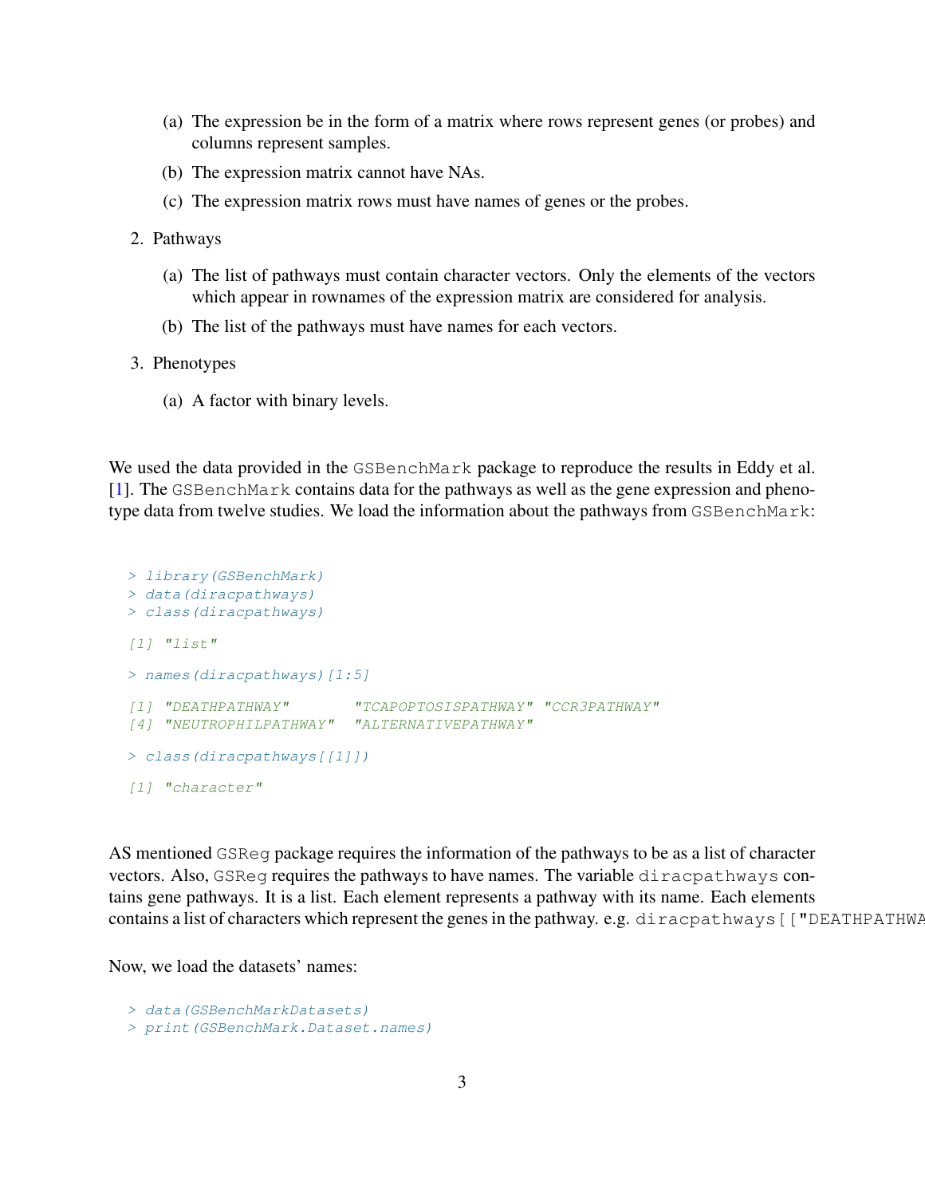(a) The expression be in the form of a matrix where rows represent genes (or probes) and columns represent samples.

   (b) The expression matrix cannot have NAs.

   (c) The expression matrix rows must have names of genes or the probes.

2. Pathways

   (a) The list of pathways must contain character vectors. Only the elements of the vectors which appear in rownames of the expression matrix are considered for analysis.

   (b) The list of the pathways must have names for each vectors.

3. Phenotypes

   (a) A factor with binary levels.

We used the data provided in the `GSBenchMark` package to reproduce the results in Eddy et al. [1]. The `GSBenchMark` contains data for the pathways as well as the gene expression and phenotype data from twelve studies. We load the information about the pathways from `GSBenchMark`:

```
> library(GSBenchMark)
> data(diracpathways)
> class(diracpathways)

[1] "list"

> names(diracpathways)[1:5]

[1] "DEATHPATHWAY"       "TCAPOPTOSISPATHWAY" "CCR3PATHWAY"
[4] "NEUTROPHILPATHWAY"  "ALTERNATIVEPATHWAY"

> class(diracpathways[[1]])

[1] "character"
```

AS mentioned `GSReg` package requires the information of the pathways to be as a list of character vectors. Also, `GSReg` requires the pathways to have names. The variable `diracpathways` contains gene pathways. It is a list. Each element represents a pathway with its name. Each elements contains a list of characters which represent the genes in the pathway. e.g. `diracpathways[["DEATHPATHWA`

Now, we load the datasets' names:

```
> data(GSBenchMarkDatasets)
> print(GSBenchMark.Dataset.names)
```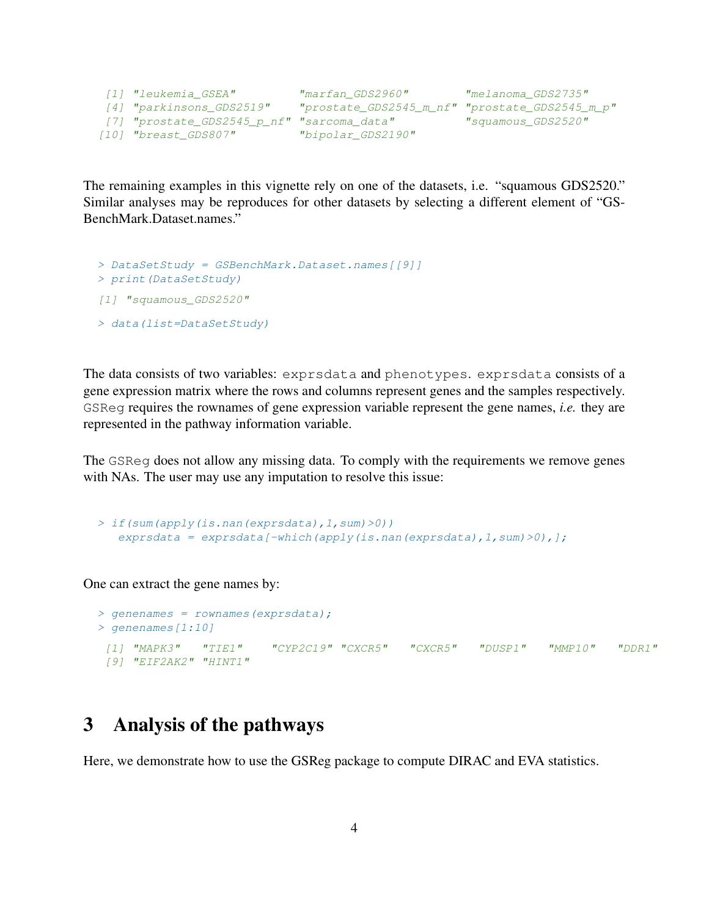```
 [1] "leukemia_GSEA"         "marfan_GDS2960"        "melanoma_GDS2735"
 [4] "parkinsons_GDS2519"    "prostate_GDS2545_m_nf" "prostate_GDS2545_m_p"
 [7] "prostate_GDS2545_p_nf" "sarcoma_data"          "squamous_GDS2520"
[10] "breast_GDS807"         "bipolar_GDS2190"
```

The remaining examples in this vignette rely on one of the datasets, i.e. "squamous GDS2520." Similar analyses may be reproduces for other datasets by selecting a different element of "GSBenchMark.Dataset.names."

```
> DataSetStudy = GSBenchMark.Dataset.names[[9]]
> print(DataSetStudy)

[1] "squamous_GDS2520"

> data(list=DataSetStudy)
```

The data consists of two variables: `exprsdata` and `phenotypes`. `exprsdata` consists of a gene expression matrix where the rows and columns represent genes and the samples respectively. `GSReg` requires the rownames of gene expression variable represent the gene names, *i.e.* they are represented in the pathway information variable.

The `GSReg` does not allow any missing data. To comply with the requirements we remove genes with NAs. The user may use any imputation to resolve this issue:

```
> if(sum(apply(is.nan(exprsdata),1,sum)>0))
    exprsdata = exprsdata[-which(apply(is.nan(exprsdata),1,sum)>0),];
```

One can extract the gene names by:

```
> genenames = rownames(exprsdata);
> genenames[1:10]

 [1] "MAPK3"   "TIE1"    "CYP2C19" "CXCR5"   "CXCR5"   "DUSP1"   "MMP10"   "DDR1"
 [9] "EIF2AK2" "HINT1"
```

# 3 Analysis of the pathways

Here, we demonstrate how to use the GSReg package to compute DIRAC and EVA statistics.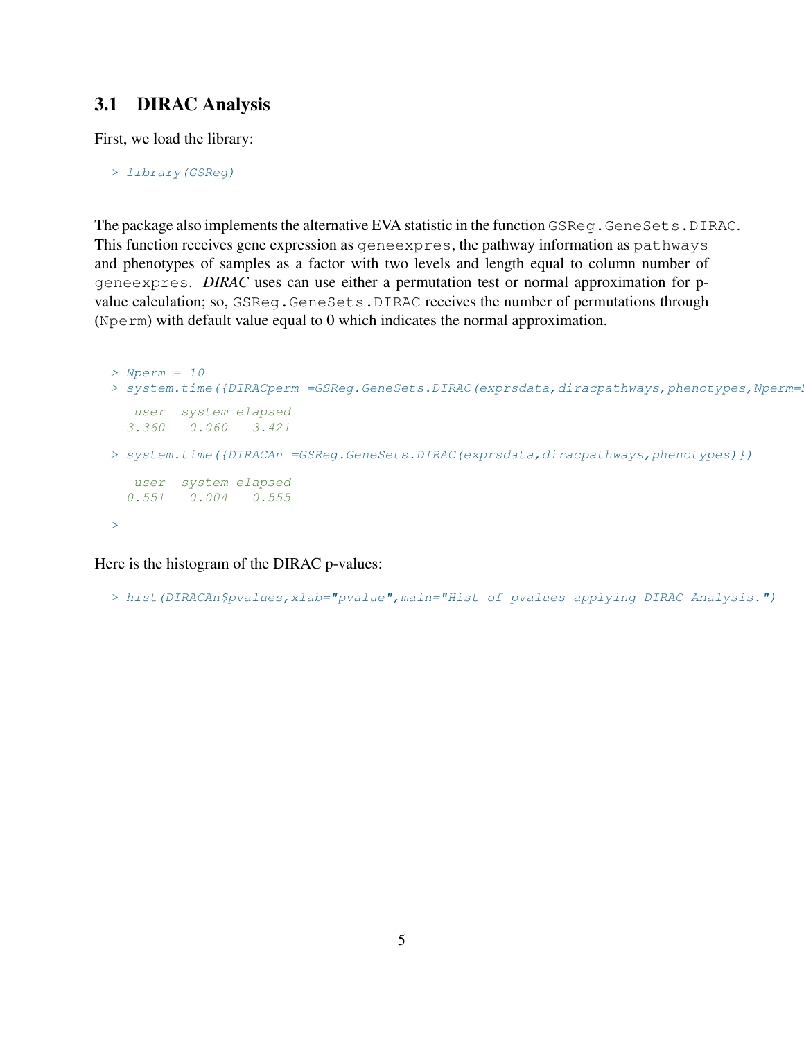### 3.1 DIRAC Analysis

First, we load the library:

```
> library(GSReg)
```

The package also implements the alternative EVA statistic in the function `GSReg.GeneSets.DIRAC`. This function receives gene expression as `geneexpres`, the pathway information as `pathways` and phenotypes of samples as a factor with two levels and length equal to column number of `geneexpres`. *DIRAC* uses can use either a permutation test or normal approximation for p-value calculation; so, `GSReg.GeneSets.DIRAC` receives the number of permutations through (`Nperm`) with default value equal to 0 which indicates the normal approximation.

```
> Nperm = 10
> system.time({DIRACperm =GSReg.GeneSets.DIRAC(exprsdata,diracpathways,phenotypes,Nperm=N
   user  system elapsed 
  3.360   0.060   3.421 
> system.time({DIRACAn =GSReg.GeneSets.DIRAC(exprsdata,diracpathways,phenotypes)})
   user  system elapsed 
  0.551   0.004   0.555 
> 
```

Here is the histogram of the DIRAC p-values:

```
> hist(DIRACAn$pvalues,xlab="pvalue",main="Hist of pvalues applying DIRAC Analysis.")
```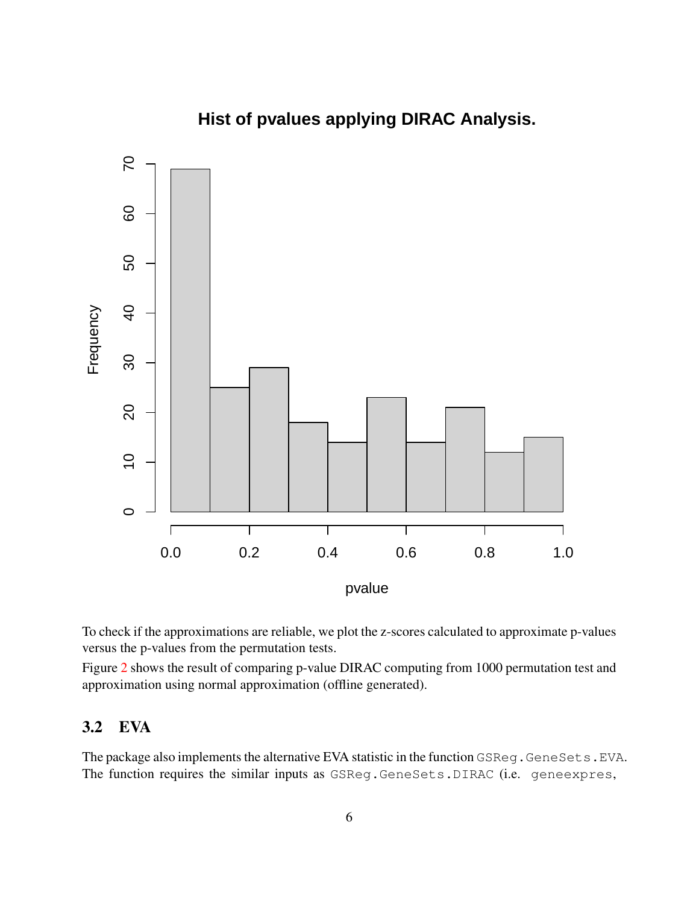To check if the approximations are reliable, we plot the z-scores calculated to approximate p-values versus the p-values from the permutation tests.

Figure 2 shows the result of comparing p-value DIRAC computing from 1000 permutation test and approximation using normal approximation (offline generated).

## 3.2 EVA

The package also implements the alternative EVA statistic in the function `GSReg.GeneSets.EVA`. The function requires the similar inputs as `GSReg.GeneSets.DIRAC` (i.e. `geneexpres`,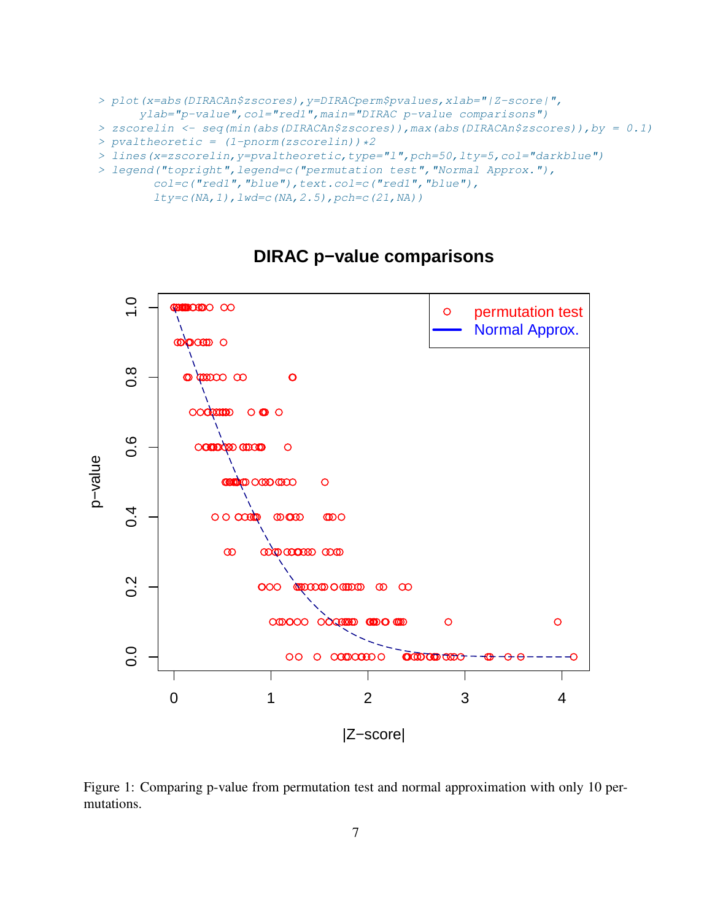```
> plot(x=abs(DIRACAn$zscores),y=DIRACperm$pvalues,xlab="|Z-score|",
      ylab="p-value",col="red1",main="DIRAC p-value comparisons")
> zscorelin <- seq(min(abs(DIRACAn$zscores)),max(abs(DIRACAn$zscores)),by = 0.1)
> pvaltheoretic = (1-pnorm(zscorelin))*2
> lines(x=zscorelin,y=pvaltheoretic,type="l",pch=50,lty=5,col="darkblue")
> legend("topright",legend=c("permutation test","Normal Approx."),
        col=c("red1","blue"),text.col=c("red1","blue"),
        lty=c(NA,1),lwd=c(NA,2.5),pch=c(21,NA))
```

Figure 1: Comparing p-value from permutation test and normal approximation with only 10 permutations.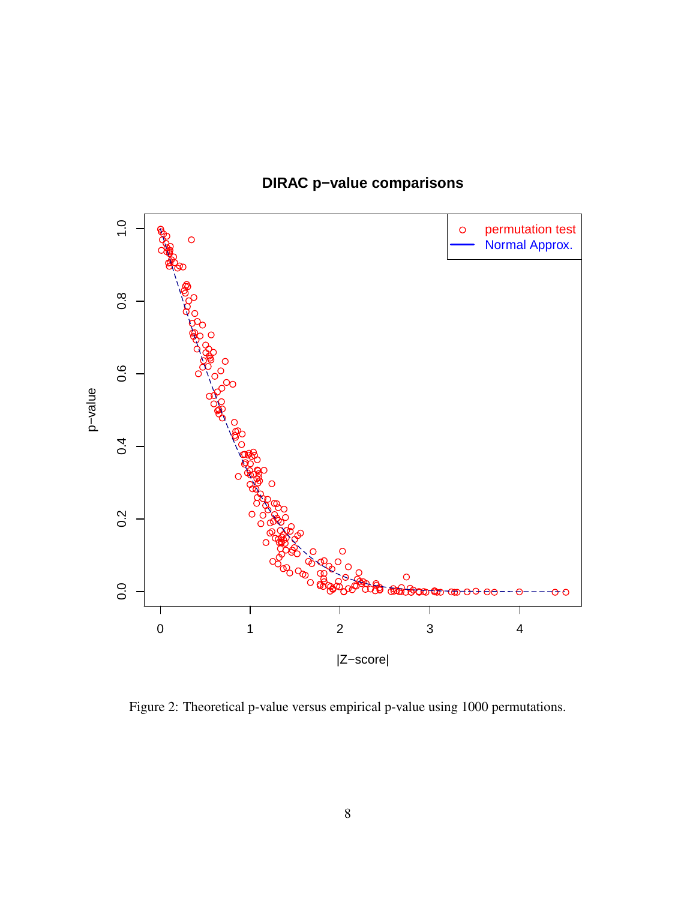Figure 2: Theoretical p-value versus empirical p-value using 1000 permutations.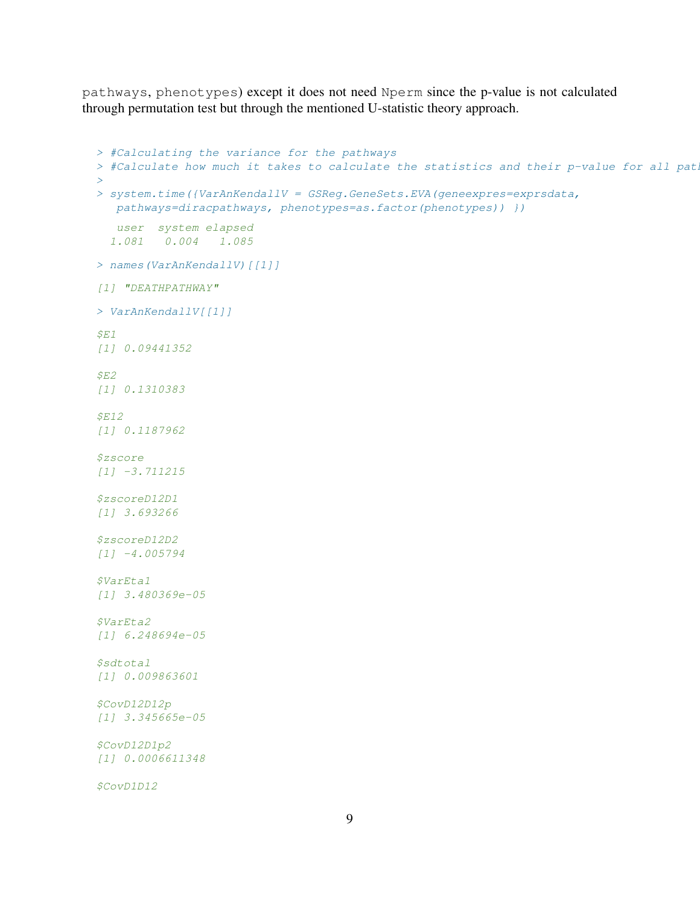pathways, phenotypes) except it does not need Nperm since the p-value is not calculated through permutation test but through the mentioned U-statistic theory approach.

```
> #Calculating the variance for the pathways
> #Calculate how much it takes to calculate the statistics and their p-value for all path
>
> system.time({VarAnKendallV = GSReg.GeneSets.EVA(geneexpres=exprsdata,
   pathways=diracpathways, phenotypes=as.factor(phenotypes)) })

   user  system elapsed
  1.081   0.004   1.085

> names(VarAnKendallV)[[1]]

[1] "DEATHPATHWAY"

> VarAnKendallV[[1]]

$E1
[1] 0.09441352

$E2
[1] 0.1310383

$E12
[1] 0.1187962

$zscore
[1] -3.711215

$zscoreD12D1
[1] 3.693266

$zscoreD12D2
[1] -4.005794

$VarEta1
[1] 3.480369e-05

$VarEta2
[1] 6.248694e-05

$sdtotal
[1] 0.009863601

$CovD12D12p
[1] 3.345665e-05

$CovD12D1p2
[1] 0.0006611348

$CovD1D12
```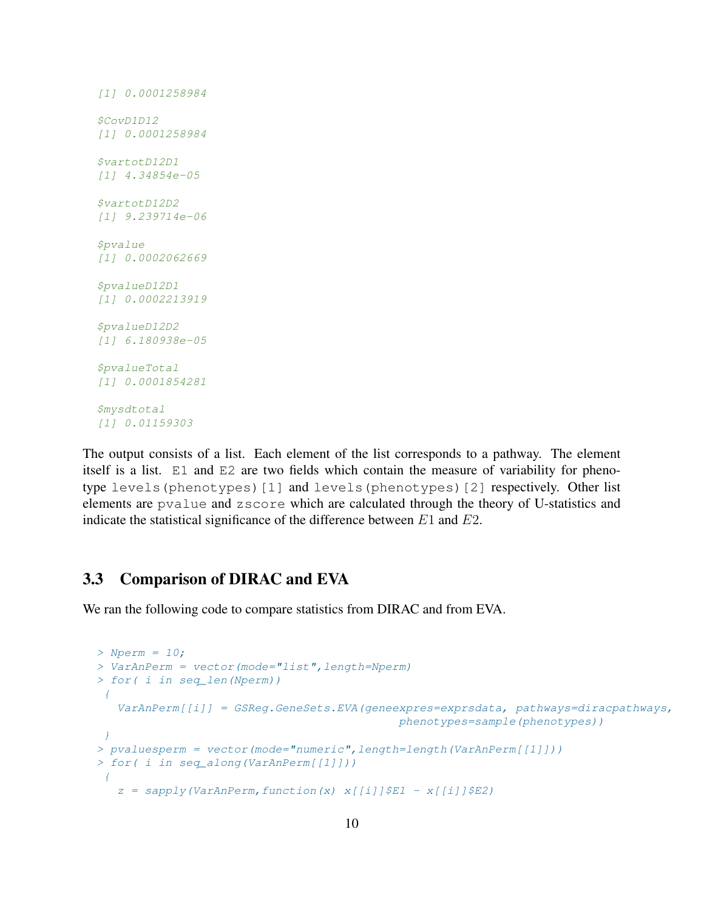```
[1] 0.0001258984

$CovD1D12
[1] 0.0001258984

$vartotD12D1
[1] 4.34854e-05

$vartotD12D2
[1] 9.239714e-06

$pvalue
[1] 0.0002062669

$pvalueD12D1
[1] 0.0002213919

$pvalueD12D2
[1] 6.180938e-05

$pvalueTotal
[1] 0.0001854281

$mysdtotal
[1] 0.01159303
```

The output consists of a list. Each element of the list corresponds to a pathway. The element itself is a list. `E1` and `E2` are two fields which contain the measure of variability for phenotype `levels(phenotypes)[1]` and `levels(phenotypes)[2]` respectively. Other list elements are `pvalue` and `zscore` which are calculated through the theory of U-statistics and indicate the statistical significance of the difference between $E1$ and $E2$.

### 3.3 Comparison of DIRAC and EVA

We ran the following code to compare statistics from DIRAC and from EVA.

```
> Nperm = 10;
> VarAnPerm = vector(mode="list",length=Nperm)
> for( i in seq_len(Nperm))
 {
   VarAnPerm[[i]] = GSReg.GeneSets.EVA(geneexpres=exprsdata, pathways=diracpathways,
                                        phenotypes=sample(phenotypes))
 }
> pvaluesperm = vector(mode="numeric",length=length(VarAnPerm[[1]]))
> for( i in seq_along(VarAnPerm[[1]]))
 {
   z = sapply(VarAnPerm,function(x) x[[i]]$E1 - x[[i]]$E2)
```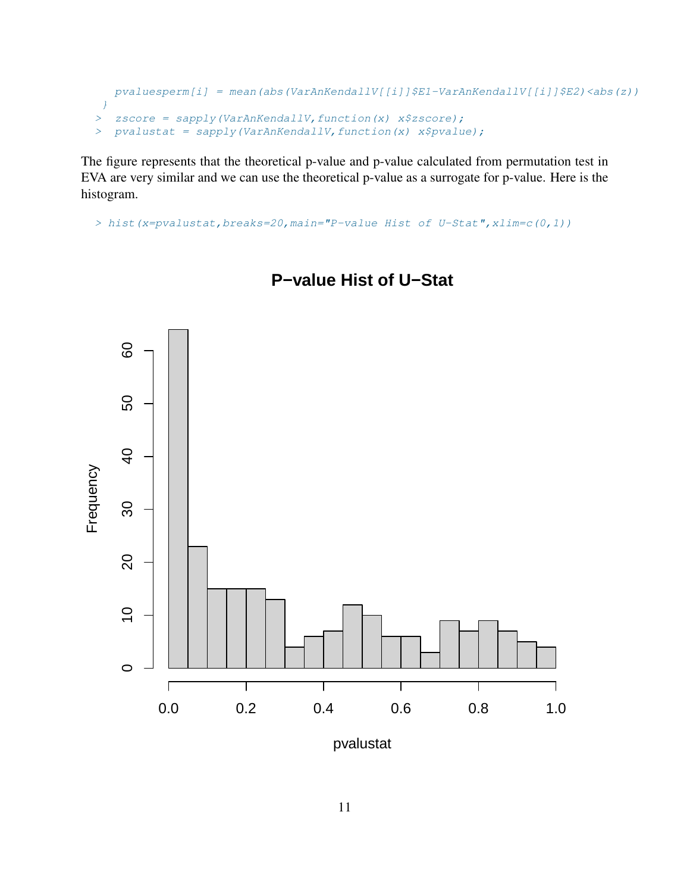```
    pvaluesperm[i] = mean(abs(VarAnKendallV[[i]]$E1-VarAnKendallV[[i]]$E2)<abs(z))
  }
>  zscore = sapply(VarAnKendallV,function(x) x$zscore);
>  pvalustat = sapply(VarAnKendallV,function(x) x$pvalue);
```

The figure represents that the theoretical p-value and p-value calculated from permutation test in EVA are very similar and we can use the theoretical p-value as a surrogate for p-value. Here is the histogram.

```
> hist(x=pvalustat,breaks=20,main="P-value Hist of U-Stat",xlim=c(0,1))
```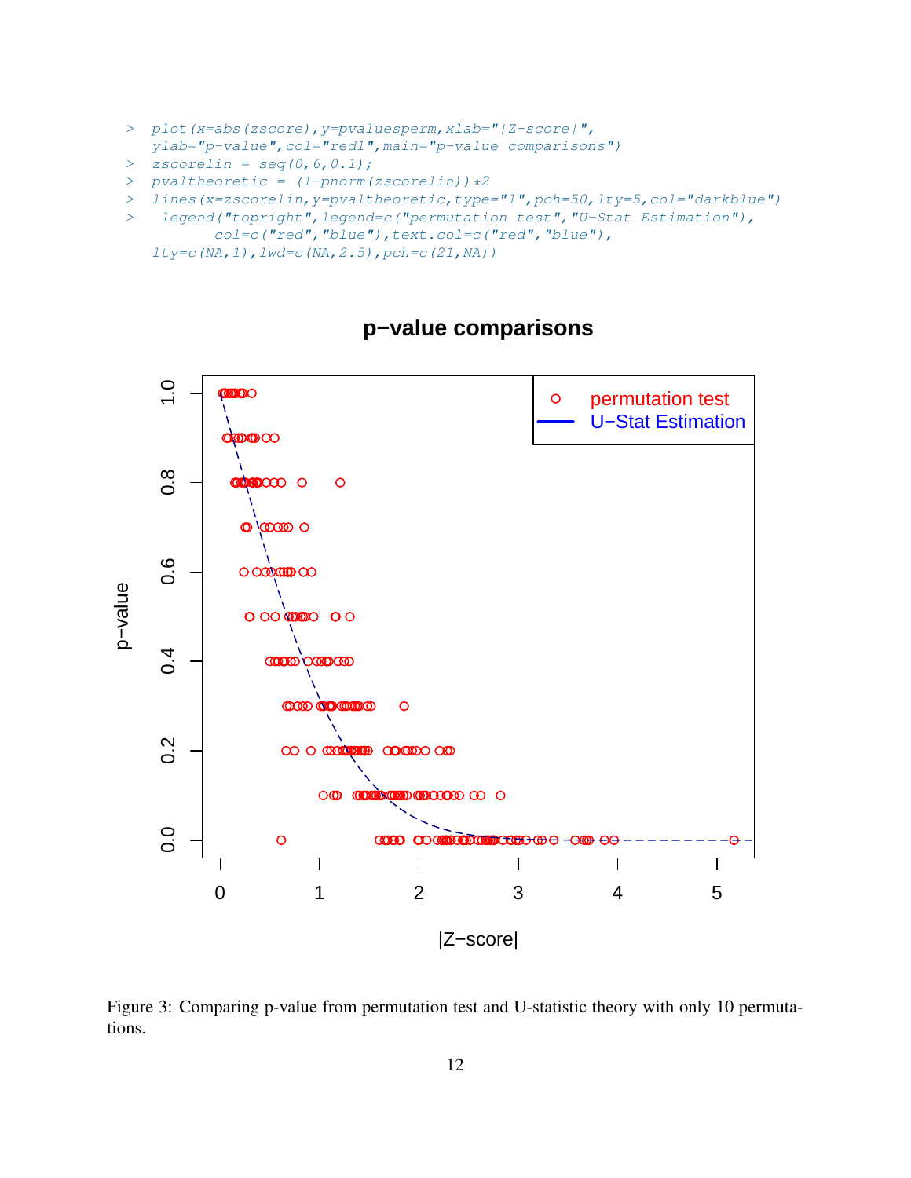```
> plot(x=abs(zscore),y=pvaluesperm,xlab="|Z-score|",
  ylab="p-value",col="red1",main="p-value comparisons")
> zscorelin = seq(0,6,0.1);
> pvaltheoretic = (1-pnorm(zscorelin))*2
> lines(x=zscorelin,y=pvaltheoretic,type="l",pch=50,lty=5,col="darkblue")
>  legend("topright",legend=c("permutation test","U-Stat Estimation"),
        col=c("red","blue"),text.col=c("red","blue"),
  lty=c(NA,1),lwd=c(NA,2.5),pch=c(21,NA))
```

Figure 3: Comparing p-value from permutation test and U-statistic theory with only 10 permutations.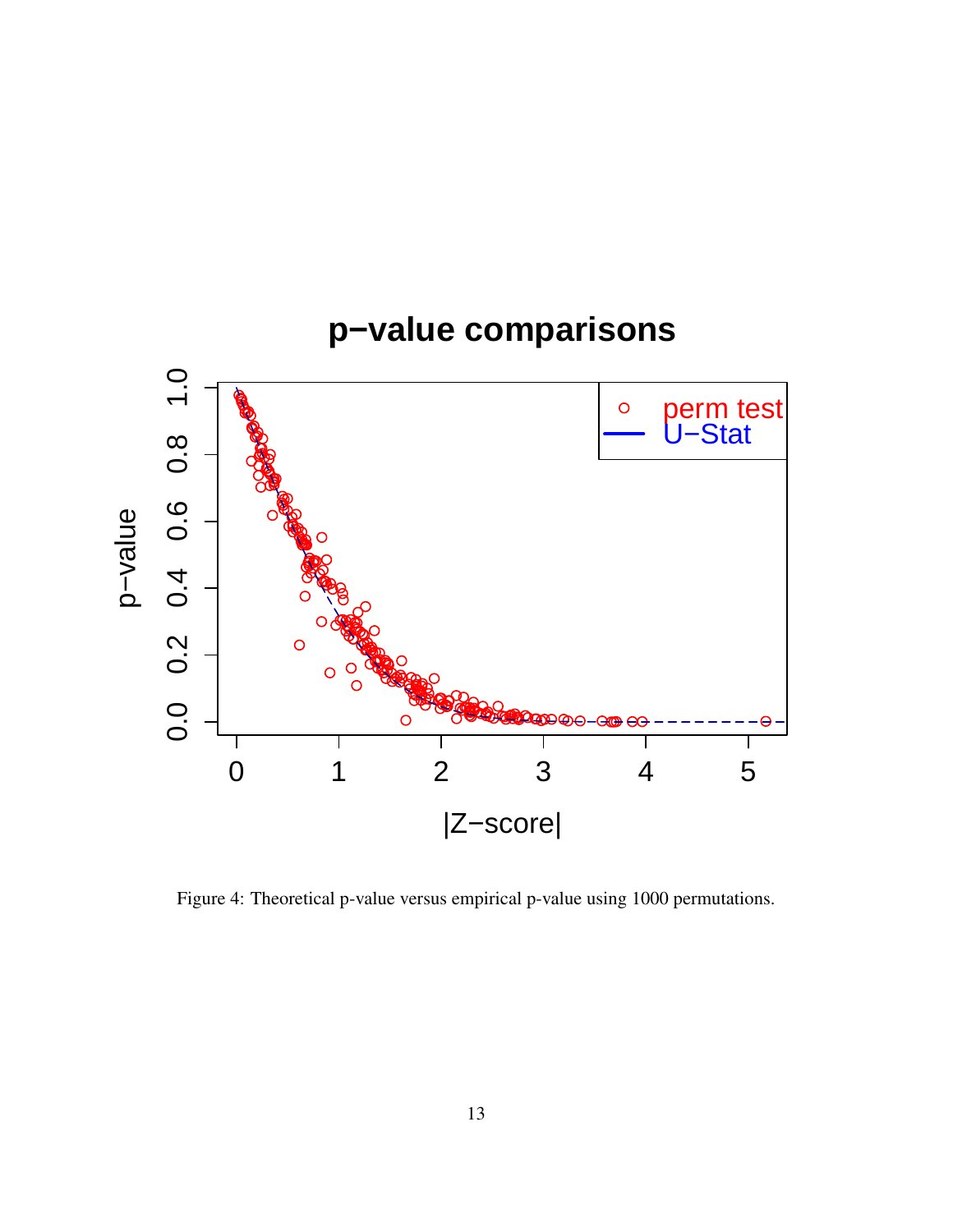Figure 4: Theoretical p-value versus empirical p-value using 1000 permutations.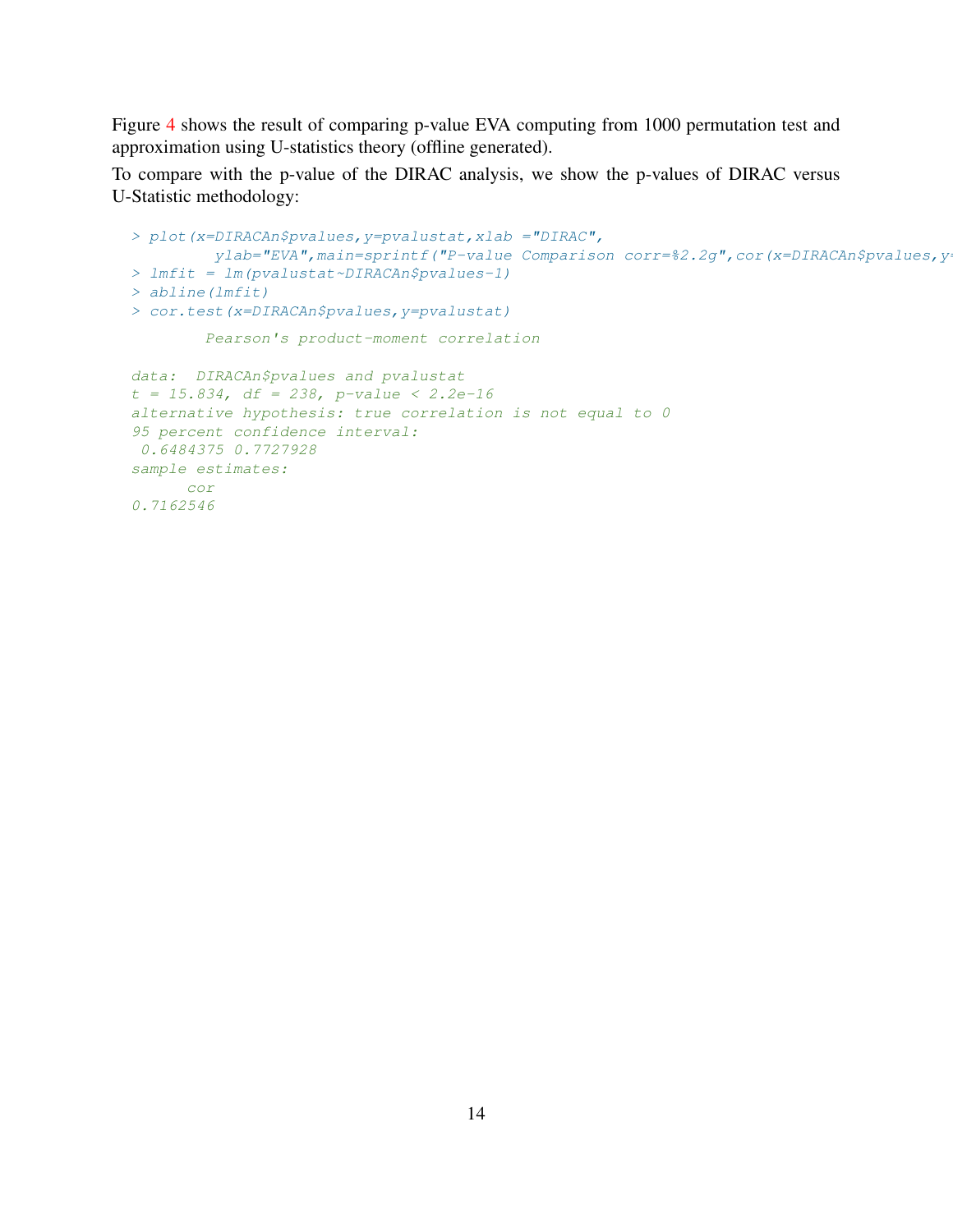Figure 4 shows the result of comparing p-value EVA computing from 1000 permutation test and approximation using U-statistics theory (offline generated).

To compare with the p-value of the DIRAC analysis, we show the p-values of DIRAC versus U-Statistic methodology:

```
> plot(x=DIRACAn$pvalues,y=pvalustat,xlab ="DIRAC",
         ylab="EVA",main=sprintf("P-value Comparison corr=%2.2g",cor(x=DIRACAn$pvalues,y=
> lmfit = lm(pvalustat~DIRACAn$pvalues-1)
> abline(lmfit)
> cor.test(x=DIRACAn$pvalues,y=pvalustat)

        Pearson's product-moment correlation

data:  DIRACAn$pvalues and pvalustat
t = 15.834, df = 238, p-value < 2.2e-16
alternative hypothesis: true correlation is not equal to 0
95 percent confidence interval:
 0.6484375 0.7727928
sample estimates:
      cor
0.7162546
```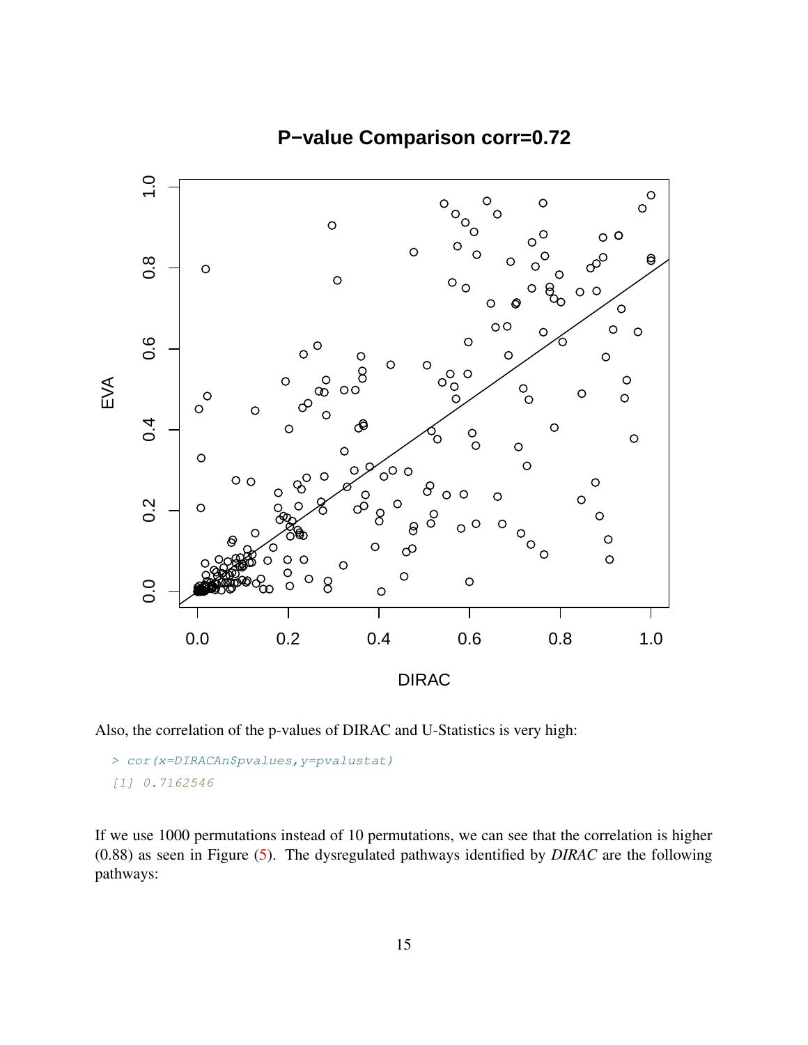Also, the correlation of the p-values of DIRAC and U-Statistics is very high:

```
> cor(x=DIRACAn$pvalues,y=pvalustat)
[1] 0.7162546
```

If we use 1000 permutations instead of 10 permutations, we can see that the correlation is higher (0.88) as seen in Figure (5). The dysregulated pathways identified by *DIRAC* are the following pathways: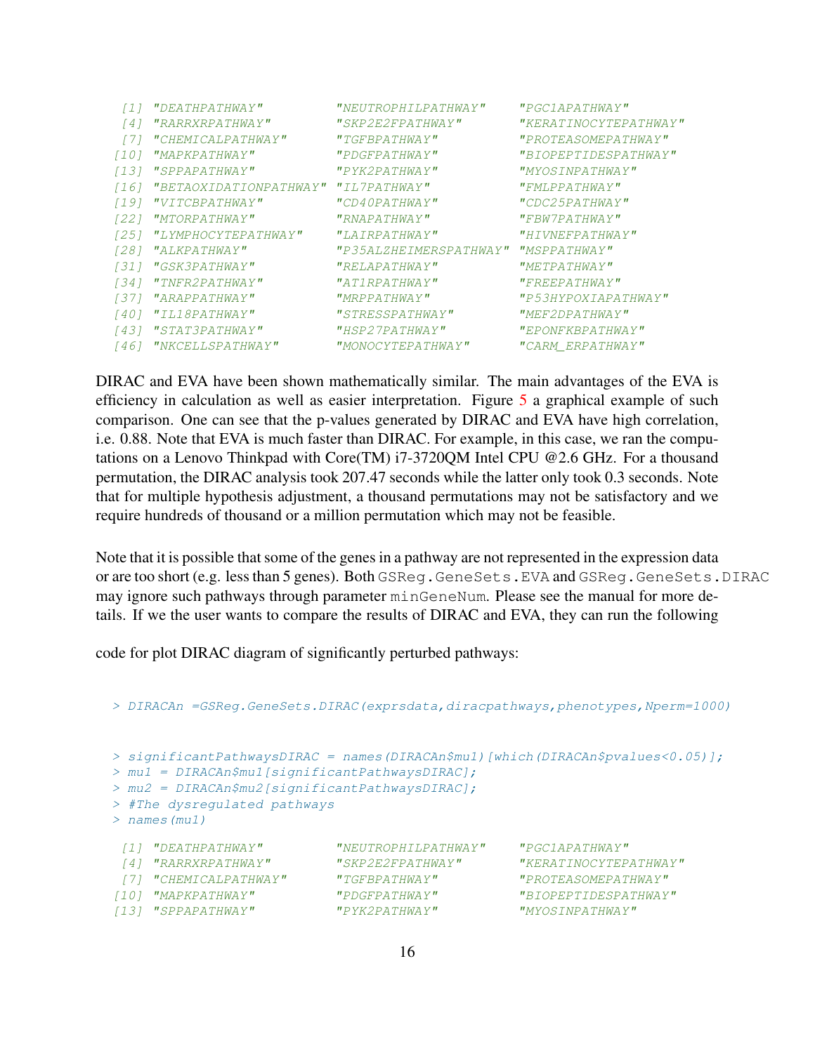```
 [1] "DEATHPATHWAY"         "NEUTROPHILPATHWAY"    "PGC1APATHWAY"
 [4] "RARRXRPATHWAY"        "SKP2E2FPATHWAY"       "KERATINOCYTEPATHWAY"
 [7] "CHEMICALPATHWAY"      "TGFBPATHWAY"          "PROTEASOMEPATHWAY"
[10] "MAPKPATHWAY"          "PDGFPATHWAY"          "BIOPEPTIDESPATHWAY"
[13] "SPPAPATHWAY"          "PYK2PATHWAY"          "MYOSINPATHWAY"
[16] "BETAOXIDATIONPATHWAY" "IL7PATHWAY"           "FMLPPATHWAY"
[19] "VITCBPATHWAY"         "CD40PATHWAY"          "CDC25PATHWAY"
[22] "MTORPATHWAY"          "RNAPATHWAY"           "FBW7PATHWAY"
[25] "LYMPHOCYTEPATHWAY"    "LAIRPATHWAY"          "HIVNEFPATHWAY"
[28] "ALKPATHWAY"           "P35ALZHEIMERSPATHWAY" "MSPPATHWAY"
[31] "GSK3PATHWAY"          "RELAPATHWAY"          "METPATHWAY"
[34] "TNFR2PATHWAY"         "AT1RPATHWAY"          "FREEPATHWAY"
[37] "ARAPPATHWAY"          "MRPPATHWAY"           "P53HYPOXIAPATHWAY"
[40] "IL18PATHWAY"          "STRESSPATHWAY"        "MEF2DPATHWAY"
[43] "STAT3PATHWAY"         "HSP27PATHWAY"         "EPONFKBPATHWAY"
[46] "NKCELLSPATHWAY"       "MONOCYTEPATHWAY"      "CARM_ERPATHWAY"
```

DIRAC and EVA have been shown mathematically similar. The main advantages of the EVA is efficiency in calculation as well as easier interpretation. Figure 5 a graphical example of such comparison. One can see that the p-values generated by DIRAC and EVA have high correlation, i.e. 0.88. Note that EVA is much faster than DIRAC. For example, in this case, we ran the computations on a Lenovo Thinkpad with Core(TM) i7-3720QM Intel CPU @2.6 GHz. For a thousand permutation, the DIRAC analysis took 207.47 seconds while the latter only took 0.3 seconds. Note that for multiple hypothesis adjustment, a thousand permutations may not be satisfactory and we require hundreds of thousand or a million permutation which may not be feasible.

Note that it is possible that some of the genes in a pathway are not represented in the expression data or are too short (e.g. less than 5 genes). Both `GSReg.GeneSets.EVA` and `GSReg.GeneSets.DIRAC` may ignore such pathways through parameter `minGeneNum`. Please see the manual for more details. If we the user wants to compare the results of DIRAC and EVA, they can run the following

code for plot DIRAC diagram of significantly perturbed pathways:

```
> DIRACAn =GSReg.GeneSets.DIRAC(exprsdata,diracpathways,phenotypes,Nperm=1000)
```

```
> significantPathwaysDIRAC = names(DIRACAn$mu1)[which(DIRACAn$pvalues<0.05)];
> mu1 = DIRACAn$mu1[significantPathwaysDIRAC];
> mu2 = DIRACAn$mu2[significantPathwaysDIRAC];
> #The dysregulated pathways
> names(mu1)
```

```
 [1] "DEATHPATHWAY"         "NEUTROPHILPATHWAY"    "PGC1APATHWAY"
 [4] "RARRXRPATHWAY"        "SKP2E2FPATHWAY"       "KERATINOCYTEPATHWAY"
 [7] "CHEMICALPATHWAY"      "TGFBPATHWAY"          "PROTEASOMEPATHWAY"
[10] "MAPKPATHWAY"          "PDGFPATHWAY"          "BIOPEPTIDESPATHWAY"
[13] "SPPAPATHWAY"          "PYK2PATHWAY"          "MYOSINPATHWAY"
```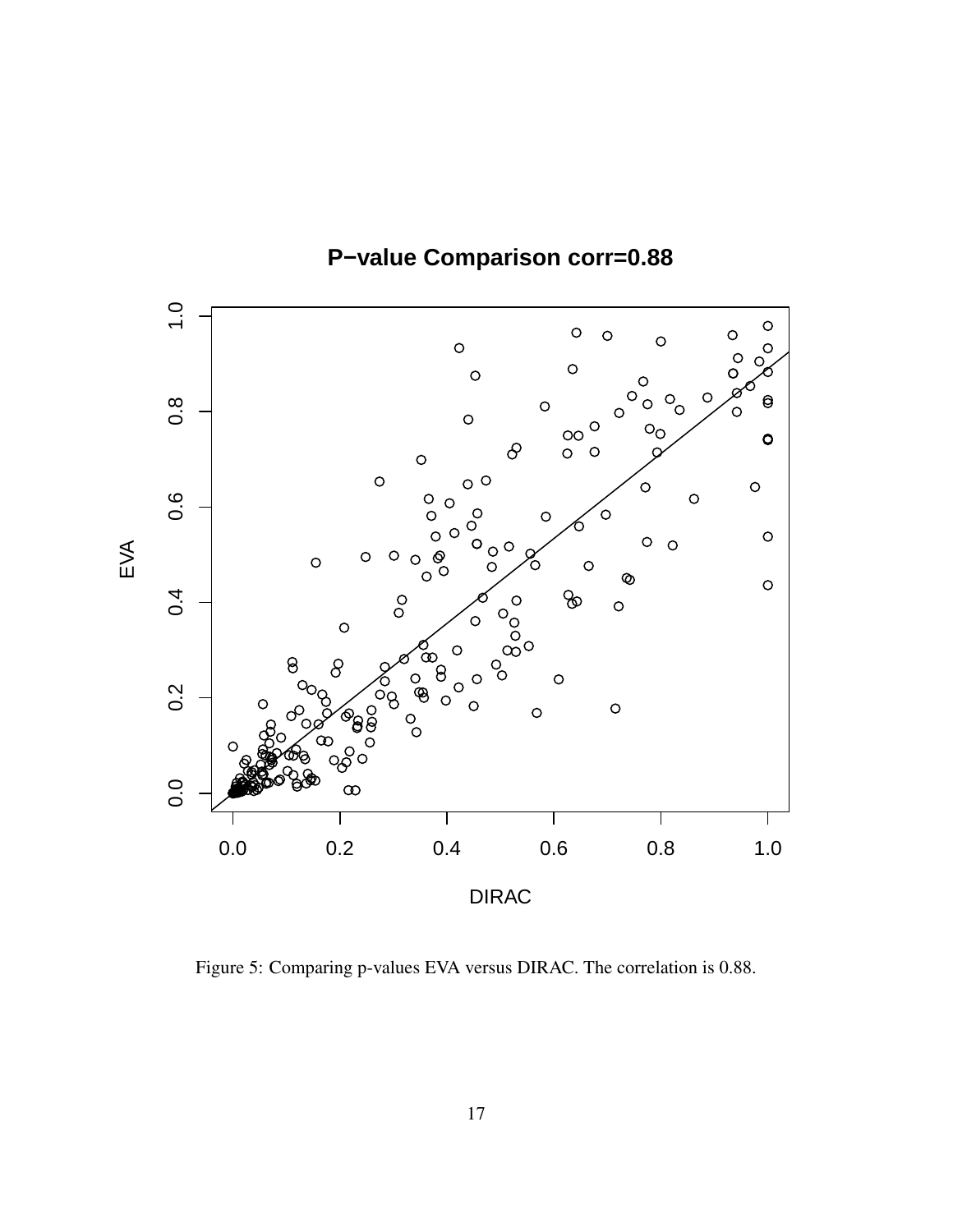Figure 5: Comparing p-values EVA versus DIRAC. The correlation is 0.88.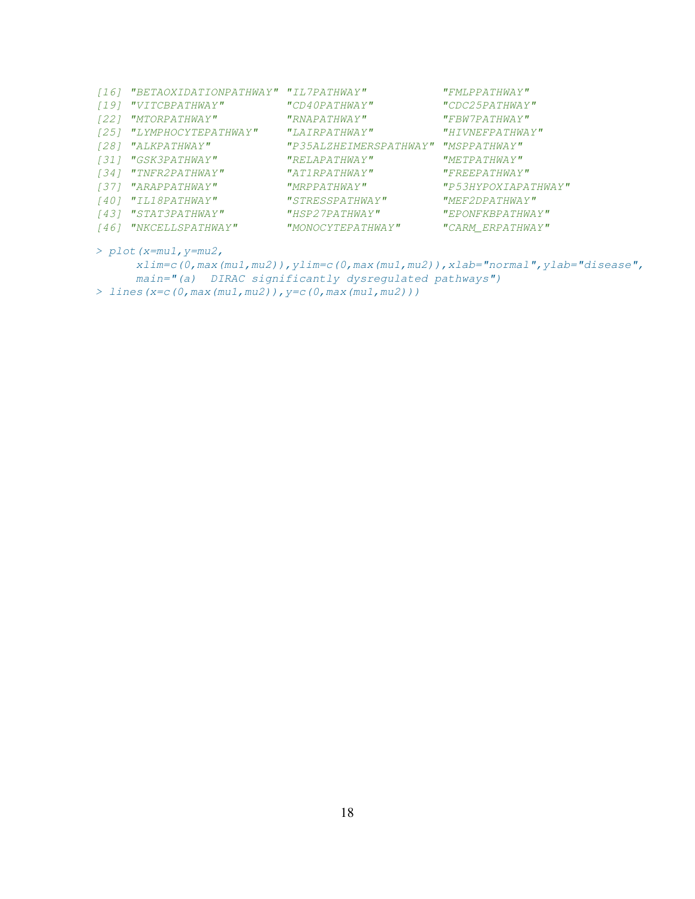```
[16] "BETAOXIDATIONPATHWAY" "IL7PATHWAY"           "FMLPPATHWAY"
[19] "VITCBPATHWAY"         "CD40PATHWAY"          "CDC25PATHWAY"
[22] "MTORPATHWAY"          "RNAPATHWAY"           "FBW7PATHWAY"
[25] "LYMPHOCYTEPATHWAY"    "LAIRPATHWAY"          "HIVNEFPATHWAY"
[28] "ALKPATHWAY"           "P35ALZHEIMERSPATHWAY" "MSPPATHWAY"
[31] "GSK3PATHWAY"          "RELAPATHWAY"          "METPATHWAY"
[34] "TNFR2PATHWAY"         "AT1RPATHWAY"          "FREEPATHWAY"
[37] "ARAPPATHWAY"          "MRPPATHWAY"           "P53HYPOXIAPATHWAY"
[40] "IL18PATHWAY"          "STRESSPATHWAY"        "MEF2DPATHWAY"
[43] "STAT3PATHWAY"         "HSP27PATHWAY"         "EPONFKBPATHWAY"
[46] "NKCELLSPATHWAY"       "MONOCYTEPATHWAY"      "CARM_ERPATHWAY"
```

```
> plot(x=mu1,y=mu2,
      xlim=c(0,max(mu1,mu2)),ylim=c(0,max(mu1,mu2)),xlab="normal",ylab="disease",
      main="(a)  DIRAC significantly dysregulated pathways")
> lines(x=c(0,max(mu1,mu2)),y=c(0,max(mu1,mu2)))
```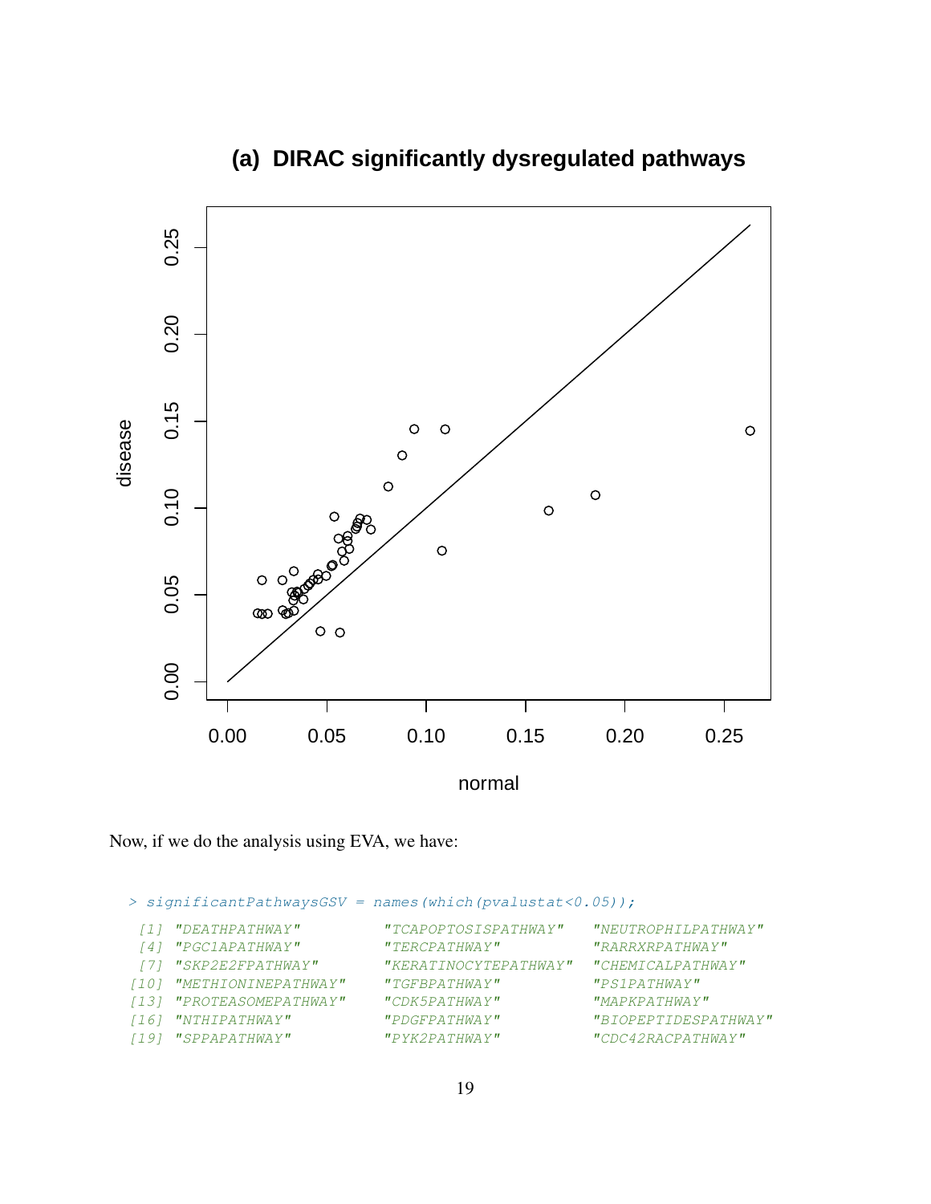**(a) DIRAC significantly dysregulated pathways**

Now, if we do the analysis using EVA, we have:

```
> significantPathwaysGSV = names(which(pvalustat<0.05));
 [1] "DEATHPATHWAY"        "TCAPOPTOSISPATHWAY"    "NEUTROPHILPATHWAY"
 [4] "PGC1APATHWAY"        "TERCPATHWAY"           "RARRXRPATHWAY"
 [7] "SKP2E2FPATHWAY"      "KERATINOCYTEPATHWAY"   "CHEMICALPATHWAY"
[10] "METHIONINEPATHWAY"   "TGFBPATHWAY"           "PS1PATHWAY"
[13] "PROTEASOMEPATHWAY"   "CDK5PATHWAY"           "MAPKPATHWAY"
[16] "NTHIPATHWAY"         "PDGFPATHWAY"           "BIOPEPTIDESPATHWAY"
[19] "SPPAPATHWAY"         "PYK2PATHWAY"           "CDC42RACPATHWAY"
```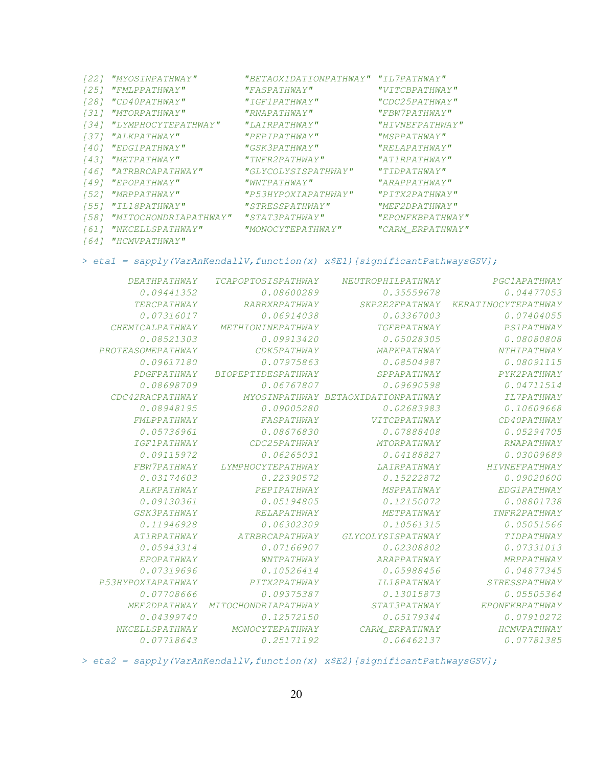```
[22] "MYOSINPATHWAY"        "BETAOXIDATIONPATHWAY" "IL7PATHWAY"
[25] "FMLPPATHWAY"          "FASPATHWAY"           "VITCBPATHWAY"
[28] "CD40PATHWAY"          "IGF1PATHWAY"          "CDC25PATHWAY"
[31] "MTORPATHWAY"          "RNAPATHWAY"           "FBW7PATHWAY"
[34] "LYMPHOCYTEPATHWAY"    "LAIRPATHWAY"          "HIVNEFPATHWAY"
[37] "ALKPATHWAY"           "PEPIPATHWAY"          "MSPPATHWAY"
[40] "EDG1PATHWAY"          "GSK3PATHWAY"          "RELAPATHWAY"
[43] "METPATHWAY"           "TNFR2PATHWAY"         "AT1RPATHWAY"
[46] "ATRBRCAPATHWAY"       "GLYCOLYSISPATHWAY"    "TIDPATHWAY"
[49] "EPOPATHWAY"           "WNTPATHWAY"           "ARAPPATHWAY"
[52] "MRPPATHWAY"           "P53HYPOXIAPATHWAY"    "PITX2PATHWAY"
[55] "IL18PATHWAY"          "STRESSPATHWAY"        "MEF2DPATHWAY"
[58] "MITOCHONDRIAPATHWAY"  "STAT3PATHWAY"         "EPONFKBPATHWAY"
[61] "NKCELLSPATHWAY"       "MONOCYTEPATHWAY"      "CARM_ERPATHWAY"
[64] "HCMVPATHWAY"

> eta1 = sapply(VarAnKendallV,function(x) x$E1)[significantPathwaysGSV];

        DEATHPATHWAY   TCAPOPTOSISPATHWAY    NEUTROPHILPATHWAY         PGC1APATHWAY
          0.09441352           0.08600289           0.35559678           0.04477053
         TERCPATHWAY        RARRXRPATHWAY       SKP2E2FPATHWAY  KERATINOCYTEPATHWAY
          0.07316017           0.06914038           0.03367003           0.07404055
     CHEMICALPATHWAY    METHIONINEPATHWAY          TGFBPATHWAY           PS1PATHWAY
          0.08521303           0.09913420           0.05028305           0.08080808
   PROTEASOMEPATHWAY          CDK5PATHWAY          MAPKPATHWAY          NTHIPATHWAY
          0.09617180           0.07975863           0.08504987           0.08091115
         PDGFPATHWAY   BIOPEPTIDESPATHWAY           SPPAPATHWAY          PYK2PATHWAY
          0.08698709           0.06767807           0.09690598           0.04711514
     CDC42RACPATHWAY        MYOSINPATHWAY BETAOXIDATIONPATHWAY           IL7PATHWAY
          0.08948195           0.09005280           0.02683983           0.10609668
         FMLPPATHWAY           FASPATHWAY         VITCBPATHWAY          CD40PATHWAY
          0.05736961           0.08676830           0.07888408           0.05294705
         IGF1PATHWAY         CDC25PATHWAY          MTORPATHWAY           RNAPATHWAY
          0.09115972           0.06265031           0.04188827           0.03009689
         FBW7PATHWAY    LYMPHOCYTEPATHWAY          LAIRPATHWAY        HIVNEFPATHWAY
          0.03174603           0.22390572           0.15222872           0.09020600
          ALKPATHWAY          PEPIPATHWAY           MSPPATHWAY          EDG1PATHWAY
          0.09130361           0.05194805           0.12150072           0.08801738
         GSK3PATHWAY          RELAPATHWAY           METPATHWAY         TNFR2PATHWAY
          0.11946928           0.06302309           0.10561315           0.05051566
         AT1RPATHWAY       ATRBRCAPATHWAY    GLYCOLYSISPATHWAY           TIDPATHWAY
          0.05943314           0.07166907           0.02308802           0.07331013
          EPOPATHWAY           WNTPATHWAY          ARAPPATHWAY           MRPPATHWAY
          0.07319696           0.10526414           0.05988456           0.04877345
   P53HYPOXIAPATHWAY         PITX2PATHWAY          IL18PATHWAY        STRESSPATHWAY
          0.07708666           0.09375387           0.13015873           0.05505364
        MEF2DPATHWAY  MITOCHONDRIAPATHWAY         STAT3PATHWAY       EPONFKBPATHWAY
          0.04399740           0.12572150           0.05179344           0.07910272
      NKCELLSPATHWAY      MONOCYTEPATHWAY       CARM_ERPATHWAY          HCMVPATHWAY
          0.07718643           0.25171192           0.06462137           0.07781385

> eta2 = sapply(VarAnKendallV,function(x) x$E2)[significantPathwaysGSV];
```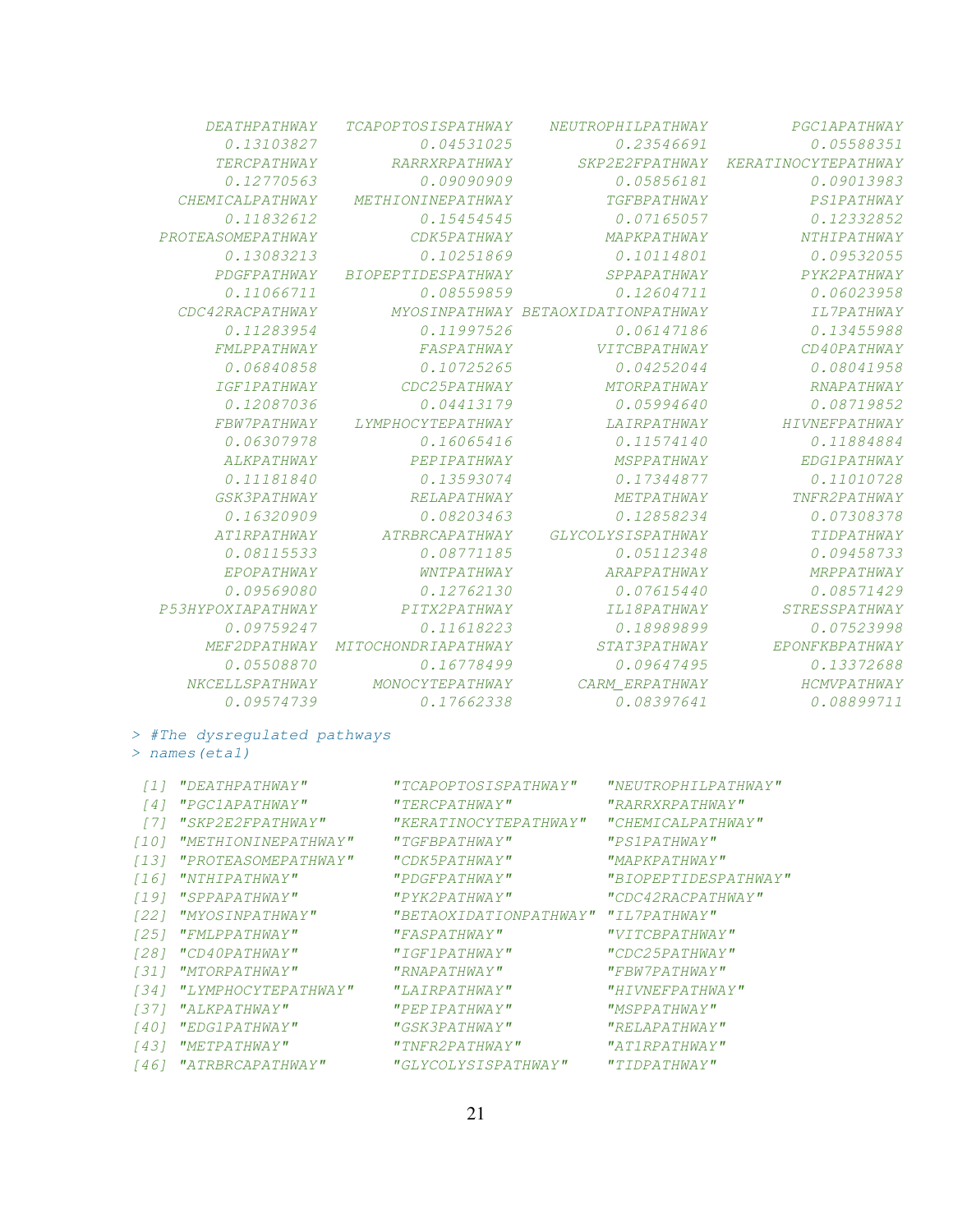```
       DEATHPATHWAY   TCAPOPTOSISPATHWAY    NEUTROPHILPATHWAY         PGC1APATHWAY 
         0.13103827           0.04531025           0.23546691           0.05588351 
        TERCPATHWAY        RARRXRPATHWAY       SKP2E2FPATHWAY  KERATINOCYTEPATHWAY 
         0.12770563           0.09090909           0.05856181           0.09013983 
    CHEMICALPATHWAY    METHIONINEPATHWAY          TGFBPATHWAY           PS1PATHWAY 
         0.11832612           0.15454545           0.07165057           0.12332852 
  PROTEASOMEPATHWAY          CDK5PATHWAY          MAPKPATHWAY          NTHIPATHWAY 
         0.13083213           0.10251869           0.10114801           0.09532055 
        PDGFPATHWAY   BIOPEPTIDESPATHWAY          SPPAPATHWAY          PYK2PATHWAY 
         0.11066711           0.08559859           0.12604711           0.06023958 
    CDC42RACPATHWAY        MYOSINPATHWAY BETAOXIDATIONPATHWAY           IL7PATHWAY 
         0.11283954           0.11997526           0.06147186           0.13455988 
        FMLPPATHWAY           FASPATHWAY          VITCBPATHWAY          CD40PATHWAY 
         0.06840858           0.10725265           0.04252044           0.08041958 
        IGF1PATHWAY         CDC25PATHWAY          MTORPATHWAY           RNAPATHWAY 
         0.12087036           0.04413179           0.05994640           0.08719852 
        FBW7PATHWAY    LYMPHOCYTEPATHWAY          LAIRPATHWAY        HIVNEFPATHWAY 
         0.06307978           0.16065416           0.11574140           0.11884884 
         ALKPATHWAY          PEPIPATHWAY           MSPPATHWAY          EDG1PATHWAY 
         0.11181840           0.13593074           0.17344877           0.11010728 
        GSK3PATHWAY          RELAPATHWAY           METPATHWAY         TNFR2PATHWAY 
         0.16320909           0.08203463           0.12858234           0.07308378 
        AT1RPATHWAY       ATRBRCAPATHWAY     GLYCOLYSISPATHWAY           TIDPATHWAY 
         0.08115533           0.08771185           0.05112348           0.09458733 
         EPOPATHWAY           WNTPATHWAY           ARAPPATHWAY           MRPPATHWAY 
         0.09569080           0.12762130           0.07615440           0.08571429 
  P53HYPOXIAPATHWAY         PITX2PATHWAY          IL18PATHWAY        STRESSPATHWAY 
         0.09759247           0.11618223           0.18989899           0.07523998 
       MEF2DPATHWAY   MITOCHONDRIAPATHWAY         STAT3PATHWAY       EPONFKBPATHWAY 
         0.05508870           0.16778499           0.09647495           0.13372688 
     NKCELLSPATHWAY      MONOCYTEPATHWAY         CARM_ERPATHWAY         HCMVPATHWAY 
         0.09574739           0.17662338           0.08397641           0.08899711 
```

```
> #The dysregulated pathways
> names(eta1)
```

```
 [1] "DEATHPATHWAY"          "TCAPOPTOSISPATHWAY"    "NEUTROPHILPATHWAY"    
 [4] "PGC1APATHWAY"          "TERCPATHWAY"           "RARRXRPATHWAY"        
 [7] "SKP2E2FPATHWAY"        "KERATINOCYTEPATHWAY"   "CHEMICALPATHWAY"      
[10] "METHIONINEPATHWAY"     "TGFBPATHWAY"           "PS1PATHWAY"           
[13] "PROTEASOMEPATHWAY"     "CDK5PATHWAY"           "MAPKPATHWAY"          
[16] "NTHIPATHWAY"           "PDGFPATHWAY"           "BIOPEPTIDESPATHWAY"   
[19] "SPPAPATHWAY"           "PYK2PATHWAY"           "CDC42RACPATHWAY"      
[22] "MYOSINPATHWAY"         "BETAOXIDATIONPATHWAY"  "IL7PATHWAY"           
[25] "FMLPPATHWAY"           "FASPATHWAY"            "VITCBPATHWAY"         
[28] "CD40PATHWAY"           "IGF1PATHWAY"           "CDC25PATHWAY"         
[31] "MTORPATHWAY"           "RNAPATHWAY"            "FBW7PATHWAY"          
[34] "LYMPHOCYTEPATHWAY"     "LAIRPATHWAY"           "HIVNEFPATHWAY"        
[37] "ALKPATHWAY"            "PEPIPATHWAY"           "MSPPATHWAY"           
[40] "EDG1PATHWAY"           "GSK3PATHWAY"           "RELAPATHWAY"          
[43] "METPATHWAY"            "TNFR2PATHWAY"          "AT1RPATHWAY"          
[46] "ATRBRCAPATHWAY"        "GLYCOLYSISPATHWAY"     "TIDPATHWAY"           
```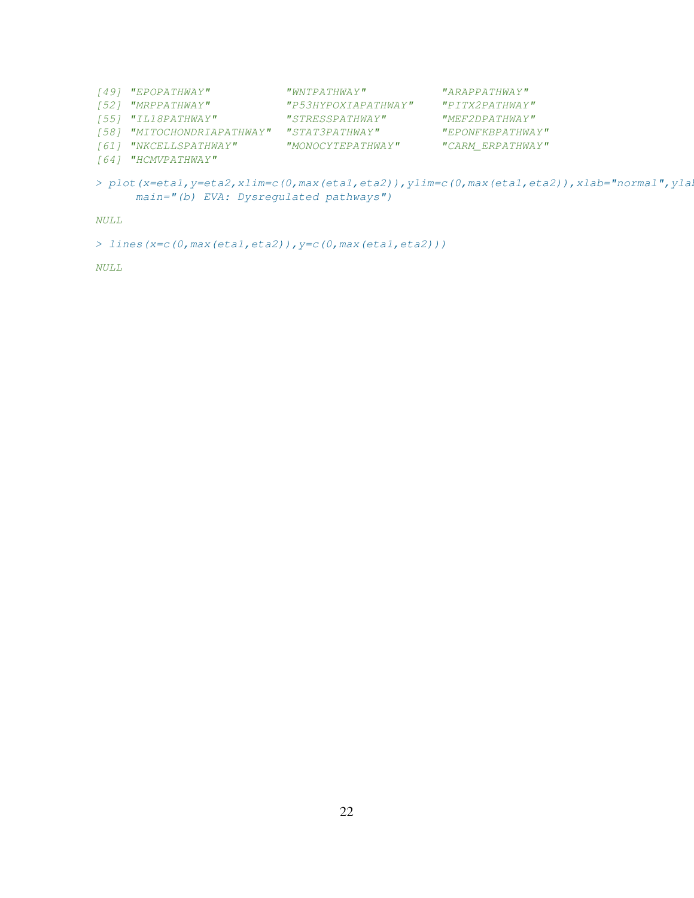```
[49] "EPOPATHWAY"           "WNTPATHWAY"           "ARAPPATHWAY"
[52] "MRPPATHWAY"           "P53HYPOXIAPATHWAY"    "PITX2PATHWAY"
[55] "IL18PATHWAY"          "STRESSPATHWAY"        "MEF2DPATHWAY"
[58] "MITOCHONDRIAPATHWAY"  "STAT3PATHWAY"         "EPONFKBPATHWAY"
[61] "NKCELLSPATHWAY"       "MONOCYTEPATHWAY"      "CARM_ERPATHWAY"
[64] "HCMVPATHWAY"
```

```
> plot(x=eta1,y=eta2,xlim=c(0,max(eta1,eta2)),ylim=c(0,max(eta1,eta2)),xlab="normal",ylab
      main="(b) EVA: Dysregulated pathways")
```

```
NULL
```

```
> lines(x=c(0,max(eta1,eta2)),y=c(0,max(eta1,eta2)))
```

```
NULL
```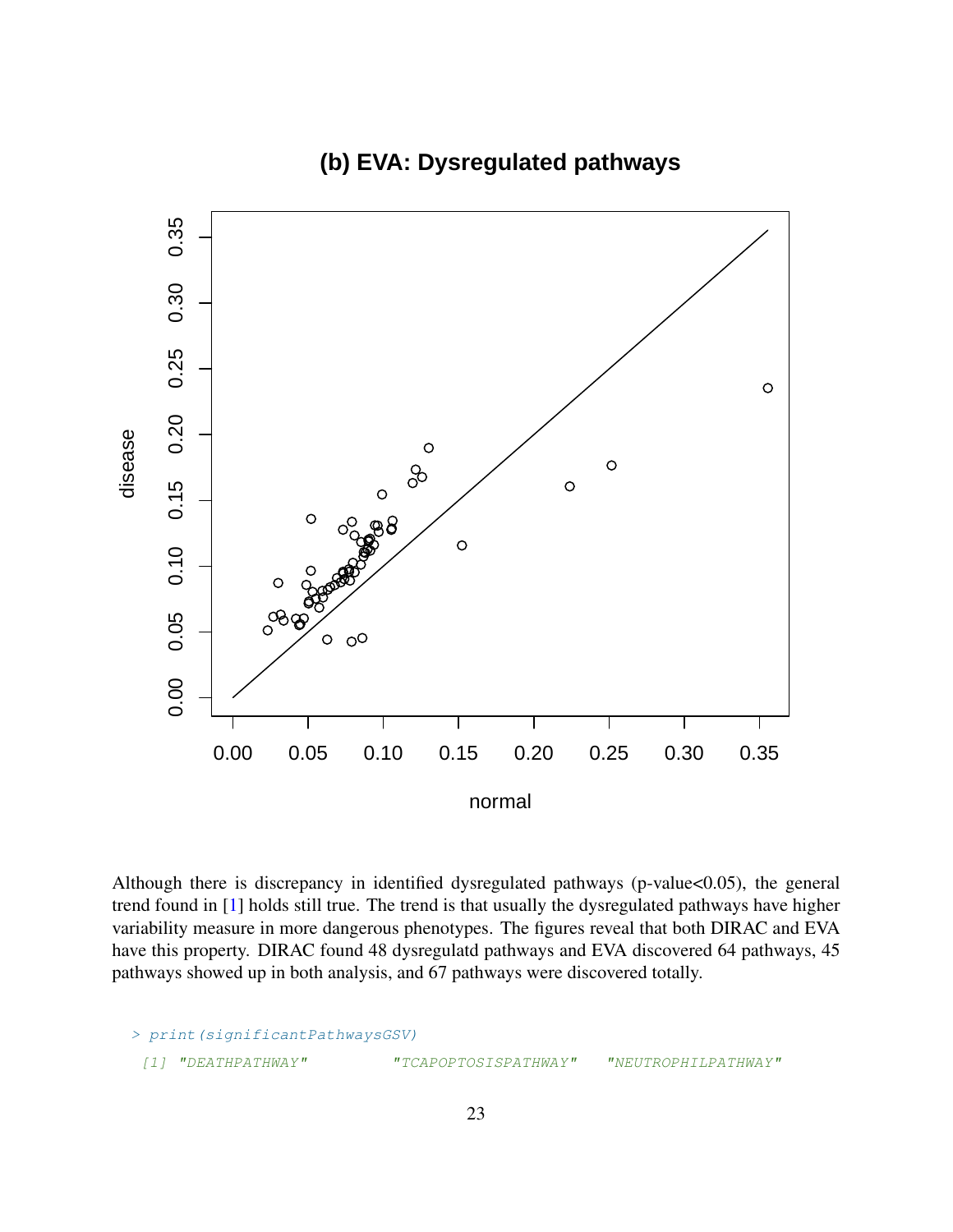**(b) EVA: Dysregulated pathways**

Although there is discrepancy in identified dysregulated pathways (p-value<0.05), the general trend found in [1] holds still true. The trend is that usually the dysregulated pathways have higher variability measure in more dangerous phenotypes. The figures reveal that both DIRAC and EVA have this property. DIRAC found 48 dysregulatd pathways and EVA discovered 64 pathways, 45 pathways showed up in both analysis, and 67 pathways were discovered totally.

```
> print(significantPathwaysGSV)
 [1] "DEATHPATHWAY"          "TCAPOPTOSISPATHWAY"    "NEUTROPHILPATHWAY"
```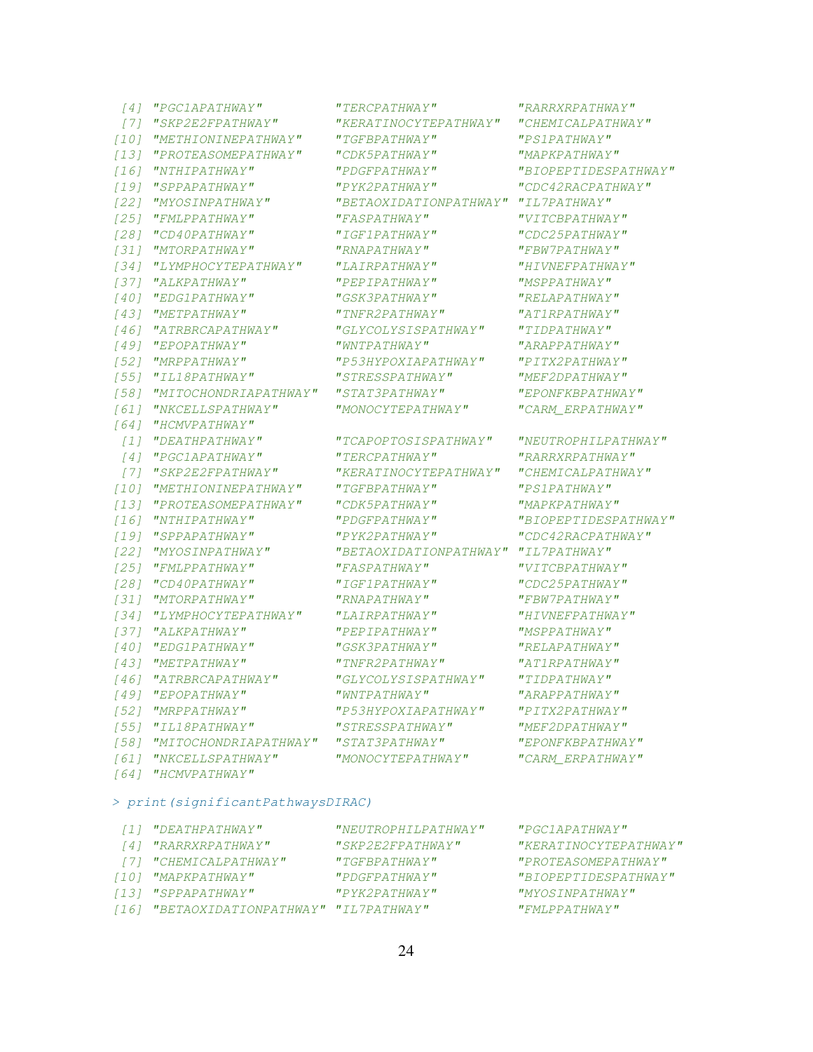```
 [4] "PGC1APATHWAY"         "TERCPATHWAY"          "RARRXRPATHWAY"
 [7] "SKP2E2FPATHWAY"       "KERATINOCYTEPATHWAY"  "CHEMICALPATHWAY"
[10] "METHIONINEPATHWAY"    "TGFBPATHWAY"          "PS1PATHWAY"
[13] "PROTEASOMEPATHWAY"    "CDK5PATHWAY"          "MAPKPATHWAY"
[16] "NTHIPATHWAY"          "PDGFPATHWAY"          "BIOPEPTIDESPATHWAY"
[19] "SPPAPATHWAY"          "PYK2PATHWAY"          "CDC42RACPATHWAY"
[22] "MYOSINPATHWAY"        "BETAOXIDATIONPATHWAY" "IL7PATHWAY"
[25] "FMLPPATHWAY"          "FASPATHWAY"           "VITCBPATHWAY"
[28] "CD40PATHWAY"          "IGF1PATHWAY"          "CDC25PATHWAY"
[31] "MTORPATHWAY"          "RNAPATHWAY"           "FBW7PATHWAY"
[34] "LYMPHOCYTEPATHWAY"    "LAIRPATHWAY"          "HIVNEFPATHWAY"
[37] "ALKPATHWAY"           "PEPIPATHWAY"          "MSPPATHWAY"
[40] "EDG1PATHWAY"          "GSK3PATHWAY"          "RELAPATHWAY"
[43] "METPATHWAY"           "TNFR2PATHWAY"         "AT1RPATHWAY"
[46] "ATRBRCAPATHWAY"       "GLYCOLYSISPATHWAY"    "TIDPATHWAY"
[49] "EPOPATHWAY"           "WNTPATHWAY"           "ARAPPATHWAY"
[52] "MRPPATHWAY"           "P53HYPOXIAPATHWAY"    "PITX2PATHWAY"
[55] "IL18PATHWAY"          "STRESSPATHWAY"        "MEF2DPATHWAY"
[58] "MITOCHONDRIAPATHWAY"  "STAT3PATHWAY"         "EPONFKBPATHWAY"
[61] "NKCELLSPATHWAY"       "MONOCYTEPATHWAY"      "CARM_ERPATHWAY"
[64] "HCMVPATHWAY"
 [1] "DEATHPATHWAY"         "TCAPOPTOSISPATHWAY"   "NEUTROPHILPATHWAY"
 [4] "PGC1APATHWAY"         "TERCPATHWAY"          "RARRXRPATHWAY"
 [7] "SKP2E2FPATHWAY"       "KERATINOCYTEPATHWAY"  "CHEMICALPATHWAY"
[10] "METHIONINEPATHWAY"    "TGFBPATHWAY"          "PS1PATHWAY"
[13] "PROTEASOMEPATHWAY"    "CDK5PATHWAY"          "MAPKPATHWAY"
[16] "NTHIPATHWAY"          "PDGFPATHWAY"          "BIOPEPTIDESPATHWAY"
[19] "SPPAPATHWAY"          "PYK2PATHWAY"          "CDC42RACPATHWAY"
[22] "MYOSINPATHWAY"        "BETAOXIDATIONPATHWAY" "IL7PATHWAY"
[25] "FMLPPATHWAY"          "FASPATHWAY"           "VITCBPATHWAY"
[28] "CD40PATHWAY"          "IGF1PATHWAY"          "CDC25PATHWAY"
[31] "MTORPATHWAY"          "RNAPATHWAY"           "FBW7PATHWAY"
[34] "LYMPHOCYTEPATHWAY"    "LAIRPATHWAY"          "HIVNEFPATHWAY"
[37] "ALKPATHWAY"           "PEPIPATHWAY"          "MSPPATHWAY"
[40] "EDG1PATHWAY"          "GSK3PATHWAY"          "RELAPATHWAY"
[43] "METPATHWAY"           "TNFR2PATHWAY"         "AT1RPATHWAY"
[46] "ATRBRCAPATHWAY"       "GLYCOLYSISPATHWAY"    "TIDPATHWAY"
[49] "EPOPATHWAY"           "WNTPATHWAY"           "ARAPPATHWAY"
[52] "MRPPATHWAY"           "P53HYPOXIAPATHWAY"    "PITX2PATHWAY"
[55] "IL18PATHWAY"          "STRESSPATHWAY"        "MEF2DPATHWAY"
[58] "MITOCHONDRIAPATHWAY"  "STAT3PATHWAY"         "EPONFKBPATHWAY"
[61] "NKCELLSPATHWAY"       "MONOCYTEPATHWAY"      "CARM_ERPATHWAY"
[64] "HCMVPATHWAY"
```

```
> print(significantPathwaysDIRAC)
```

```
 [1] "DEATHPATHWAY"         "NEUTROPHILPATHWAY"    "PGC1APATHWAY"
 [4] "RARRXRPATHWAY"        "SKP2E2FPATHWAY"       "KERATINOCYTEPATHWAY"
 [7] "CHEMICALPATHWAY"      "TGFBPATHWAY"          "PROTEASOMEPATHWAY"
[10] "MAPKPATHWAY"          "PDGFPATHWAY"          "BIOPEPTIDESPATHWAY"
[13] "SPPAPATHWAY"          "PYK2PATHWAY"          "MYOSINPATHWAY"
[16] "BETAOXIDATIONPATHWAY" "IL7PATHWAY"           "FMLPPATHWAY"
```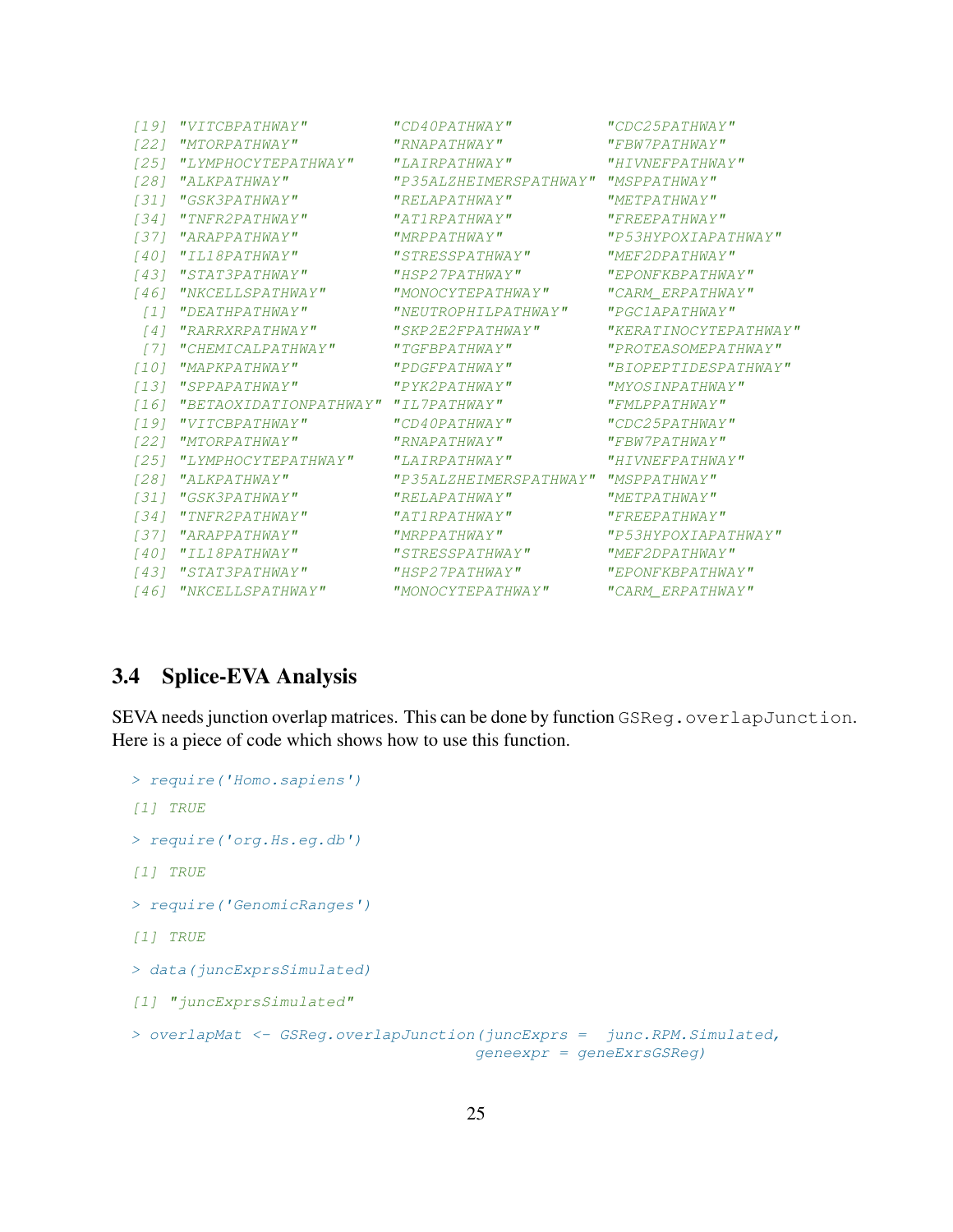```
[19] "VITCBPATHWAY"         "CD40PATHWAY"          "CDC25PATHWAY"
[22] "MTORPATHWAY"          "RNAPATHWAY"           "FBW7PATHWAY"
[25] "LYMPHOCYTEPATHWAY"    "LAIRPATHWAY"          "HIVNEFPATHWAY"
[28] "ALKPATHWAY"           "P35ALZHEIMERSPATHWAY" "MSPPATHWAY"
[31] "GSK3PATHWAY"          "RELAPATHWAY"          "METPATHWAY"
[34] "TNFR2PATHWAY"         "AT1RPATHWAY"          "FREEPATHWAY"
[37] "ARAPPATHWAY"          "MRPPATHWAY"           "P53HYPOXIAPATHWAY"
[40] "IL18PATHWAY"          "STRESSPATHWAY"        "MEF2DPATHWAY"
[43] "STAT3PATHWAY"         "HSP27PATHWAY"         "EPONFKBPATHWAY"
[46] "NKCELLSPATHWAY"       "MONOCYTEPATHWAY"      "CARM_ERPATHWAY"
 [1] "DEATHPATHWAY"         "NEUTROPHILPATHWAY"    "PGC1APATHWAY"
 [4] "RARRXRPATHWAY"        "SKP2E2FPATHWAY"       "KERATINOCYTEPATHWAY"
 [7] "CHEMICALPATHWAY"      "TGFBPATHWAY"          "PROTEASOMEPATHWAY"
[10] "MAPKPATHWAY"          "PDGFPATHWAY"          "BIOPEPTIDESPATHWAY"
[13] "SPPAPATHWAY"          "PYK2PATHWAY"          "MYOSINPATHWAY"
[16] "BETAOXIDATIONPATHWAY" "IL7PATHWAY"           "FMLPPATHWAY"
[19] "VITCBPATHWAY"         "CD40PATHWAY"          "CDC25PATHWAY"
[22] "MTORPATHWAY"          "RNAPATHWAY"           "FBW7PATHWAY"
[25] "LYMPHOCYTEPATHWAY"    "LAIRPATHWAY"          "HIVNEFPATHWAY"
[28] "ALKPATHWAY"           "P35ALZHEIMERSPATHWAY" "MSPPATHWAY"
[31] "GSK3PATHWAY"          "RELAPATHWAY"          "METPATHWAY"
[34] "TNFR2PATHWAY"         "AT1RPATHWAY"          "FREEPATHWAY"
[37] "ARAPPATHWAY"          "MRPPATHWAY"           "P53HYPOXIAPATHWAY"
[40] "IL18PATHWAY"          "STRESSPATHWAY"        "MEF2DPATHWAY"
[43] "STAT3PATHWAY"         "HSP27PATHWAY"         "EPONFKBPATHWAY"
[46] "NKCELLSPATHWAY"       "MONOCYTEPATHWAY"      "CARM_ERPATHWAY"
```

### 3.4 Splice-EVA Analysis

SEVA needs junction overlap matrices. This can be done by function `GSReg.overlapJunction`. Here is a piece of code which shows how to use this function.

```
> require('Homo.sapiens')
[1] TRUE
> require('org.Hs.eg.db')
[1] TRUE
> require('GenomicRanges')
[1] TRUE
> data(juncExprsSimulated)
[1] "juncExprsSimulated"
> overlapMat <- GSReg.overlapJunction(juncExprs =  junc.RPM.Simulated,
                                      geneexpr = geneExrsGSReg)
```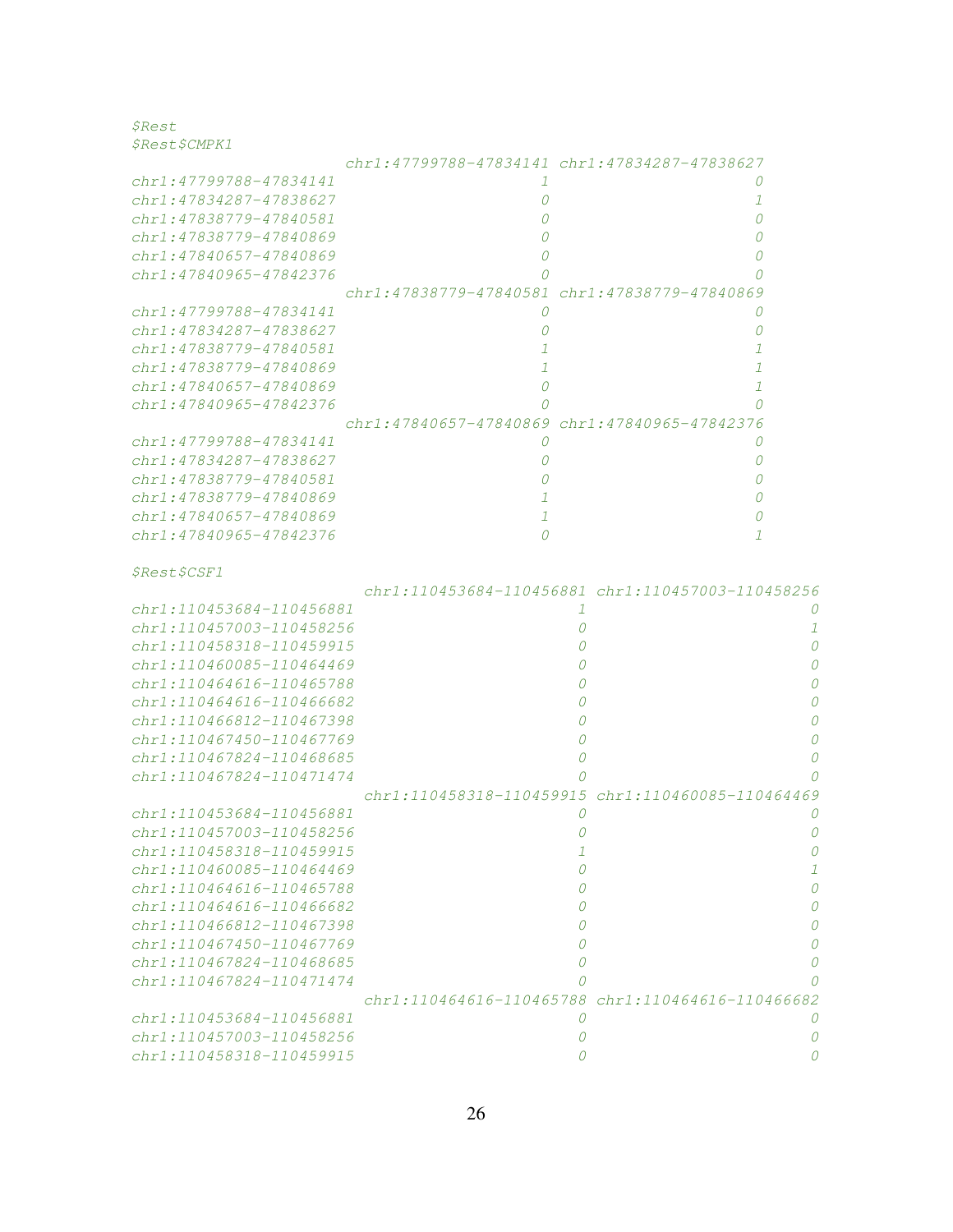```
$Rest
$Rest$CMPK1
                        chr1:47799788-47834141 chr1:47834287-47838627
chr1:47799788-47834141                      1                      0
chr1:47834287-47838627                      0                      1
chr1:47838779-47840581                      0                      0
chr1:47838779-47840869                      0                      0
chr1:47840657-47840869                      0                      0
chr1:47840965-47842376                      0                      0
                        chr1:47838779-47840581 chr1:47838779-47840869
chr1:47799788-47834141                      0                      0
chr1:47834287-47838627                      0                      0
chr1:47838779-47840581                      1                      1
chr1:47838779-47840869                      1                      1
chr1:47840657-47840869                      0                      1
chr1:47840965-47842376                      0                      0
                        chr1:47840657-47840869 chr1:47840965-47842376
chr1:47799788-47834141                      0                      0
chr1:47834287-47838627                      0                      0
chr1:47838779-47840581                      0                      0
chr1:47838779-47840869                      1                      0
chr1:47840657-47840869                      1                      0
chr1:47840965-47842376                      0                      1

$Rest$CSF1
                          chr1:110453684-110456881 chr1:110457003-110458256
chr1:110453684-110456881                        1                        0
chr1:110457003-110458256                        0                        1
chr1:110458318-110459915                        0                        0
chr1:110460085-110464469                        0                        0
chr1:110464616-110465788                        0                        0
chr1:110464616-110466682                        0                        0
chr1:110466812-110467398                        0                        0
chr1:110467450-110467769                        0                        0
chr1:110467824-110468685                        0                        0
chr1:110467824-110471474                        0                        0
                          chr1:110458318-110459915 chr1:110460085-110464469
chr1:110453684-110456881                        0                        0
chr1:110457003-110458256                        0                        0
chr1:110458318-110459915                        1                        0
chr1:110460085-110464469                        0                        1
chr1:110464616-110465788                        0                        0
chr1:110464616-110466682                        0                        0
chr1:110466812-110467398                        0                        0
chr1:110467450-110467769                        0                        0
chr1:110467824-110468685                        0                        0
chr1:110467824-110471474                        0                        0
                          chr1:110464616-110465788 chr1:110464616-110466682
chr1:110453684-110456881                        0                        0
chr1:110457003-110458256                        0                        0
chr1:110458318-110459915                        0                        0
```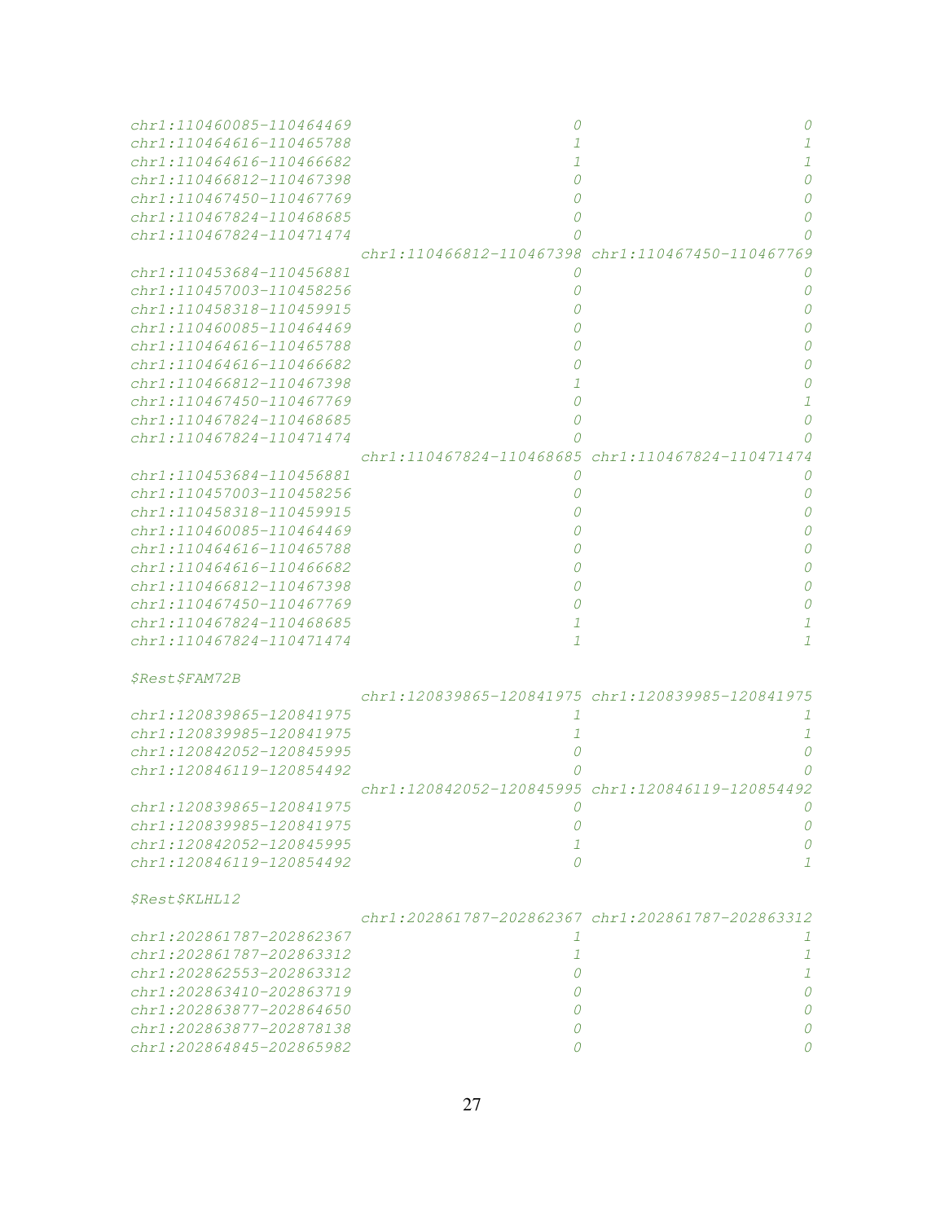```
chr1:110460085-110464469                         0                         0
chr1:110464616-110465788                         1                         1
chr1:110464616-110466682                         1                         1
chr1:110466812-110467398                         0                         0
chr1:110467450-110467769                         0                         0
chr1:110467824-110468685                         0                         0
chr1:110467824-110471474                         0                         0
                         chr1:110466812-110467398 chr1:110467450-110467769
chr1:110453684-110456881                         0                         0
chr1:110457003-110458256                         0                         0
chr1:110458318-110459915                         0                         0
chr1:110460085-110464469                         0                         0
chr1:110464616-110465788                         0                         0
chr1:110464616-110466682                         0                         0
chr1:110466812-110467398                         1                         0
chr1:110467450-110467769                         0                         1
chr1:110467824-110468685                         0                         0
chr1:110467824-110471474                         0                         0
                         chr1:110467824-110468685 chr1:110467824-110471474
chr1:110453684-110456881                         0                         0
chr1:110457003-110458256                         0                         0
chr1:110458318-110459915                         0                         0
chr1:110460085-110464469                         0                         0
chr1:110464616-110465788                         0                         0
chr1:110464616-110466682                         0                         0
chr1:110466812-110467398                         0                         0
chr1:110467450-110467769                         0                         0
chr1:110467824-110468685                         1                         1
chr1:110467824-110471474                         1                         1

$Rest$FAM72B
                         chr1:120839865-120841975 chr1:120839985-120841975
chr1:120839865-120841975                         1                         1
chr1:120839985-120841975                         1                         1
chr1:120842052-120845995                         0                         0
chr1:120846119-120854492                         0                         0
                         chr1:120842052-120845995 chr1:120846119-120854492
chr1:120839865-120841975                         0                         0
chr1:120839985-120841975                         0                         0
chr1:120842052-120845995                         1                         0
chr1:120846119-120854492                         0                         1

$Rest$KLHL12
                         chr1:202861787-202862367 chr1:202861787-202863312
chr1:202861787-202862367                         1                         1
chr1:202861787-202863312                         1                         1
chr1:202862553-202863312                         0                         1
chr1:202863410-202863719                         0                         0
chr1:202863877-202864650                         0                         0
chr1:202863877-202878138                         0                         0
chr1:202864845-202865982                         0                         0
```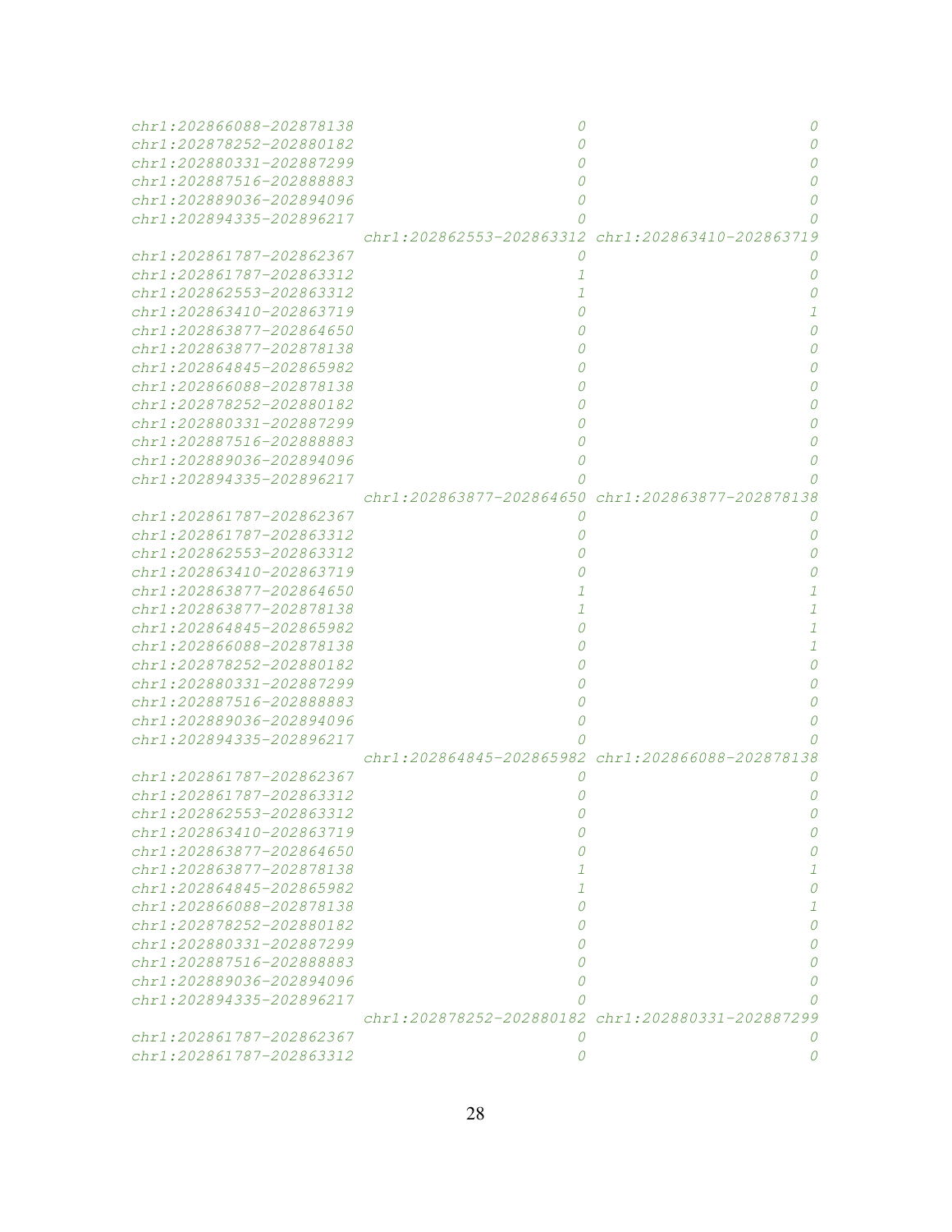```
chr1:202866088-202878138                        0                        0
chr1:202878252-202880182                        0                        0
chr1:202880331-202887299                        0                        0
chr1:202887516-202888883                        0                        0
chr1:202889036-202894096                        0                        0
chr1:202894335-202896217                        0                        0
                         chr1:202862553-202863312 chr1:202863410-202863719
chr1:202861787-202862367                        0                        0
chr1:202861787-202863312                        1                        0
chr1:202862553-202863312                        1                        0
chr1:202863410-202863719                        0                        1
chr1:202863877-202864650                        0                        0
chr1:202863877-202878138                        0                        0
chr1:202864845-202865982                        0                        0
chr1:202866088-202878138                        0                        0
chr1:202878252-202880182                        0                        0
chr1:202880331-202887299                        0                        0
chr1:202887516-202888883                        0                        0
chr1:202889036-202894096                        0                        0
chr1:202894335-202896217                        0                        0
                         chr1:202863877-202864650 chr1:202863877-202878138
chr1:202861787-202862367                        0                        0
chr1:202861787-202863312                        0                        0
chr1:202862553-202863312                        0                        0
chr1:202863410-202863719                        0                        0
chr1:202863877-202864650                        1                        1
chr1:202863877-202878138                        1                        1
chr1:202864845-202865982                        0                        1
chr1:202866088-202878138                        0                        1
chr1:202878252-202880182                        0                        0
chr1:202880331-202887299                        0                        0
chr1:202887516-202888883                        0                        0
chr1:202889036-202894096                        0                        0
chr1:202894335-202896217                        0                        0
                         chr1:202864845-202865982 chr1:202866088-202878138
chr1:202861787-202862367                        0                        0
chr1:202861787-202863312                        0                        0
chr1:202862553-202863312                        0                        0
chr1:202863410-202863719                        0                        0
chr1:202863877-202864650                        0                        0
chr1:202863877-202878138                        1                        1
chr1:202864845-202865982                        1                        0
chr1:202866088-202878138                        0                        1
chr1:202878252-202880182                        0                        0
chr1:202880331-202887299                        0                        0
chr1:202887516-202888883                        0                        0
chr1:202889036-202894096                        0                        0
chr1:202894335-202896217                        0                        0
                         chr1:202878252-202880182 chr1:202880331-202887299
chr1:202861787-202862367                        0                        0
chr1:202861787-202863312                        0                        0
```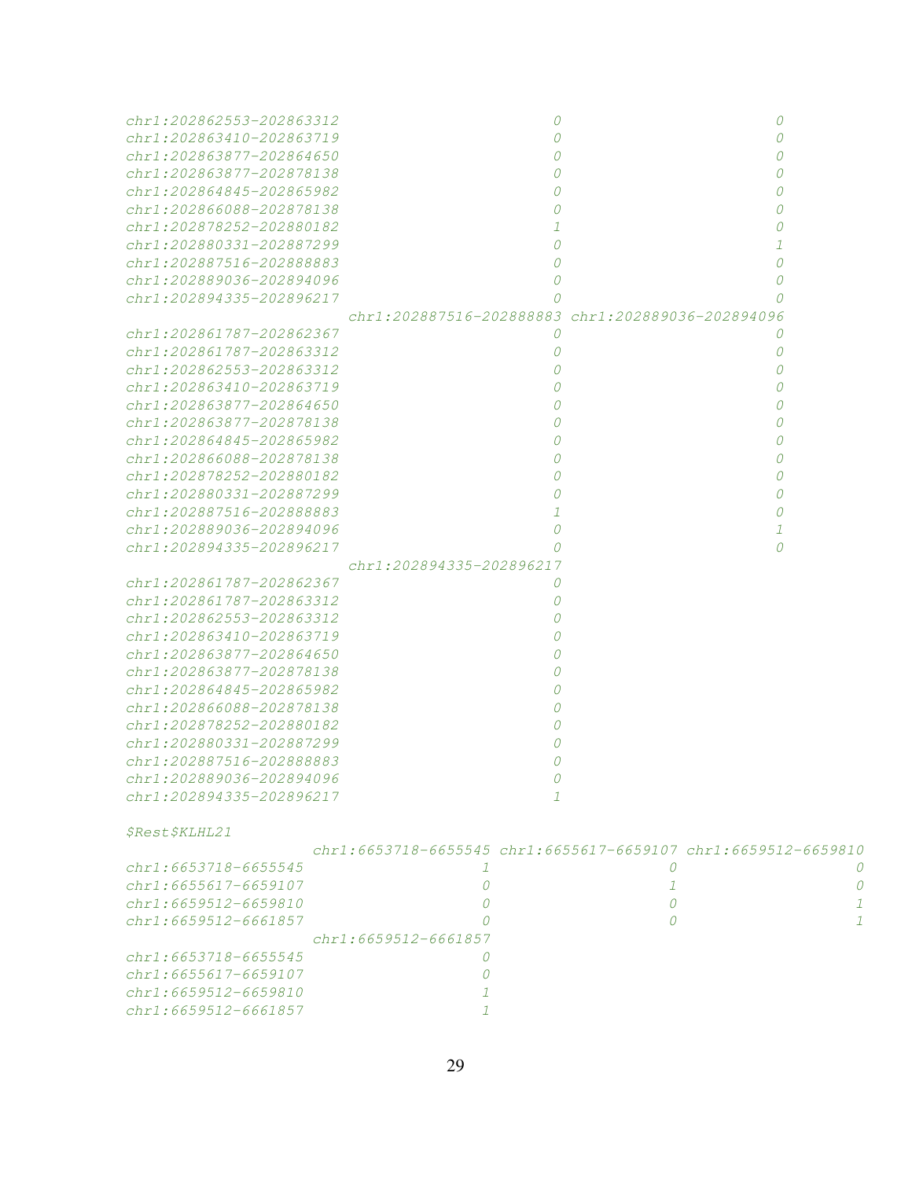```
chr1:202862553-202863312                        0                        0
chr1:202863410-202863719                        0                        0
chr1:202863877-202864650                        0                        0
chr1:202863877-202878138                        0                        0
chr1:202864845-202865982                        0                        0
chr1:202866088-202878138                        0                        0
chr1:202878252-202880182                        1                        0
chr1:202880331-202887299                        0                        1
chr1:202887516-202888883                        0                        0
chr1:202889036-202894096                        0                        0
chr1:202894335-202896217                        0                        0
                         chr1:202887516-202888883 chr1:202889036-202894096
chr1:202861787-202862367                        0                        0
chr1:202861787-202863312                        0                        0
chr1:202862553-202863312                        0                        0
chr1:202863410-202863719                        0                        0
chr1:202863877-202864650                        0                        0
chr1:202863877-202878138                        0                        0
chr1:202864845-202865982                        0                        0
chr1:202866088-202878138                        0                        0
chr1:202878252-202880182                        0                        0
chr1:202880331-202887299                        0                        0
chr1:202887516-202888883                        1                        0
chr1:202889036-202894096                        0                        1
chr1:202894335-202896217                        0                        0
                         chr1:202894335-202896217
chr1:202861787-202862367                        0
chr1:202861787-202863312                        0
chr1:202862553-202863312                        0
chr1:202863410-202863719                        0
chr1:202863877-202864650                        0
chr1:202863877-202878138                        0
chr1:202864845-202865982                        0
chr1:202866088-202878138                        0
chr1:202878252-202880182                        0
chr1:202880331-202887299                        0
chr1:202887516-202888883                        0
chr1:202889036-202894096                        0
chr1:202894335-202896217                        1

$Rest$KLHL21
                     chr1:6653718-6655545 chr1:6655617-6659107 chr1:6659512-6659810
chr1:6653718-6655545                    1                    0                    0
chr1:6655617-6659107                    0                    1                    0
chr1:6659512-6659810                    0                    0                    1
chr1:6659512-6661857                    0                    0                    1
                     chr1:6659512-6661857
chr1:6653718-6655545                    0
chr1:6655617-6659107                    0
chr1:6659512-6659810                    1
chr1:6659512-6661857                    1
```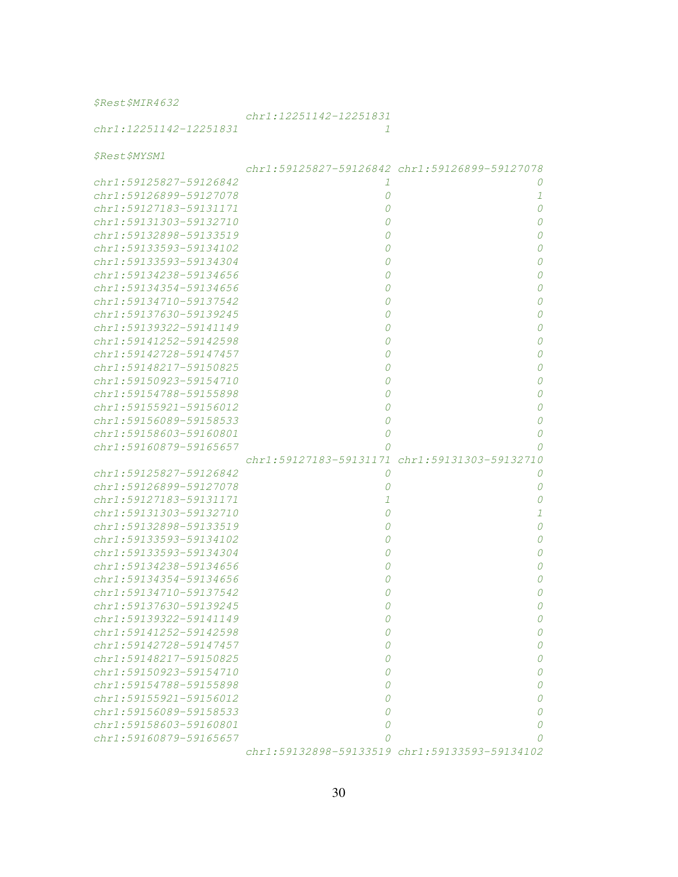```
$Rest$MIR4632
                      chr1:12251142-12251831
chr1:12251142-12251831                      1

$Rest$MYSM1
                      chr1:59125827-59126842 chr1:59126899-59127078
chr1:59125827-59126842                      1                      0
chr1:59126899-59127078                      0                      1
chr1:59127183-59131171                      0                      0
chr1:59131303-59132710                      0                      0
chr1:59132898-59133519                      0                      0
chr1:59133593-59134102                      0                      0
chr1:59133593-59134304                      0                      0
chr1:59134238-59134656                      0                      0
chr1:59134354-59134656                      0                      0
chr1:59134710-59137542                      0                      0
chr1:59137630-59139245                      0                      0
chr1:59139322-59141149                      0                      0
chr1:59141252-59142598                      0                      0
chr1:59142728-59147457                      0                      0
chr1:59148217-59150825                      0                      0
chr1:59150923-59154710                      0                      0
chr1:59154788-59155898                      0                      0
chr1:59155921-59156012                      0                      0
chr1:59156089-59158533                      0                      0
chr1:59158603-59160801                      0                      0
chr1:59160879-59165657                      0                      0
                      chr1:59127183-59131171 chr1:59131303-59132710
chr1:59125827-59126842                      0                      0
chr1:59126899-59127078                      0                      0
chr1:59127183-59131171                      1                      0
chr1:59131303-59132710                      0                      1
chr1:59132898-59133519                      0                      0
chr1:59133593-59134102                      0                      0
chr1:59133593-59134304                      0                      0
chr1:59134238-59134656                      0                      0
chr1:59134354-59134656                      0                      0
chr1:59134710-59137542                      0                      0
chr1:59137630-59139245                      0                      0
chr1:59139322-59141149                      0                      0
chr1:59141252-59142598                      0                      0
chr1:59142728-59147457                      0                      0
chr1:59148217-59150825                      0                      0
chr1:59150923-59154710                      0                      0
chr1:59154788-59155898                      0                      0
chr1:59155921-59156012                      0                      0
chr1:59156089-59158533                      0                      0
chr1:59158603-59160801                      0                      0
chr1:59160879-59165657                      0                      0
                      chr1:59132898-59133519 chr1:59133593-59134102
```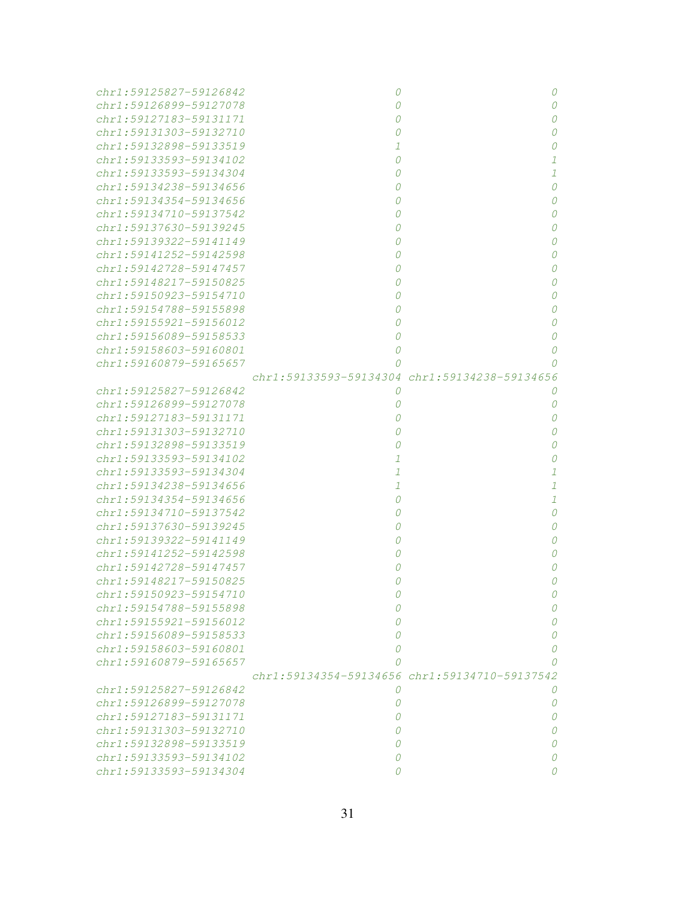```
chr1:59125827-59126842                      0                      0
chr1:59126899-59127078                      0                      0
chr1:59127183-59131171                      0                      0
chr1:59131303-59132710                      0                      0
chr1:59132898-59133519                      1                      0
chr1:59133593-59134102                      0                      1
chr1:59133593-59134304                      0                      1
chr1:59134238-59134656                      0                      0
chr1:59134354-59134656                      0                      0
chr1:59134710-59137542                      0                      0
chr1:59137630-59139245                      0                      0
chr1:59139322-59141149                      0                      0
chr1:59141252-59142598                      0                      0
chr1:59142728-59147457                      0                      0
chr1:59148217-59150825                      0                      0
chr1:59150923-59154710                      0                      0
chr1:59154788-59155898                      0                      0
chr1:59155921-59156012                      0                      0
chr1:59156089-59158533                      0                      0
chr1:59158603-59160801                      0                      0
chr1:59160879-59165657                      0                      0
                       chr1:59133593-59134304 chr1:59134238-59134656
chr1:59125827-59126842                      0                      0
chr1:59126899-59127078                      0                      0
chr1:59127183-59131171                      0                      0
chr1:59131303-59132710                      0                      0
chr1:59132898-59133519                      0                      0
chr1:59133593-59134102                      1                      0
chr1:59133593-59134304                      1                      1
chr1:59134238-59134656                      1                      1
chr1:59134354-59134656                      0                      1
chr1:59134710-59137542                      0                      0
chr1:59137630-59139245                      0                      0
chr1:59139322-59141149                      0                      0
chr1:59141252-59142598                      0                      0
chr1:59142728-59147457                      0                      0
chr1:59148217-59150825                      0                      0
chr1:59150923-59154710                      0                      0
chr1:59154788-59155898                      0                      0
chr1:59155921-59156012                      0                      0
chr1:59156089-59158533                      0                      0
chr1:59158603-59160801                      0                      0
chr1:59160879-59165657                      0                      0
                       chr1:59134354-59134656 chr1:59134710-59137542
chr1:59125827-59126842                      0                      0
chr1:59126899-59127078                      0                      0
chr1:59127183-59131171                      0                      0
chr1:59131303-59132710                      0                      0
chr1:59132898-59133519                      0                      0
chr1:59133593-59134102                      0                      0
chr1:59133593-59134304                      0                      0
```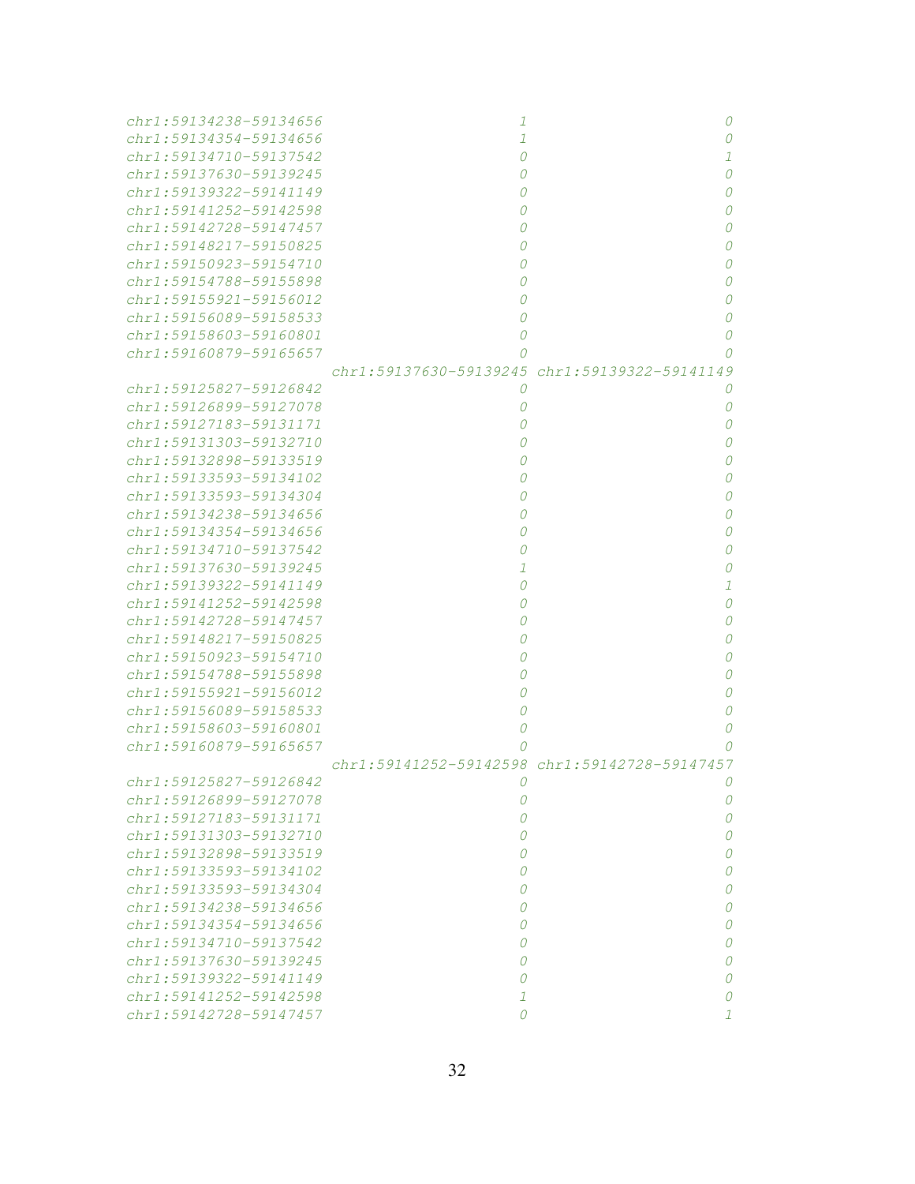```
chr1:59134238-59134656                       1                       0
chr1:59134354-59134656                       1                       0
chr1:59134710-59137542                       0                       1
chr1:59137630-59139245                       0                       0
chr1:59139322-59141149                       0                       0
chr1:59141252-59142598                       0                       0
chr1:59142728-59147457                       0                       0
chr1:59148217-59150825                       0                       0
chr1:59150923-59154710                       0                       0
chr1:59154788-59155898                       0                       0
chr1:59155921-59156012                       0                       0
chr1:59156089-59158533                       0                       0
chr1:59158603-59160801                       0                       0
chr1:59160879-59165657                       0                       0
                       chr1:59137630-59139245 chr1:59139322-59141149
chr1:59125827-59126842                       0                       0
chr1:59126899-59127078                       0                       0
chr1:59127183-59131171                       0                       0
chr1:59131303-59132710                       0                       0
chr1:59132898-59133519                       0                       0
chr1:59133593-59134102                       0                       0
chr1:59133593-59134304                       0                       0
chr1:59134238-59134656                       0                       0
chr1:59134354-59134656                       0                       0
chr1:59134710-59137542                       0                       0
chr1:59137630-59139245                       1                       0
chr1:59139322-59141149                       0                       1
chr1:59141252-59142598                       0                       0
chr1:59142728-59147457                       0                       0
chr1:59148217-59150825                       0                       0
chr1:59150923-59154710                       0                       0
chr1:59154788-59155898                       0                       0
chr1:59155921-59156012                       0                       0
chr1:59156089-59158533                       0                       0
chr1:59158603-59160801                       0                       0
chr1:59160879-59165657                       0                       0
                       chr1:59141252-59142598 chr1:59142728-59147457
chr1:59125827-59126842                       0                       0
chr1:59126899-59127078                       0                       0
chr1:59127183-59131171                       0                       0
chr1:59131303-59132710                       0                       0
chr1:59132898-59133519                       0                       0
chr1:59133593-59134102                       0                       0
chr1:59133593-59134304                       0                       0
chr1:59134238-59134656                       0                       0
chr1:59134354-59134656                       0                       0
chr1:59134710-59137542                       0                       0
chr1:59137630-59139245                       0                       0
chr1:59139322-59141149                       0                       0
chr1:59141252-59142598                       1                       0
chr1:59142728-59147457                       0                       1
```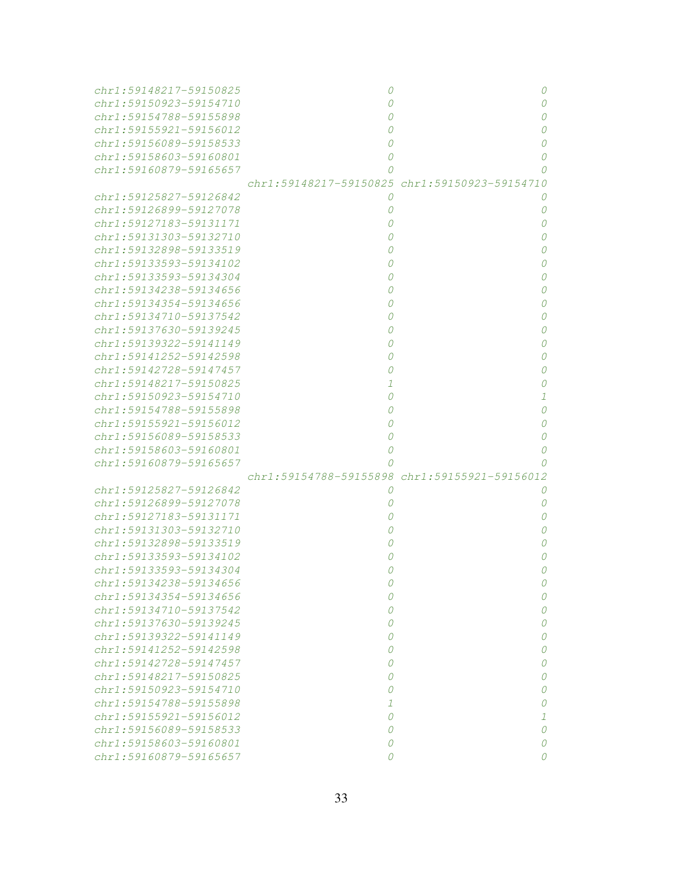```
chr1:59148217-59150825                      0                      0
chr1:59150923-59154710                      0                      0
chr1:59154788-59155898                      0                      0
chr1:59155921-59156012                      0                      0
chr1:59156089-59158533                      0                      0
chr1:59158603-59160801                      0                      0
chr1:59160879-59165657                      0                      0
                       chr1:59148217-59150825 chr1:59150923-59154710
chr1:59125827-59126842                      0                      0
chr1:59126899-59127078                      0                      0
chr1:59127183-59131171                      0                      0
chr1:59131303-59132710                      0                      0
chr1:59132898-59133519                      0                      0
chr1:59133593-59134102                      0                      0
chr1:59133593-59134304                      0                      0
chr1:59134238-59134656                      0                      0
chr1:59134354-59134656                      0                      0
chr1:59134710-59137542                      0                      0
chr1:59137630-59139245                      0                      0
chr1:59139322-59141149                      0                      0
chr1:59141252-59142598                      0                      0
chr1:59142728-59147457                      0                      0
chr1:59148217-59150825                      1                      0
chr1:59150923-59154710                      0                      1
chr1:59154788-59155898                      0                      0
chr1:59155921-59156012                      0                      0
chr1:59156089-59158533                      0                      0
chr1:59158603-59160801                      0                      0
chr1:59160879-59165657                      0                      0
                       chr1:59154788-59155898 chr1:59155921-59156012
chr1:59125827-59126842                      0                      0
chr1:59126899-59127078                      0                      0
chr1:59127183-59131171                      0                      0
chr1:59131303-59132710                      0                      0
chr1:59132898-59133519                      0                      0
chr1:59133593-59134102                      0                      0
chr1:59133593-59134304                      0                      0
chr1:59134238-59134656                      0                      0
chr1:59134354-59134656                      0                      0
chr1:59134710-59137542                      0                      0
chr1:59137630-59139245                      0                      0
chr1:59139322-59141149                      0                      0
chr1:59141252-59142598                      0                      0
chr1:59142728-59147457                      0                      0
chr1:59148217-59150825                      0                      0
chr1:59150923-59154710                      0                      0
chr1:59154788-59155898                      1                      0
chr1:59155921-59156012                      0                      1
chr1:59156089-59158533                      0                      0
chr1:59158603-59160801                      0                      0
chr1:59160879-59165657                      0                      0
```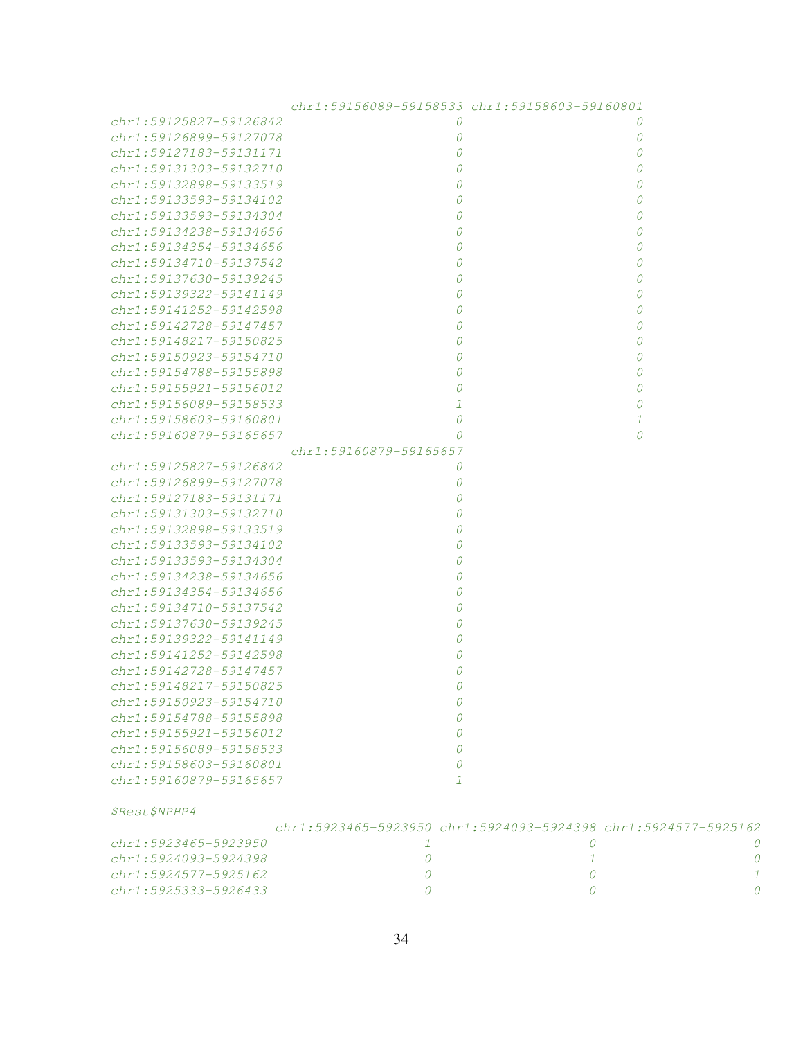```
                      chr1:59156089-59158533 chr1:59158603-59160801
chr1:59125827-59126842                      0                      0
chr1:59126899-59127078                      0                      0
chr1:59127183-59131171                      0                      0
chr1:59131303-59132710                      0                      0
chr1:59132898-59133519                      0                      0
chr1:59133593-59134102                      0                      0
chr1:59133593-59134304                      0                      0
chr1:59134238-59134656                      0                      0
chr1:59134354-59134656                      0                      0
chr1:59134710-59137542                      0                      0
chr1:59137630-59139245                      0                      0
chr1:59139322-59141149                      0                      0
chr1:59141252-59142598                      0                      0
chr1:59142728-59147457                      0                      0
chr1:59148217-59150825                      0                      0
chr1:59150923-59154710                      0                      0
chr1:59154788-59155898                      0                      0
chr1:59155921-59156012                      0                      0
chr1:59156089-59158533                      1                      0
chr1:59158603-59160801                      0                      1
chr1:59160879-59165657                      0                      0
                      chr1:59160879-59165657
chr1:59125827-59126842                      0
chr1:59126899-59127078                      0
chr1:59127183-59131171                      0
chr1:59131303-59132710                      0
chr1:59132898-59133519                      0
chr1:59133593-59134102                      0
chr1:59133593-59134304                      0
chr1:59134238-59134656                      0
chr1:59134354-59134656                      0
chr1:59134710-59137542                      0
chr1:59137630-59139245                      0
chr1:59139322-59141149                      0
chr1:59141252-59142598                      0
chr1:59142728-59147457                      0
chr1:59148217-59150825                      0
chr1:59150923-59154710                      0
chr1:59154788-59155898                      0
chr1:59155921-59156012                      0
chr1:59156089-59158533                      0
chr1:59158603-59160801                      0
chr1:59160879-59165657                      1

$Rest$NPHP4
                    chr1:5923465-5923950 chr1:5924093-5924398 chr1:5924577-5925162
chr1:5923465-5923950                    1                    0                    0
chr1:5924093-5924398                    0                    1                    0
chr1:5924577-5925162                    0                    0                    1
chr1:5925333-5926433                    0                    0                    0
```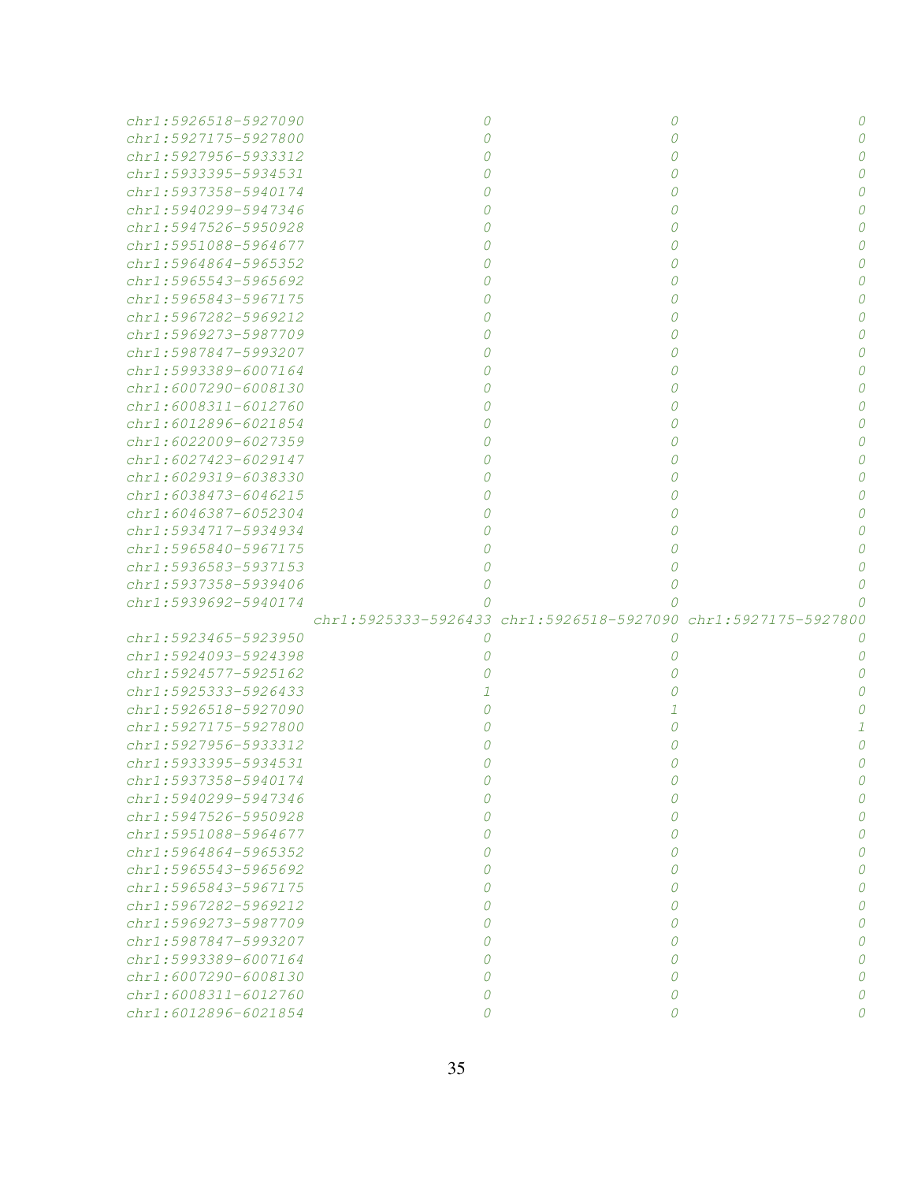```
chr1:5926518-5927090                    0                    0                    0
chr1:5927175-5927800                    0                    0                    0
chr1:5927956-5933312                    0                    0                    0
chr1:5933395-5934531                    0                    0                    0
chr1:5937358-5940174                    0                    0                    0
chr1:5940299-5947346                    0                    0                    0
chr1:5947526-5950928                    0                    0                    0
chr1:5951088-5964677                    0                    0                    0
chr1:5964864-5965352                    0                    0                    0
chr1:5965543-5965692                    0                    0                    0
chr1:5965843-5967175                    0                    0                    0
chr1:5967282-5969212                    0                    0                    0
chr1:5969273-5987709                    0                    0                    0
chr1:5987847-5993207                    0                    0                    0
chr1:5993389-6007164                    0                    0                    0
chr1:6007290-6008130                    0                    0                    0
chr1:6008311-6012760                    0                    0                    0
chr1:6012896-6021854                    0                    0                    0
chr1:6022009-6027359                    0                    0                    0
chr1:6027423-6029147                    0                    0                    0
chr1:6029319-6038330                    0                    0                    0
chr1:6038473-6046215                    0                    0                    0
chr1:6046387-6052304                    0                    0                    0
chr1:5934717-5934934                    0                    0                    0
chr1:5965840-5967175                    0                    0                    0
chr1:5936583-5937153                    0                    0                    0
chr1:5937358-5939406                    0                    0                    0
chr1:5939692-5940174                    0                    0                    0
                     chr1:5925333-5926433 chr1:5926518-5927090 chr1:5927175-5927800
chr1:5923465-5923950                    0                    0                    0
chr1:5924093-5924398                    0                    0                    0
chr1:5924577-5925162                    0                    0                    0
chr1:5925333-5926433                    1                    0                    0
chr1:5926518-5927090                    0                    1                    0
chr1:5927175-5927800                    0                    0                    1
chr1:5927956-5933312                    0                    0                    0
chr1:5933395-5934531                    0                    0                    0
chr1:5937358-5940174                    0                    0                    0
chr1:5940299-5947346                    0                    0                    0
chr1:5947526-5950928                    0                    0                    0
chr1:5951088-5964677                    0                    0                    0
chr1:5964864-5965352                    0                    0                    0
chr1:5965543-5965692                    0                    0                    0
chr1:5965843-5967175                    0                    0                    0
chr1:5967282-5969212                    0                    0                    0
chr1:5969273-5987709                    0                    0                    0
chr1:5987847-5993207                    0                    0                    0
chr1:5993389-6007164                    0                    0                    0
chr1:6007290-6008130                    0                    0                    0
chr1:6008311-6012760                    0                    0                    0
chr1:6012896-6021854                    0                    0                    0
```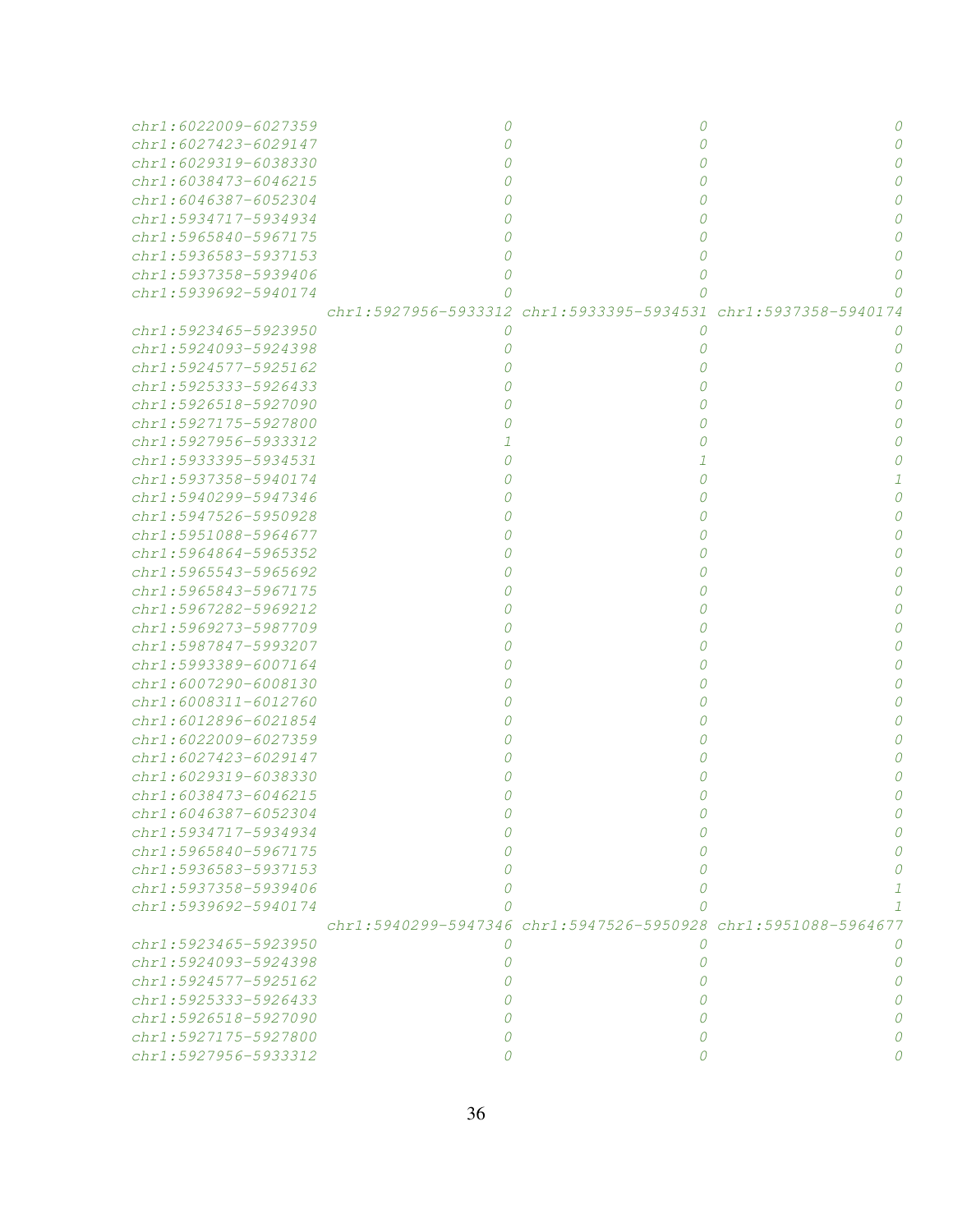```
chr1:6022009-6027359                     0                     0                     0
chr1:6027423-6029147                     0                     0                     0
chr1:6029319-6038330                     0                     0                     0
chr1:6038473-6046215                     0                     0                     0
chr1:6046387-6052304                     0                     0                     0
chr1:5934717-5934934                     0                     0                     0
chr1:5965840-5967175                     0                     0                     0
chr1:5936583-5937153                     0                     0                     0
chr1:5937358-5939406                     0                     0                     0
chr1:5939692-5940174                     0                     0                     0
                     chr1:5927956-5933312 chr1:5933395-5934531 chr1:5937358-5940174
chr1:5923465-5923950                     0                     0                     0
chr1:5924093-5924398                     0                     0                     0
chr1:5924577-5925162                     0                     0                     0
chr1:5925333-5926433                     0                     0                     0
chr1:5926518-5927090                     0                     0                     0
chr1:5927175-5927800                     0                     0                     0
chr1:5927956-5933312                     1                     0                     0
chr1:5933395-5934531                     0                     1                     0
chr1:5937358-5940174                     0                     0                     1
chr1:5940299-5947346                     0                     0                     0
chr1:5947526-5950928                     0                     0                     0
chr1:5951088-5964677                     0                     0                     0
chr1:5964864-5965352                     0                     0                     0
chr1:5965543-5965692                     0                     0                     0
chr1:5965843-5967175                     0                     0                     0
chr1:5967282-5969212                     0                     0                     0
chr1:5969273-5987709                     0                     0                     0
chr1:5987847-5993207                     0                     0                     0
chr1:5993389-6007164                     0                     0                     0
chr1:6007290-6008130                     0                     0                     0
chr1:6008311-6012760                     0                     0                     0
chr1:6012896-6021854                     0                     0                     0
chr1:6022009-6027359                     0                     0                     0
chr1:6027423-6029147                     0                     0                     0
chr1:6029319-6038330                     0                     0                     0
chr1:6038473-6046215                     0                     0                     0
chr1:6046387-6052304                     0                     0                     0
chr1:5934717-5934934                     0                     0                     0
chr1:5965840-5967175                     0                     0                     0
chr1:5936583-5937153                     0                     0                     0
chr1:5937358-5939406                     0                     0                     1
chr1:5939692-5940174                     0                     0                     1
                     chr1:5940299-5947346 chr1:5947526-5950928 chr1:5951088-5964677
chr1:5923465-5923950                     0                     0                     0
chr1:5924093-5924398                     0                     0                     0
chr1:5924577-5925162                     0                     0                     0
chr1:5925333-5926433                     0                     0                     0
chr1:5926518-5927090                     0                     0                     0
chr1:5927175-5927800                     0                     0                     0
chr1:5927956-5933312                     0                     0                     0
```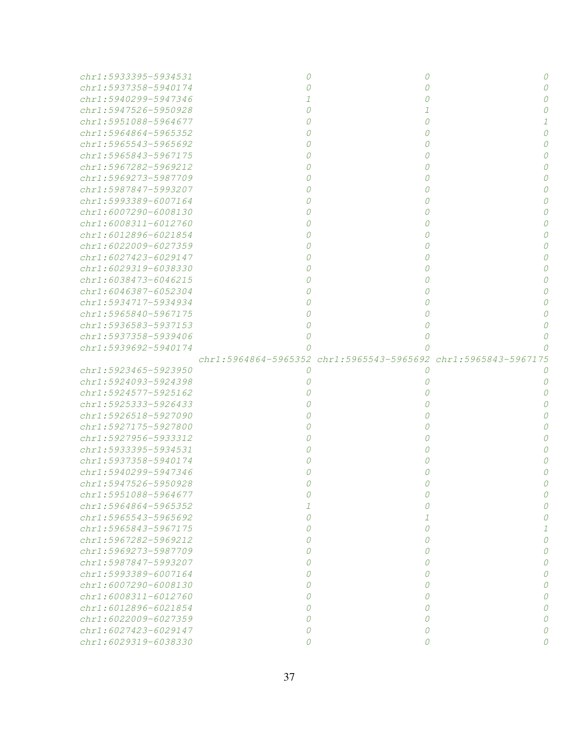```
chr1:5933395-5934531                    0                    0                    0
chr1:5937358-5940174                    0                    0                    0
chr1:5940299-5947346                    1                    0                    0
chr1:5947526-5950928                    0                    1                    0
chr1:5951088-5964677                    0                    0                    1
chr1:5964864-5965352                    0                    0                    0
chr1:5965543-5965692                    0                    0                    0
chr1:5965843-5967175                    0                    0                    0
chr1:5967282-5969212                    0                    0                    0
chr1:5969273-5987709                    0                    0                    0
chr1:5987847-5993207                    0                    0                    0
chr1:5993389-6007164                    0                    0                    0
chr1:6007290-6008130                    0                    0                    0
chr1:6008311-6012760                    0                    0                    0
chr1:6012896-6021854                    0                    0                    0
chr1:6022009-6027359                    0                    0                    0
chr1:6027423-6029147                    0                    0                    0
chr1:6029319-6038330                    0                    0                    0
chr1:6038473-6046215                    0                    0                    0
chr1:6046387-6052304                    0                    0                    0
chr1:5934717-5934934                    0                    0                    0
chr1:5965840-5967175                    0                    0                    0
chr1:5936583-5937153                    0                    0                    0
chr1:5937358-5939406                    0                    0                    0
chr1:5939692-5940174                    0                    0                    0
                     chr1:5964864-5965352 chr1:5965543-5965692 chr1:5965843-5967175
chr1:5923465-5923950                    0                    0                    0
chr1:5924093-5924398                    0                    0                    0
chr1:5924577-5925162                    0                    0                    0
chr1:5925333-5926433                    0                    0                    0
chr1:5926518-5927090                    0                    0                    0
chr1:5927175-5927800                    0                    0                    0
chr1:5927956-5933312                    0                    0                    0
chr1:5933395-5934531                    0                    0                    0
chr1:5937358-5940174                    0                    0                    0
chr1:5940299-5947346                    0                    0                    0
chr1:5947526-5950928                    0                    0                    0
chr1:5951088-5964677                    0                    0                    0
chr1:5964864-5965352                    1                    0                    0
chr1:5965543-5965692                    0                    1                    0
chr1:5965843-5967175                    0                    0                    1
chr1:5967282-5969212                    0                    0                    0
chr1:5969273-5987709                    0                    0                    0
chr1:5987847-5993207                    0                    0                    0
chr1:5993389-6007164                    0                    0                    0
chr1:6007290-6008130                    0                    0                    0
chr1:6008311-6012760                    0                    0                    0
chr1:6012896-6021854                    0                    0                    0
chr1:6022009-6027359                    0                    0                    0
chr1:6027423-6029147                    0                    0                    0
chr1:6029319-6038330                    0                    0                    0
```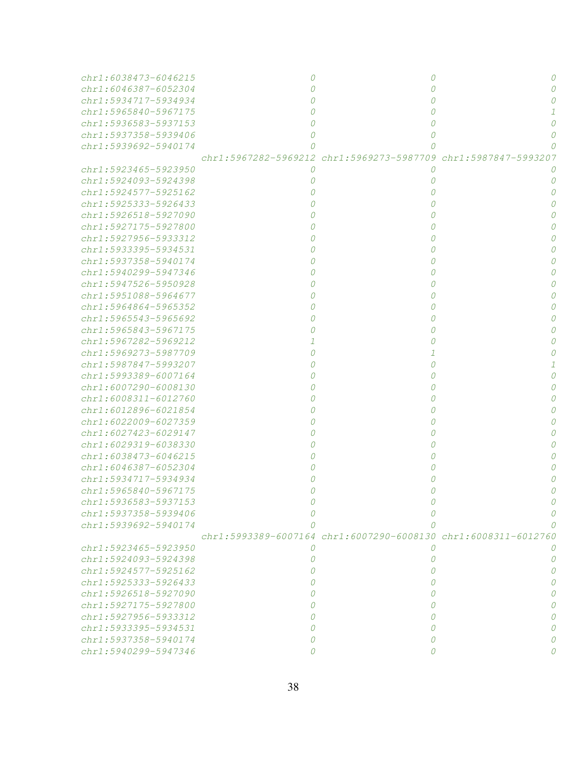```
chr1:6038473-6046215                    0                    0                    0
chr1:6046387-6052304                    0                    0                    0
chr1:5934717-5934934                    0                    0                    0
chr1:5965840-5967175                    0                    0                    1
chr1:5936583-5937153                    0                    0                    0
chr1:5937358-5939406                    0                    0                    0
chr1:5939692-5940174                    0                    0                    0
                     chr1:5967282-5969212 chr1:5969273-5987709 chr1:5987847-5993207
chr1:5923465-5923950                    0                    0                    0
chr1:5924093-5924398                    0                    0                    0
chr1:5924577-5925162                    0                    0                    0
chr1:5925333-5926433                    0                    0                    0
chr1:5926518-5927090                    0                    0                    0
chr1:5927175-5927800                    0                    0                    0
chr1:5927956-5933312                    0                    0                    0
chr1:5933395-5934531                    0                    0                    0
chr1:5937358-5940174                    0                    0                    0
chr1:5940299-5947346                    0                    0                    0
chr1:5947526-5950928                    0                    0                    0
chr1:5951088-5964677                    0                    0                    0
chr1:5964864-5965352                    0                    0                    0
chr1:5965543-5965692                    0                    0                    0
chr1:5965843-5967175                    0                    0                    0
chr1:5967282-5969212                    1                    0                    0
chr1:5969273-5987709                    0                    1                    0
chr1:5987847-5993207                    0                    0                    1
chr1:5993389-6007164                    0                    0                    0
chr1:6007290-6008130                    0                    0                    0
chr1:6008311-6012760                    0                    0                    0
chr1:6012896-6021854                    0                    0                    0
chr1:6022009-6027359                    0                    0                    0
chr1:6027423-6029147                    0                    0                    0
chr1:6029319-6038330                    0                    0                    0
chr1:6038473-6046215                    0                    0                    0
chr1:6046387-6052304                    0                    0                    0
chr1:5934717-5934934                    0                    0                    0
chr1:5965840-5967175                    0                    0                    0
chr1:5936583-5937153                    0                    0                    0
chr1:5937358-5939406                    0                    0                    0
chr1:5939692-5940174                    0                    0                    0
                     chr1:5993389-6007164 chr1:6007290-6008130 chr1:6008311-6012760
chr1:5923465-5923950                    0                    0                    0
chr1:5924093-5924398                    0                    0                    0
chr1:5924577-5925162                    0                    0                    0
chr1:5925333-5926433                    0                    0                    0
chr1:5926518-5927090                    0                    0                    0
chr1:5927175-5927800                    0                    0                    0
chr1:5927956-5933312                    0                    0                    0
chr1:5933395-5934531                    0                    0                    0
chr1:5937358-5940174                    0                    0                    0
chr1:5940299-5947346                    0                    0                    0
```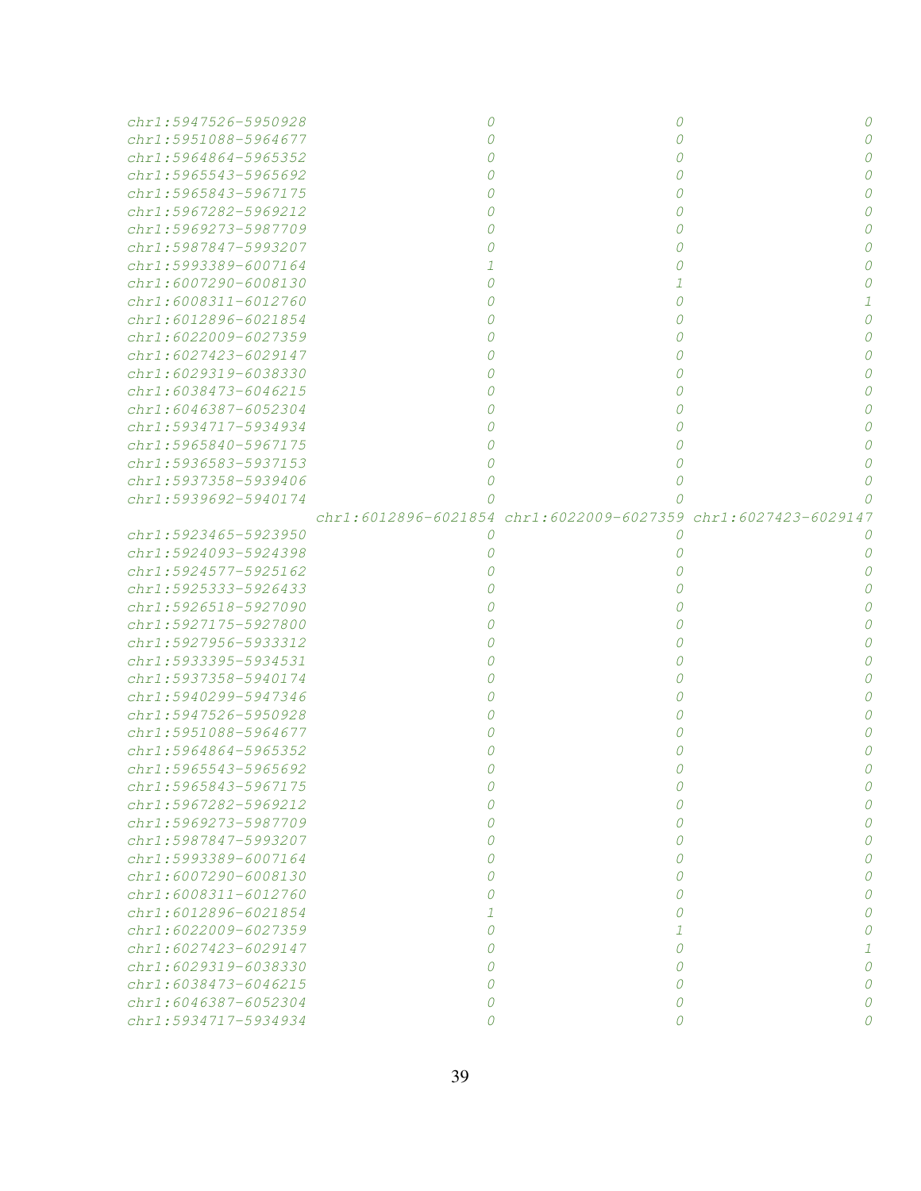```
chr1:5947526-5950928                   0                   0                   0
chr1:5951088-5964677                   0                   0                   0
chr1:5964864-5965352                   0                   0                   0
chr1:5965543-5965692                   0                   0                   0
chr1:5965843-5967175                   0                   0                   0
chr1:5967282-5969212                   0                   0                   0
chr1:5969273-5987709                   0                   0                   0
chr1:5987847-5993207                   0                   0                   0
chr1:5993389-6007164                   1                   0                   0
chr1:6007290-6008130                   0                   1                   0
chr1:6008311-6012760                   0                   0                   1
chr1:6012896-6021854                   0                   0                   0
chr1:6022009-6027359                   0                   0                   0
chr1:6027423-6029147                   0                   0                   0
chr1:6029319-6038330                   0                   0                   0
chr1:6038473-6046215                   0                   0                   0
chr1:6046387-6052304                   0                   0                   0
chr1:5934717-5934934                   0                   0                   0
chr1:5965840-5967175                   0                   0                   0
chr1:5936583-5937153                   0                   0                   0
chr1:5937358-5939406                   0                   0                   0
chr1:5939692-5940174                   0                   0                   0
                     chr1:6012896-6021854 chr1:6022009-6027359 chr1:6027423-6029147
chr1:5923465-5923950                   0                   0                   0
chr1:5924093-5924398                   0                   0                   0
chr1:5924577-5925162                   0                   0                   0
chr1:5925333-5926433                   0                   0                   0
chr1:5926518-5927090                   0                   0                   0
chr1:5927175-5927800                   0                   0                   0
chr1:5927956-5933312                   0                   0                   0
chr1:5933395-5934531                   0                   0                   0
chr1:5937358-5940174                   0                   0                   0
chr1:5940299-5947346                   0                   0                   0
chr1:5947526-5950928                   0                   0                   0
chr1:5951088-5964677                   0                   0                   0
chr1:5964864-5965352                   0                   0                   0
chr1:5965543-5965692                   0                   0                   0
chr1:5965843-5967175                   0                   0                   0
chr1:5967282-5969212                   0                   0                   0
chr1:5969273-5987709                   0                   0                   0
chr1:5987847-5993207                   0                   0                   0
chr1:5993389-6007164                   0                   0                   0
chr1:6007290-6008130                   0                   0                   0
chr1:6008311-6012760                   0                   0                   0
chr1:6012896-6021854                   1                   0                   0
chr1:6022009-6027359                   0                   1                   0
chr1:6027423-6029147                   0                   0                   1
chr1:6029319-6038330                   0                   0                   0
chr1:6038473-6046215                   0                   0                   0
chr1:6046387-6052304                   0                   0                   0
chr1:5934717-5934934                   0                   0                   0
```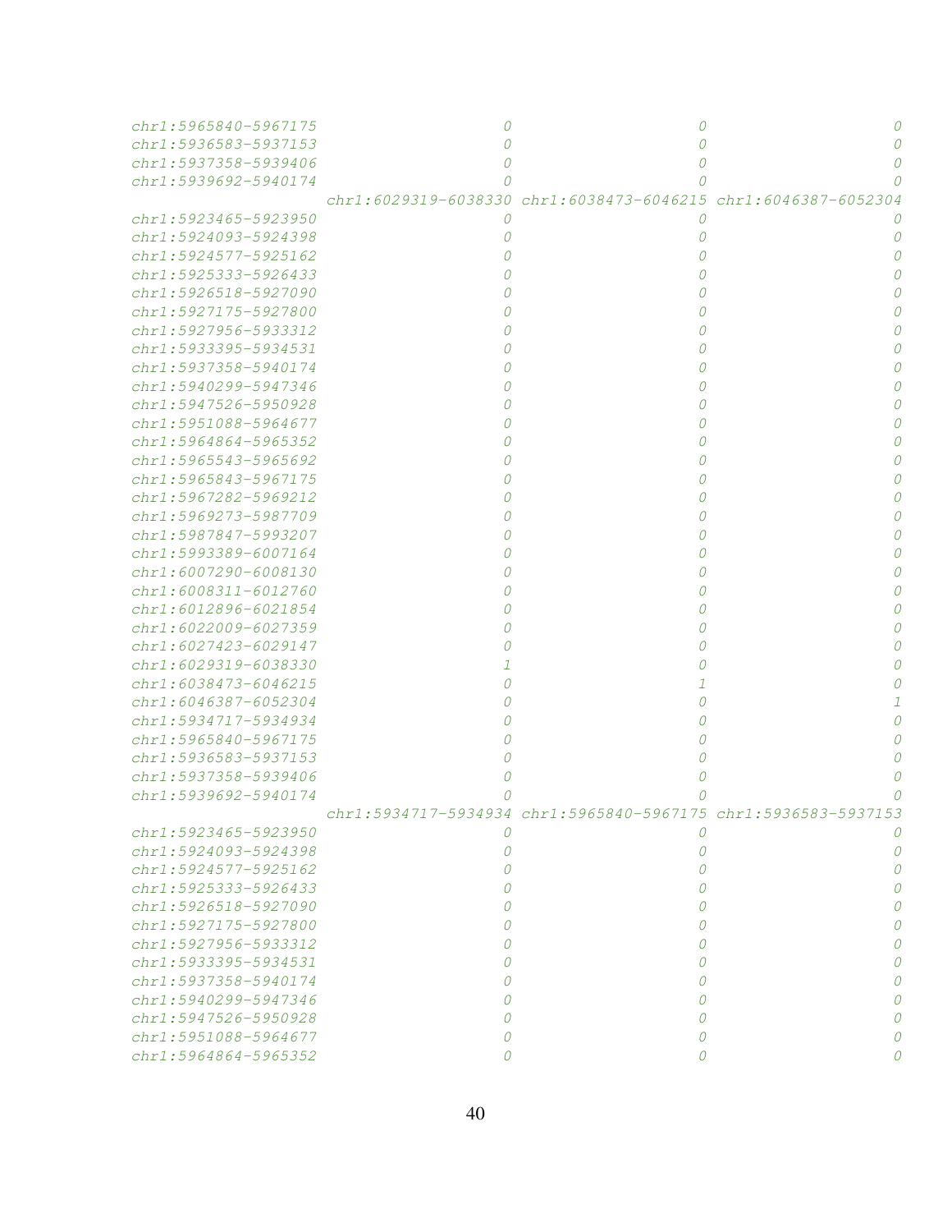```
chr1:5965840-5967175                     0                     0                     0
chr1:5936583-5937153                     0                     0                     0
chr1:5937358-5939406                     0                     0                     0
chr1:5939692-5940174                     0                     0                     0
                     chr1:6029319-6038330 chr1:6038473-6046215 chr1:6046387-6052304
chr1:5923465-5923950                     0                     0                     0
chr1:5924093-5924398                     0                     0                     0
chr1:5924577-5925162                     0                     0                     0
chr1:5925333-5926433                     0                     0                     0
chr1:5926518-5927090                     0                     0                     0
chr1:5927175-5927800                     0                     0                     0
chr1:5927956-5933312                     0                     0                     0
chr1:5933395-5934531                     0                     0                     0
chr1:5937358-5940174                     0                     0                     0
chr1:5940299-5947346                     0                     0                     0
chr1:5947526-5950928                     0                     0                     0
chr1:5951088-5964677                     0                     0                     0
chr1:5964864-5965352                     0                     0                     0
chr1:5965543-5965692                     0                     0                     0
chr1:5965843-5967175                     0                     0                     0
chr1:5967282-5969212                     0                     0                     0
chr1:5969273-5987709                     0                     0                     0
chr1:5987847-5993207                     0                     0                     0
chr1:5993389-6007164                     0                     0                     0
chr1:6007290-6008130                     0                     0                     0
chr1:6008311-6012760                     0                     0                     0
chr1:6012896-6021854                     0                     0                     0
chr1:6022009-6027359                     0                     0                     0
chr1:6027423-6029147                     0                     0                     0
chr1:6029319-6038330                     1                     0                     0
chr1:6038473-6046215                     0                     1                     0
chr1:6046387-6052304                     0                     0                     1
chr1:5934717-5934934                     0                     0                     0
chr1:5965840-5967175                     0                     0                     0
chr1:5936583-5937153                     0                     0                     0
chr1:5937358-5939406                     0                     0                     0
chr1:5939692-5940174                     0                     0                     0
                     chr1:5934717-5934934 chr1:5965840-5967175 chr1:5936583-5937153
chr1:5923465-5923950                     0                     0                     0
chr1:5924093-5924398                     0                     0                     0
chr1:5924577-5925162                     0                     0                     0
chr1:5925333-5926433                     0                     0                     0
chr1:5926518-5927090                     0                     0                     0
chr1:5927175-5927800                     0                     0                     0
chr1:5927956-5933312                     0                     0                     0
chr1:5933395-5934531                     0                     0                     0
chr1:5937358-5940174                     0                     0                     0
chr1:5940299-5947346                     0                     0                     0
chr1:5947526-5950928                     0                     0                     0
chr1:5951088-5964677                     0                     0                     0
chr1:5964864-5965352                     0                     0                     0
```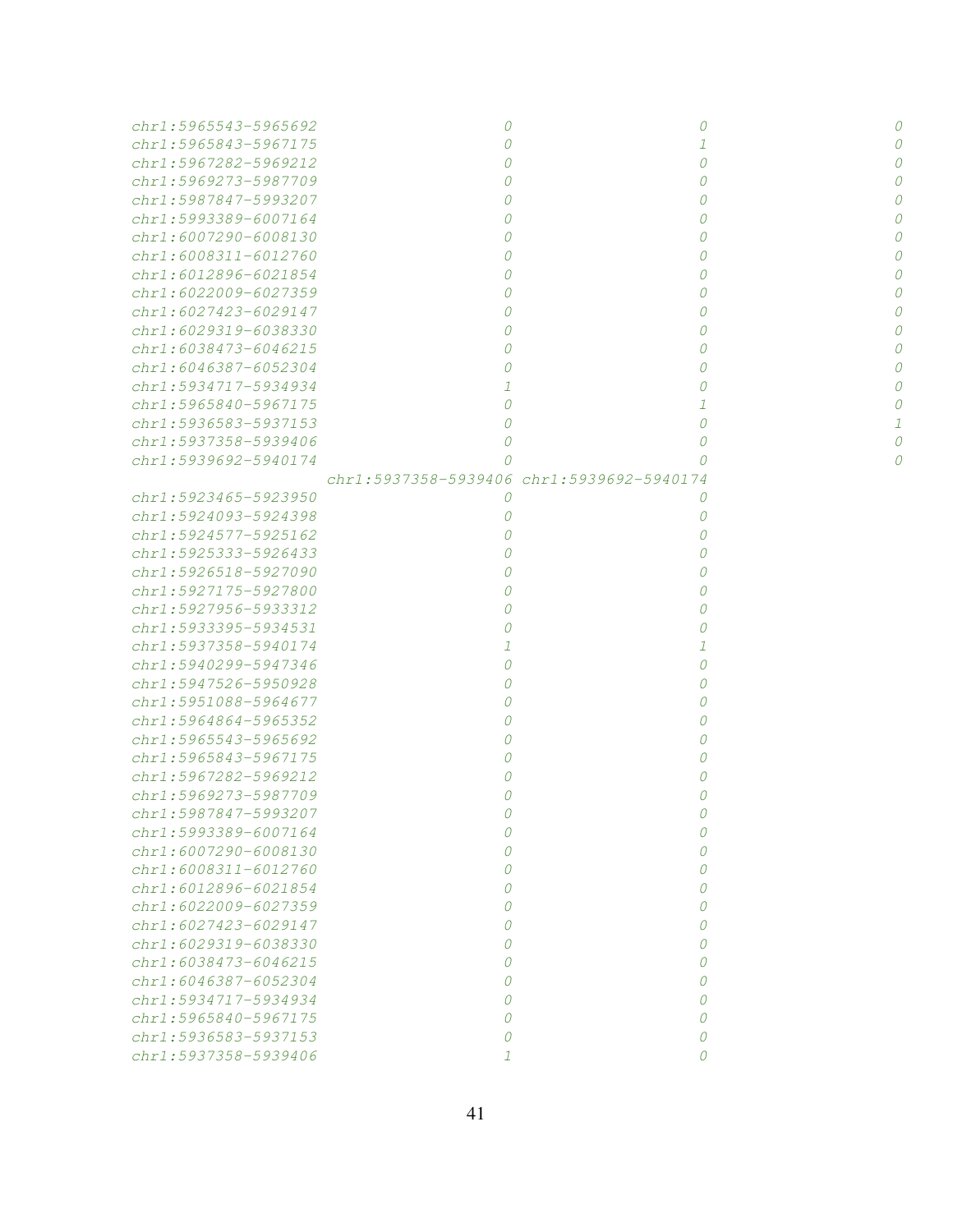```
chr1:5965543-5965692                  0                     0                     0
chr1:5965843-5967175                  0                     1                     0
chr1:5967282-5969212                  0                     0                     0
chr1:5969273-5987709                  0                     0                     0
chr1:5987847-5993207                  0                     0                     0
chr1:5993389-6007164                  0                     0                     0
chr1:6007290-6008130                  0                     0                     0
chr1:6008311-6012760                  0                     0                     0
chr1:6012896-6021854                  0                     0                     0
chr1:6022009-6027359                  0                     0                     0
chr1:6027423-6029147                  0                     0                     0
chr1:6029319-6038330                  0                     0                     0
chr1:6038473-6046215                  0                     0                     0
chr1:6046387-6052304                  0                     0                     0
chr1:5934717-5934934                  1                     0                     0
chr1:5965840-5967175                  0                     1                     0
chr1:5936583-5937153                  0                     0                     1
chr1:5937358-5939406                  0                     0                     0
chr1:5939692-5940174                  0                     0                     0
                     chr1:5937358-5939406 chr1:5939692-5940174
chr1:5923465-5923950                  0                     0
chr1:5924093-5924398                  0                     0
chr1:5924577-5925162                  0                     0
chr1:5925333-5926433                  0                     0
chr1:5926518-5927090                  0                     0
chr1:5927175-5927800                  0                     0
chr1:5927956-5933312                  0                     0
chr1:5933395-5934531                  0                     0
chr1:5937358-5940174                  1                     1
chr1:5940299-5947346                  0                     0
chr1:5947526-5950928                  0                     0
chr1:5951088-5964677                  0                     0
chr1:5964864-5965352                  0                     0
chr1:5965543-5965692                  0                     0
chr1:5965843-5967175                  0                     0
chr1:5967282-5969212                  0                     0
chr1:5969273-5987709                  0                     0
chr1:5987847-5993207                  0                     0
chr1:5993389-6007164                  0                     0
chr1:6007290-6008130                  0                     0
chr1:6008311-6012760                  0                     0
chr1:6012896-6021854                  0                     0
chr1:6022009-6027359                  0                     0
chr1:6027423-6029147                  0                     0
chr1:6029319-6038330                  0                     0
chr1:6038473-6046215                  0                     0
chr1:6046387-6052304                  0                     0
chr1:5934717-5934934                  0                     0
chr1:5965840-5967175                  0                     0
chr1:5936583-5937153                  0                     0
chr1:5937358-5939406                  1                     0
```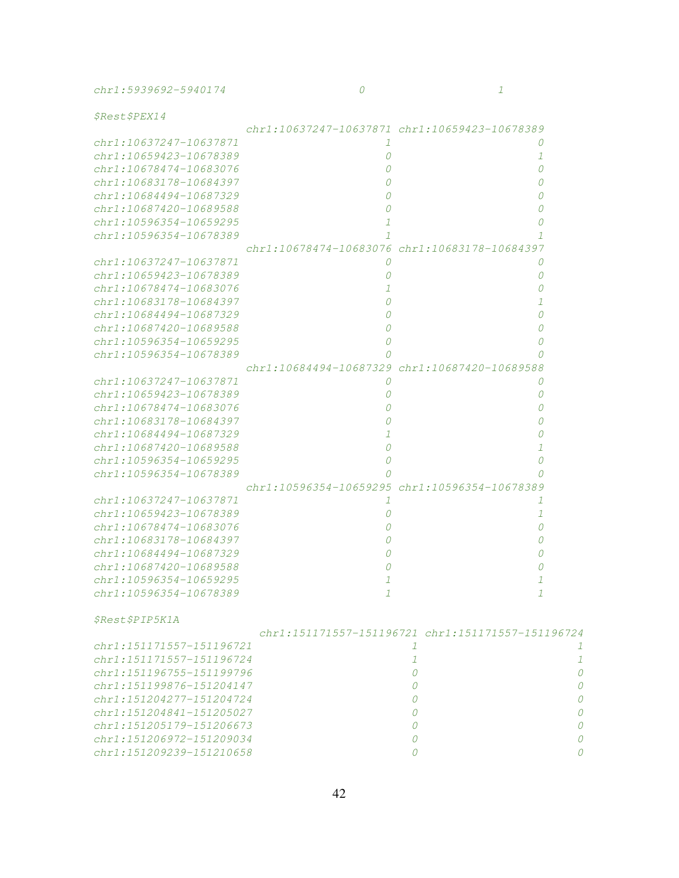```
chr1:5939692-5940174                    0                    1

$Rest$PEX14
                         chr1:10637247-10637871 chr1:10659423-10678389
chr1:10637247-10637871                        1                      0
chr1:10659423-10678389                        0                      1
chr1:10678474-10683076                        0                      0
chr1:10683178-10684397                        0                      0
chr1:10684494-10687329                        0                      0
chr1:10687420-10689588                        0                      0
chr1:10596354-10659295                        1                      0
chr1:10596354-10678389                        1                      1
                         chr1:10678474-10683076 chr1:10683178-10684397
chr1:10637247-10637871                        0                      0
chr1:10659423-10678389                        0                      0
chr1:10678474-10683076                        1                      0
chr1:10683178-10684397                        0                      1
chr1:10684494-10687329                        0                      0
chr1:10687420-10689588                        0                      0
chr1:10596354-10659295                        0                      0
chr1:10596354-10678389                        0                      0
                         chr1:10684494-10687329 chr1:10687420-10689588
chr1:10637247-10637871                        0                      0
chr1:10659423-10678389                        0                      0
chr1:10678474-10683076                        0                      0
chr1:10683178-10684397                        0                      0
chr1:10684494-10687329                        1                      0
chr1:10687420-10689588                        0                      1
chr1:10596354-10659295                        0                      0
chr1:10596354-10678389                        0                      0
                         chr1:10596354-10659295 chr1:10596354-10678389
chr1:10637247-10637871                        1                      1
chr1:10659423-10678389                        0                      1
chr1:10678474-10683076                        0                      0
chr1:10683178-10684397                        0                      0
chr1:10684494-10687329                        0                      0
chr1:10687420-10689588                        0                      0
chr1:10596354-10659295                        1                      1
chr1:10596354-10678389                        1                      1

$Rest$PIP5K1A
                          chr1:151171557-151196721 chr1:151171557-151196724
chr1:151171557-151196721                        1                        1
chr1:151171557-151196724                        1                        1
chr1:151196755-151199796                        0                        0
chr1:151199876-151204147                        0                        0
chr1:151204277-151204724                        0                        0
chr1:151204841-151205027                        0                        0
chr1:151205179-151206673                        0                        0
chr1:151206972-151209034                        0                        0
chr1:151209239-151210658                        0                        0
```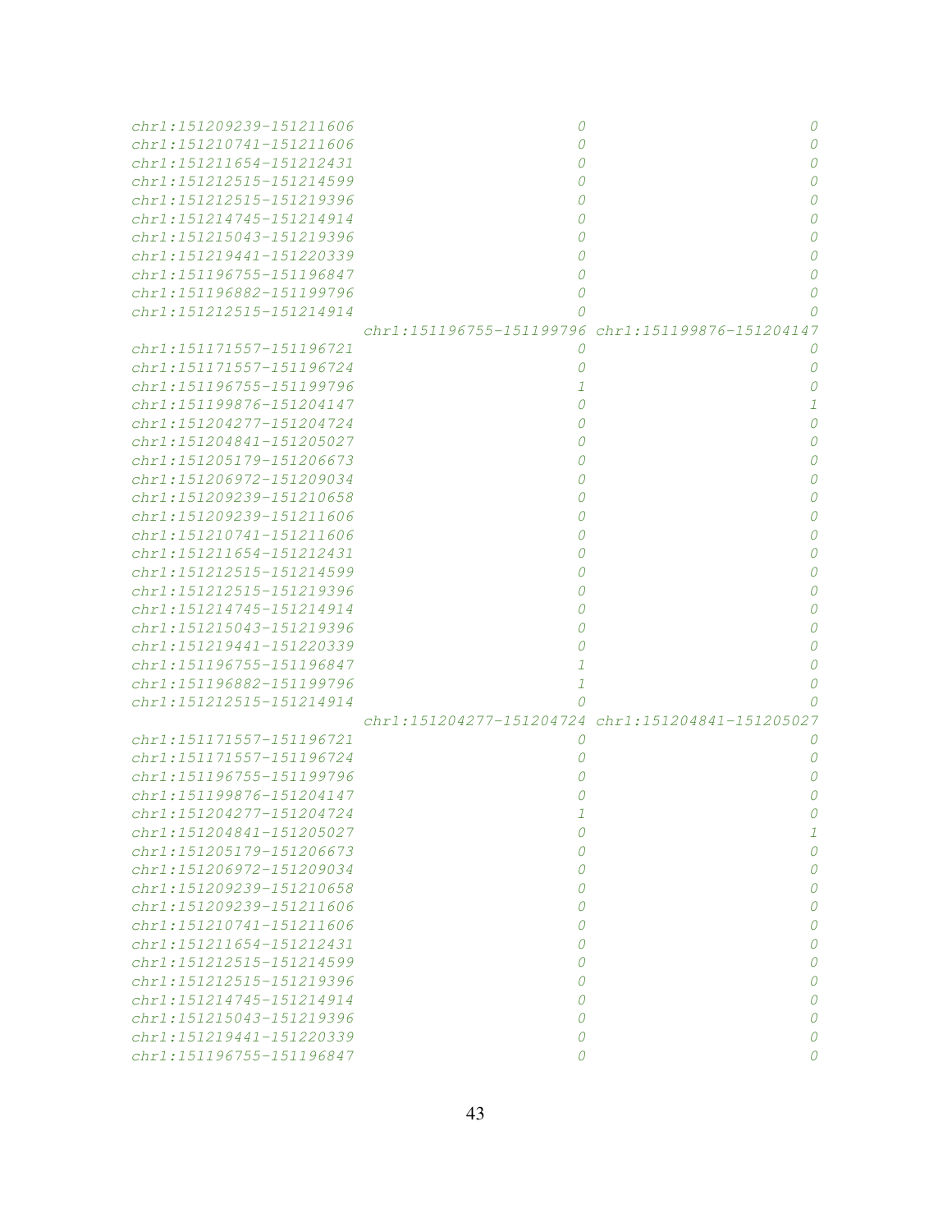```
chr1:151209239-151211606                        0                        0
chr1:151210741-151211606                        0                        0
chr1:151211654-151212431                        0                        0
chr1:151212515-151214599                        0                        0
chr1:151212515-151219396                        0                        0
chr1:151214745-151214914                        0                        0
chr1:151215043-151219396                        0                        0
chr1:151219441-151220339                        0                        0
chr1:151196755-151196847                        0                        0
chr1:151196882-151199796                        0                        0
chr1:151212515-151214914                        0                        0
                         chr1:151196755-151199796 chr1:151199876-151204147
chr1:151171557-151196721                        0                        0
chr1:151171557-151196724                        0                        0
chr1:151196755-151199796                        1                        0
chr1:151199876-151204147                        0                        1
chr1:151204277-151204724                        0                        0
chr1:151204841-151205027                        0                        0
chr1:151205179-151206673                        0                        0
chr1:151206972-151209034                        0                        0
chr1:151209239-151210658                        0                        0
chr1:151209239-151211606                        0                        0
chr1:151210741-151211606                        0                        0
chr1:151211654-151212431                        0                        0
chr1:151212515-151214599                        0                        0
chr1:151212515-151219396                        0                        0
chr1:151214745-151214914                        0                        0
chr1:151215043-151219396                        0                        0
chr1:151219441-151220339                        0                        0
chr1:151196755-151196847                        1                        0
chr1:151196882-151199796                        1                        0
chr1:151212515-151214914                        0                        0
                         chr1:151204277-151204724 chr1:151204841-151205027
chr1:151171557-151196721                        0                        0
chr1:151171557-151196724                        0                        0
chr1:151196755-151199796                        0                        0
chr1:151199876-151204147                        0                        0
chr1:151204277-151204724                        1                        0
chr1:151204841-151205027                        0                        1
chr1:151205179-151206673                        0                        0
chr1:151206972-151209034                        0                        0
chr1:151209239-151210658                        0                        0
chr1:151209239-151211606                        0                        0
chr1:151210741-151211606                        0                        0
chr1:151211654-151212431                        0                        0
chr1:151212515-151214599                        0                        0
chr1:151212515-151219396                        0                        0
chr1:151214745-151214914                        0                        0
chr1:151215043-151219396                        0                        0
chr1:151219441-151220339                        0                        0
chr1:151196755-151196847                        0                        0
```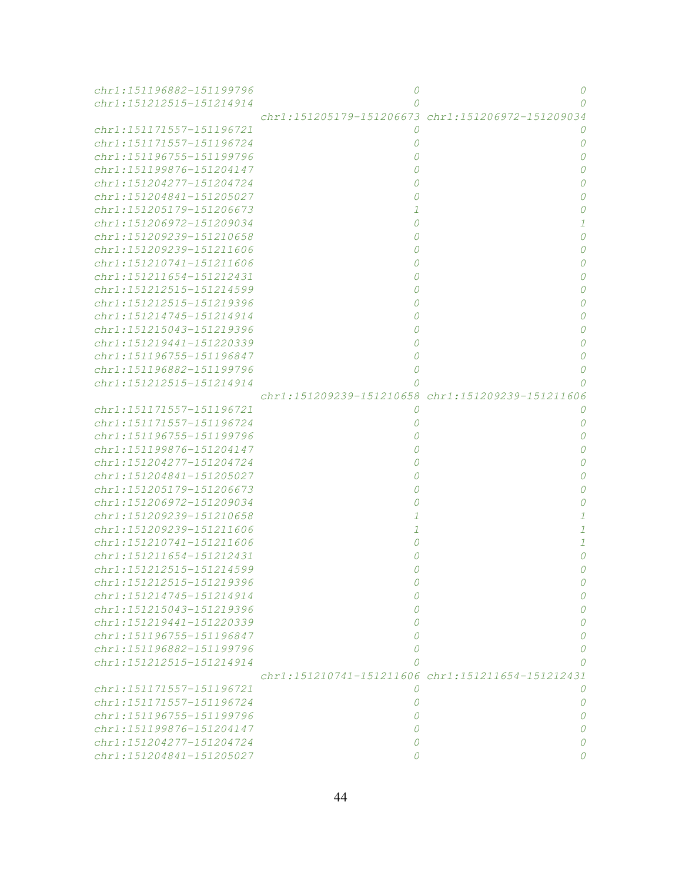```
chr1:151196882-151199796                        0                        0
chr1:151212515-151214914                        0                        0
                         chr1:151205179-151206673 chr1:151206972-151209034
chr1:151171557-151196721                        0                        0
chr1:151171557-151196724                        0                        0
chr1:151196755-151199796                        0                        0
chr1:151199876-151204147                        0                        0
chr1:151204277-151204724                        0                        0
chr1:151204841-151205027                        0                        0
chr1:151205179-151206673                        1                        0
chr1:151206972-151209034                        0                        1
chr1:151209239-151210658                        0                        0
chr1:151209239-151211606                        0                        0
chr1:151210741-151211606                        0                        0
chr1:151211654-151212431                        0                        0
chr1:151212515-151214599                        0                        0
chr1:151212515-151219396                        0                        0
chr1:151214745-151214914                        0                        0
chr1:151215043-151219396                        0                        0
chr1:151219441-151220339                        0                        0
chr1:151196755-151196847                        0                        0
chr1:151196882-151199796                        0                        0
chr1:151212515-151214914                        0                        0
                         chr1:151209239-151210658 chr1:151209239-151211606
chr1:151171557-151196721                        0                        0
chr1:151171557-151196724                        0                        0
chr1:151196755-151199796                        0                        0
chr1:151199876-151204147                        0                        0
chr1:151204277-151204724                        0                        0
chr1:151204841-151205027                        0                        0
chr1:151205179-151206673                        0                        0
chr1:151206972-151209034                        0                        0
chr1:151209239-151210658                        1                        1
chr1:151209239-151211606                        1                        1
chr1:151210741-151211606                        0                        1
chr1:151211654-151212431                        0                        0
chr1:151212515-151214599                        0                        0
chr1:151212515-151219396                        0                        0
chr1:151214745-151214914                        0                        0
chr1:151215043-151219396                        0                        0
chr1:151219441-151220339                        0                        0
chr1:151196755-151196847                        0                        0
chr1:151196882-151199796                        0                        0
chr1:151212515-151214914                        0                        0
                         chr1:151210741-151211606 chr1:151211654-151212431
chr1:151171557-151196721                        0                        0
chr1:151171557-151196724                        0                        0
chr1:151196755-151199796                        0                        0
chr1:151199876-151204147                        0                        0
chr1:151204277-151204724                        0                        0
chr1:151204841-151205027                        0                        0
```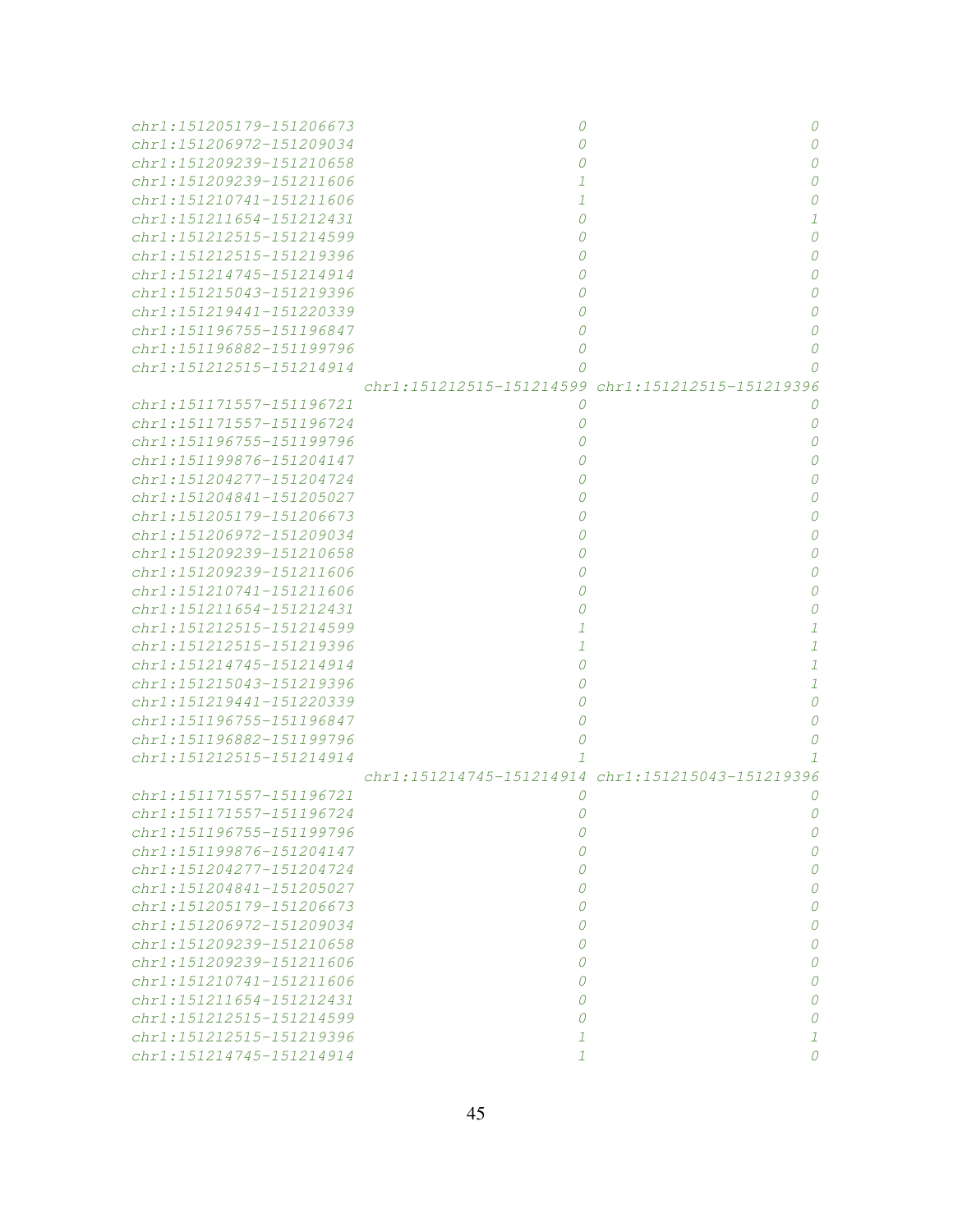```
chr1:151205179-151206673                         0                         0
chr1:151206972-151209034                         0                         0
chr1:151209239-151210658                         0                         0
chr1:151209239-151211606                         1                         0
chr1:151210741-151211606                         1                         0
chr1:151211654-151212431                         0                         1
chr1:151212515-151214599                         0                         0
chr1:151212515-151219396                         0                         0
chr1:151214745-151214914                         0                         0
chr1:151215043-151219396                         0                         0
chr1:151219441-151220339                         0                         0
chr1:151196755-151196847                         0                         0
chr1:151196882-151199796                         0                         0
chr1:151212515-151214914                         0                         0
                         chr1:151212515-151214599 chr1:151212515-151219396
chr1:151171557-151196721                         0                         0
chr1:151171557-151196724                         0                         0
chr1:151196755-151199796                         0                         0
chr1:151199876-151204147                         0                         0
chr1:151204277-151204724                         0                         0
chr1:151204841-151205027                         0                         0
chr1:151205179-151206673                         0                         0
chr1:151206972-151209034                         0                         0
chr1:151209239-151210658                         0                         0
chr1:151209239-151211606                         0                         0
chr1:151210741-151211606                         0                         0
chr1:151211654-151212431                         0                         0
chr1:151212515-151214599                         1                         1
chr1:151212515-151219396                         1                         1
chr1:151214745-151214914                         0                         1
chr1:151215043-151219396                         0                         1
chr1:151219441-151220339                         0                         0
chr1:151196755-151196847                         0                         0
chr1:151196882-151199796                         0                         0
chr1:151212515-151214914                         1                         1
                         chr1:151214745-151214914 chr1:151215043-151219396
chr1:151171557-151196721                         0                         0
chr1:151171557-151196724                         0                         0
chr1:151196755-151199796                         0                         0
chr1:151199876-151204147                         0                         0
chr1:151204277-151204724                         0                         0
chr1:151204841-151205027                         0                         0
chr1:151205179-151206673                         0                         0
chr1:151206972-151209034                         0                         0
chr1:151209239-151210658                         0                         0
chr1:151209239-151211606                         0                         0
chr1:151210741-151211606                         0                         0
chr1:151211654-151212431                         0                         0
chr1:151212515-151214599                         0                         0
chr1:151212515-151219396                         1                         1
chr1:151214745-151214914                         1                         0
```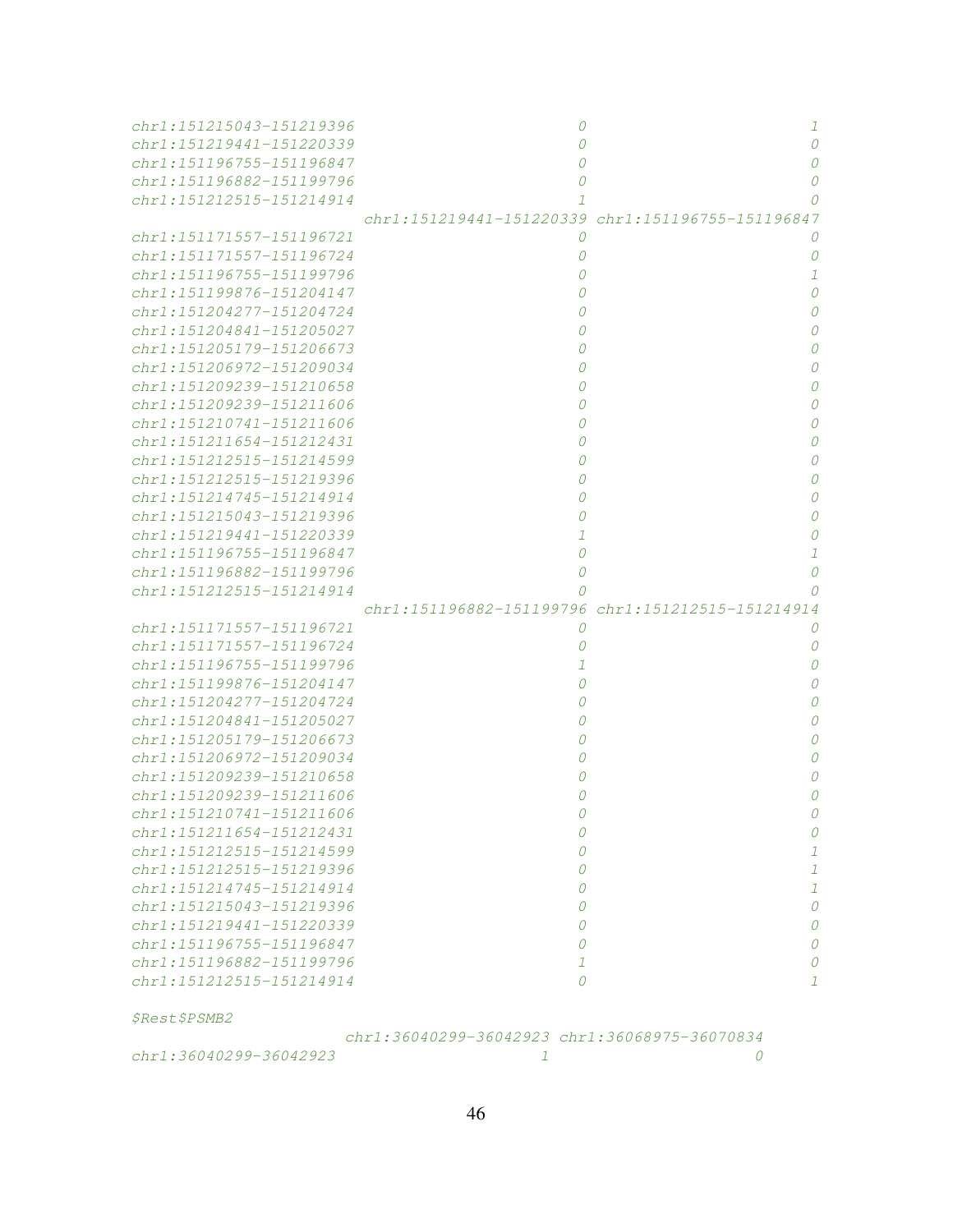```
chr1:151215043-151219396                        0                        1
chr1:151219441-151220339                        0                        0
chr1:151196755-151196847                        0                        0
chr1:151196882-151199796                        0                        0
chr1:151212515-151214914                        1                        0
                         chr1:151219441-151220339 chr1:151196755-151196847
chr1:151171557-151196721                        0                        0
chr1:151171557-151196724                        0                        0
chr1:151196755-151199796                        0                        1
chr1:151199876-151204147                        0                        0
chr1:151204277-151204724                        0                        0
chr1:151204841-151205027                        0                        0
chr1:151205179-151206673                        0                        0
chr1:151206972-151209034                        0                        0
chr1:151209239-151210658                        0                        0
chr1:151209239-151211606                        0                        0
chr1:151210741-151211606                        0                        0
chr1:151211654-151212431                        0                        0
chr1:151212515-151214599                        0                        0
chr1:151212515-151219396                        0                        0
chr1:151214745-151214914                        0                        0
chr1:151215043-151219396                        0                        0
chr1:151219441-151220339                        1                        0
chr1:151196755-151196847                        0                        1
chr1:151196882-151199796                        0                        0
chr1:151212515-151214914                        0                        0
                         chr1:151196882-151199796 chr1:151212515-151214914
chr1:151171557-151196721                        0                        0
chr1:151171557-151196724                        0                        0
chr1:151196755-151199796                        1                        0
chr1:151199876-151204147                        0                        0
chr1:151204277-151204724                        0                        0
chr1:151204841-151205027                        0                        0
chr1:151205179-151206673                        0                        0
chr1:151206972-151209034                        0                        0
chr1:151209239-151210658                        0                        0
chr1:151209239-151211606                        0                        0
chr1:151210741-151211606                        0                        0
chr1:151211654-151212431                        0                        0
chr1:151212515-151214599                        0                        1
chr1:151212515-151219396                        0                        1
chr1:151214745-151214914                        0                        1
chr1:151215043-151219396                        0                        0
chr1:151219441-151220339                        0                        0
chr1:151196755-151196847                        0                        0
chr1:151196882-151199796                        1                        0
chr1:151212515-151214914                        0                        1

$Rest$PSMB2
                       chr1:36040299-36042923 chr1:36068975-36070834
chr1:36040299-36042923                      1                      0
```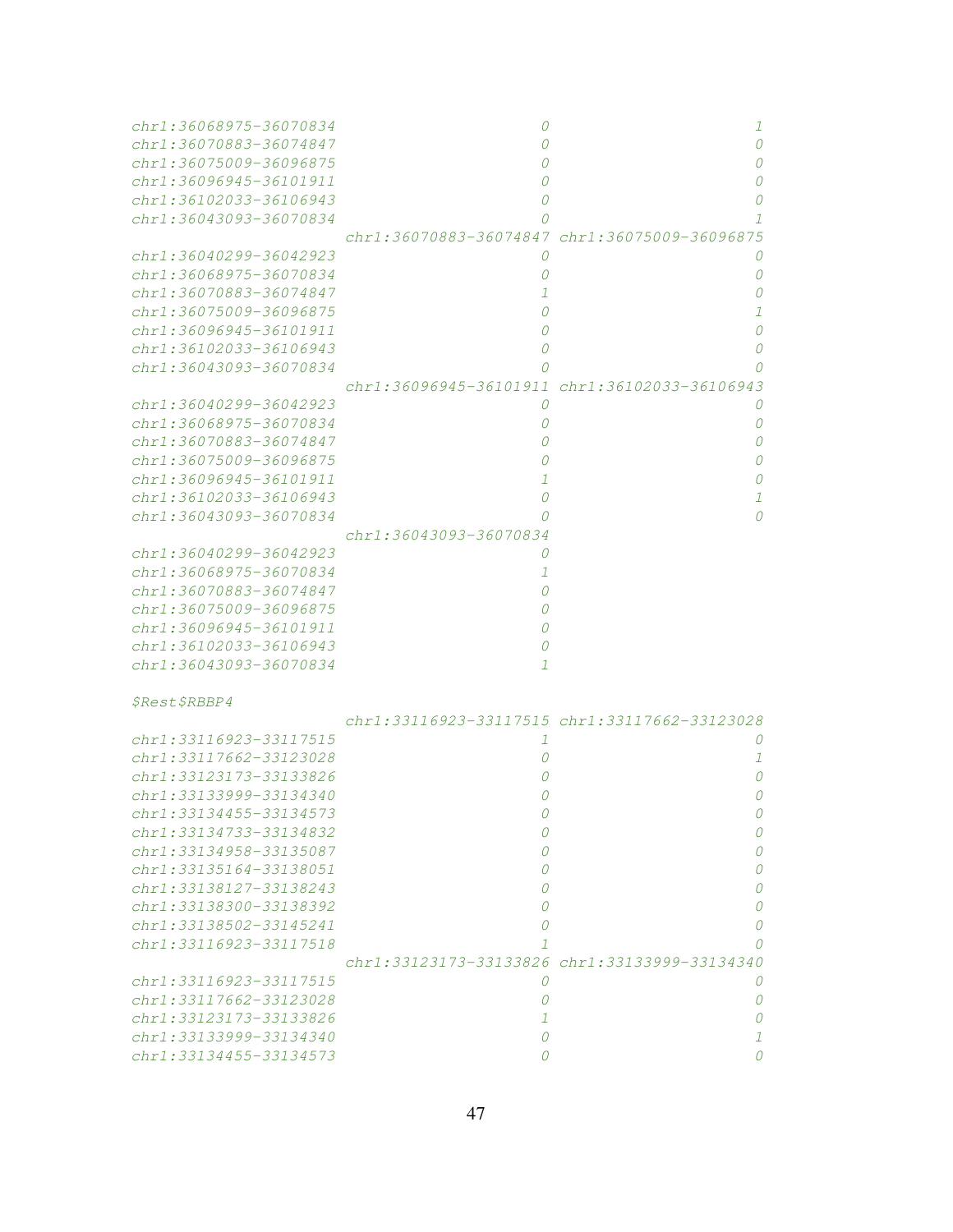```
chr1:36068975-36070834                      0                       1
chr1:36070883-36074847                      0                       0
chr1:36075009-36096875                      0                       0
chr1:36096945-36101911                      0                       0
chr1:36102033-36106943                      0                       0
chr1:36043093-36070834                      0                       1
                       chr1:36070883-36074847 chr1:36075009-36096875
chr1:36040299-36042923                      0                       0
chr1:36068975-36070834                      0                       0
chr1:36070883-36074847                      1                       0
chr1:36075009-36096875                      0                       1
chr1:36096945-36101911                      0                       0
chr1:36102033-36106943                      0                       0
chr1:36043093-36070834                      0                       0
                       chr1:36096945-36101911 chr1:36102033-36106943
chr1:36040299-36042923                      0                       0
chr1:36068975-36070834                      0                       0
chr1:36070883-36074847                      0                       0
chr1:36075009-36096875                      0                       0
chr1:36096945-36101911                      1                       0
chr1:36102033-36106943                      0                       1
chr1:36043093-36070834                      0                       0
                       chr1:36043093-36070834
chr1:36040299-36042923                      0
chr1:36068975-36070834                      1
chr1:36070883-36074847                      0
chr1:36075009-36096875                      0
chr1:36096945-36101911                      0
chr1:36102033-36106943                      0
chr1:36043093-36070834                      1

$Rest$RBBP4
                       chr1:33116923-33117515 chr1:33117662-33123028
chr1:33116923-33117515                      1                       0
chr1:33117662-33123028                      0                       1
chr1:33123173-33133826                      0                       0
chr1:33133999-33134340                      0                       0
chr1:33134455-33134573                      0                       0
chr1:33134733-33134832                      0                       0
chr1:33134958-33135087                      0                       0
chr1:33135164-33138051                      0                       0
chr1:33138127-33138243                      0                       0
chr1:33138300-33138392                      0                       0
chr1:33138502-33145241                      0                       0
chr1:33116923-33117518                      1                       0
                       chr1:33123173-33133826 chr1:33133999-33134340
chr1:33116923-33117515                      0                       0
chr1:33117662-33123028                      0                       0
chr1:33123173-33133826                      1                       0
chr1:33133999-33134340                      0                       1
chr1:33134455-33134573                      0                       0
```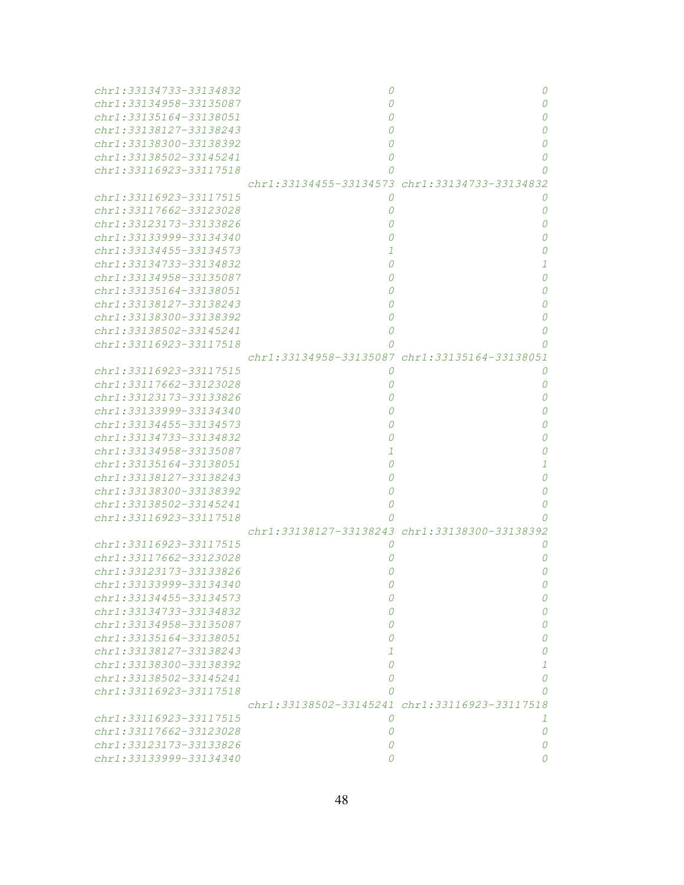```
chr1:33134733-33134832                      0                      0
chr1:33134958-33135087                      0                      0
chr1:33135164-33138051                      0                      0
chr1:33138127-33138243                      0                      0
chr1:33138300-33138392                      0                      0
chr1:33138502-33145241                      0                      0
chr1:33116923-33117518                      0                      0
                       chr1:33134455-33134573 chr1:33134733-33134832
chr1:33116923-33117515                      0                      0
chr1:33117662-33123028                      0                      0
chr1:33123173-33133826                      0                      0
chr1:33133999-33134340                      0                      0
chr1:33134455-33134573                      1                      0
chr1:33134733-33134832                      0                      1
chr1:33134958-33135087                      0                      0
chr1:33135164-33138051                      0                      0
chr1:33138127-33138243                      0                      0
chr1:33138300-33138392                      0                      0
chr1:33138502-33145241                      0                      0
chr1:33116923-33117518                      0                      0
                       chr1:33134958-33135087 chr1:33135164-33138051
chr1:33116923-33117515                      0                      0
chr1:33117662-33123028                      0                      0
chr1:33123173-33133826                      0                      0
chr1:33133999-33134340                      0                      0
chr1:33134455-33134573                      0                      0
chr1:33134733-33134832                      0                      0
chr1:33134958-33135087                      1                      0
chr1:33135164-33138051                      0                      1
chr1:33138127-33138243                      0                      0
chr1:33138300-33138392                      0                      0
chr1:33138502-33145241                      0                      0
chr1:33116923-33117518                      0                      0
                       chr1:33138127-33138243 chr1:33138300-33138392
chr1:33116923-33117515                      0                      0
chr1:33117662-33123028                      0                      0
chr1:33123173-33133826                      0                      0
chr1:33133999-33134340                      0                      0
chr1:33134455-33134573                      0                      0
chr1:33134733-33134832                      0                      0
chr1:33134958-33135087                      0                      0
chr1:33135164-33138051                      0                      0
chr1:33138127-33138243                      1                      0
chr1:33138300-33138392                      0                      1
chr1:33138502-33145241                      0                      0
chr1:33116923-33117518                      0                      0
                       chr1:33138502-33145241 chr1:33116923-33117518
chr1:33116923-33117515                      0                      1
chr1:33117662-33123028                      0                      0
chr1:33123173-33133826                      0                      0
chr1:33133999-33134340                      0                      0
```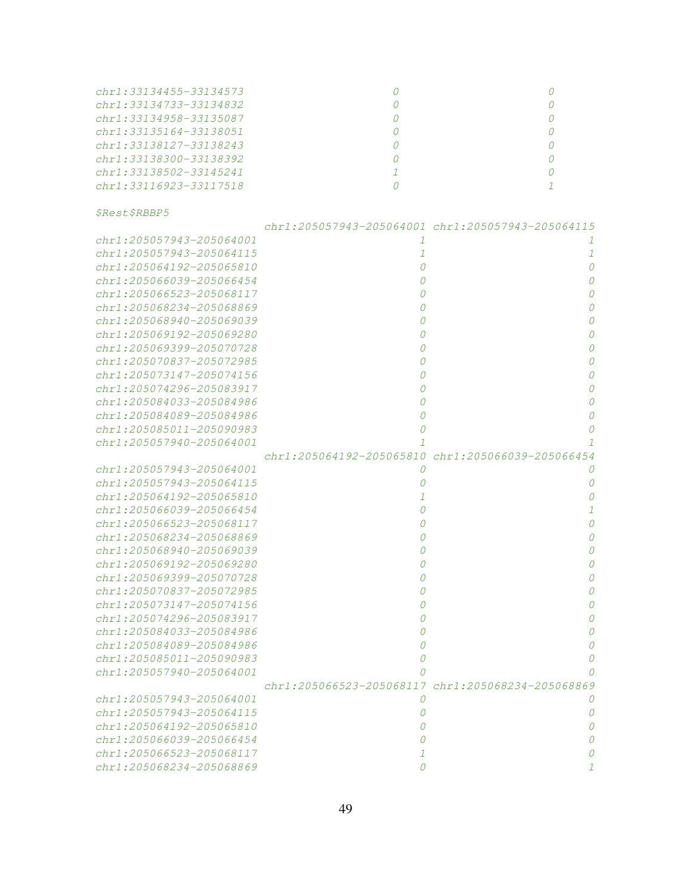```
chr1:33134455-33134573                     0                    0
chr1:33134733-33134832                     0                    0
chr1:33134958-33135087                     0                    0
chr1:33135164-33138051                     0                    0
chr1:33138127-33138243                     0                    0
chr1:33138300-33138392                     0                    0
chr1:33138502-33145241                     1                    0
chr1:33116923-33117518                     0                    1

$Rest$RBBP5
                         chr1:205057943-205064001 chr1:205057943-205064115
chr1:205057943-205064001                        1                        1
chr1:205057943-205064115                        1                        1
chr1:205064192-205065810                        0                        0
chr1:205066039-205066454                        0                        0
chr1:205066523-205068117                        0                        0
chr1:205068234-205068869                        0                        0
chr1:205068940-205069039                        0                        0
chr1:205069192-205069280                        0                        0
chr1:205069399-205070728                        0                        0
chr1:205070837-205072985                        0                        0
chr1:205073147-205074156                        0                        0
chr1:205074296-205083917                        0                        0
chr1:205084033-205084986                        0                        0
chr1:205084089-205084986                        0                        0
chr1:205085011-205090983                        0                        0
chr1:205057940-205064001                        1                        1
                         chr1:205064192-205065810 chr1:205066039-205066454
chr1:205057943-205064001                        0                        0
chr1:205057943-205064115                        0                        0
chr1:205064192-205065810                        1                        0
chr1:205066039-205066454                        0                        1
chr1:205066523-205068117                        0                        0
chr1:205068234-205068869                        0                        0
chr1:205068940-205069039                        0                        0
chr1:205069192-205069280                        0                        0
chr1:205069399-205070728                        0                        0
chr1:205070837-205072985                        0                        0
chr1:205073147-205074156                        0                        0
chr1:205074296-205083917                        0                        0
chr1:205084033-205084986                        0                        0
chr1:205084089-205084986                        0                        0
chr1:205085011-205090983                        0                        0
chr1:205057940-205064001                        0                        0
                         chr1:205066523-205068117 chr1:205068234-205068869
chr1:205057943-205064001                        0                        0
chr1:205057943-205064115                        0                        0
chr1:205064192-205065810                        0                        0
chr1:205066039-205066454                        0                        0
chr1:205066523-205068117                        1                        0
chr1:205068234-205068869                        0                        1
```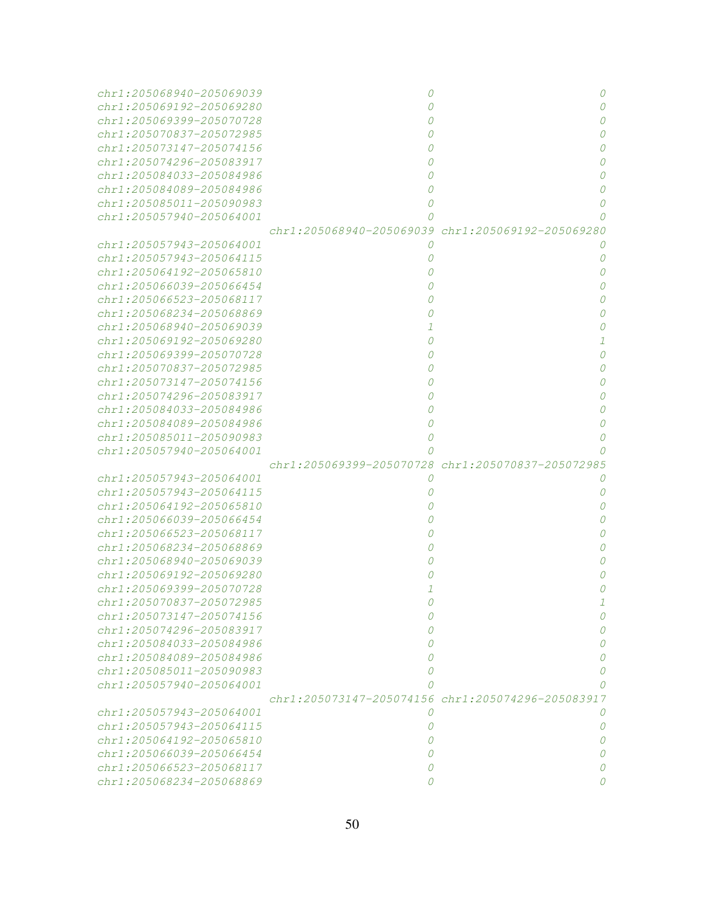```
chr1:205068940-205069039                          0                         0
chr1:205069192-205069280                          0                         0
chr1:205069399-205070728                          0                         0
chr1:205070837-205072985                          0                         0
chr1:205073147-205074156                          0                         0
chr1:205074296-205083917                          0                         0
chr1:205084033-205084986                          0                         0
chr1:205084089-205084986                          0                         0
chr1:205085011-205090983                          0                         0
chr1:205057940-205064001                          0                         0
                         chr1:205068940-205069039 chr1:205069192-205069280
chr1:205057943-205064001                          0                         0
chr1:205057943-205064115                          0                         0
chr1:205064192-205065810                          0                         0
chr1:205066039-205066454                          0                         0
chr1:205066523-205068117                          0                         0
chr1:205068234-205068869                          0                         0
chr1:205068940-205069039                          1                         0
chr1:205069192-205069280                          0                         1
chr1:205069399-205070728                          0                         0
chr1:205070837-205072985                          0                         0
chr1:205073147-205074156                          0                         0
chr1:205074296-205083917                          0                         0
chr1:205084033-205084986                          0                         0
chr1:205084089-205084986                          0                         0
chr1:205085011-205090983                          0                         0
chr1:205057940-205064001                          0                         0
                         chr1:205069399-205070728 chr1:205070837-205072985
chr1:205057943-205064001                          0                         0
chr1:205057943-205064115                          0                         0
chr1:205064192-205065810                          0                         0
chr1:205066039-205066454                          0                         0
chr1:205066523-205068117                          0                         0
chr1:205068234-205068869                          0                         0
chr1:205068940-205069039                          0                         0
chr1:205069192-205069280                          0                         0
chr1:205069399-205070728                          1                         0
chr1:205070837-205072985                          0                         1
chr1:205073147-205074156                          0                         0
chr1:205074296-205083917                          0                         0
chr1:205084033-205084986                          0                         0
chr1:205084089-205084986                          0                         0
chr1:205085011-205090983                          0                         0
chr1:205057940-205064001                          0                         0
                         chr1:205073147-205074156 chr1:205074296-205083917
chr1:205057943-205064001                          0                         0
chr1:205057943-205064115                          0                         0
chr1:205064192-205065810                          0                         0
chr1:205066039-205066454                          0                         0
chr1:205066523-205068117                          0                         0
chr1:205068234-205068869                          0                         0
```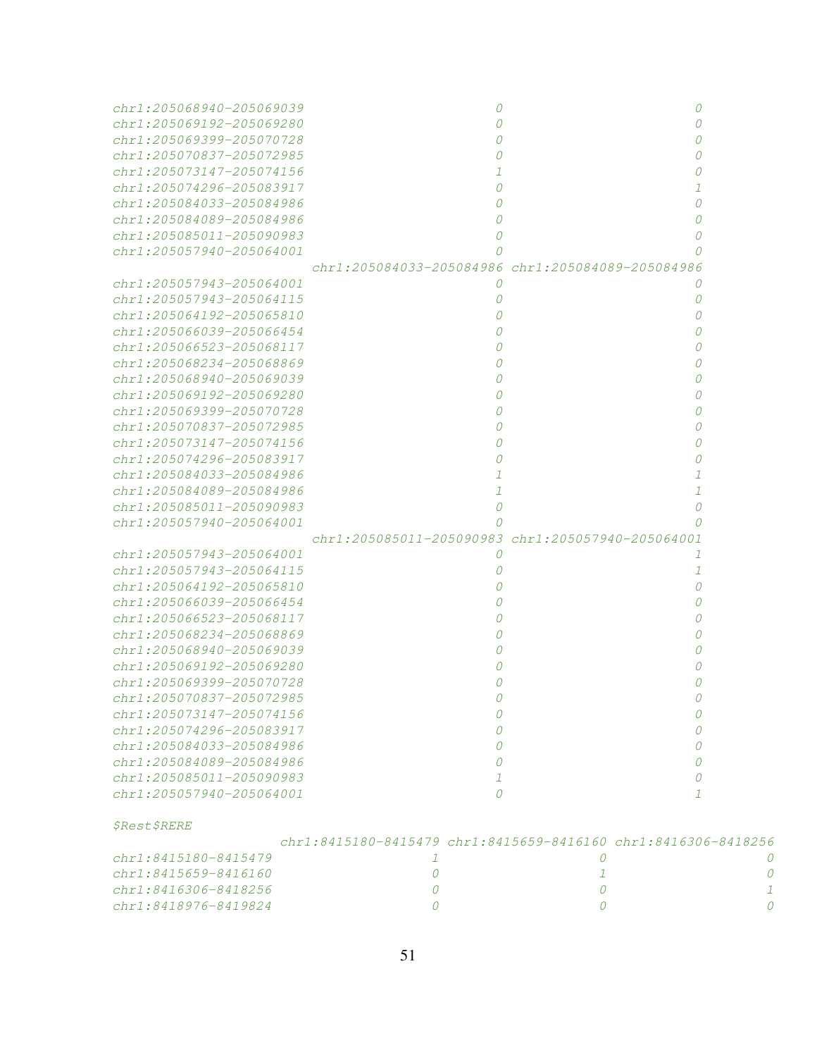```
chr1:205068940-205069039                        0                        0
chr1:205069192-205069280                        0                        0
chr1:205069399-205070728                        0                        0
chr1:205070837-205072985                        0                        0
chr1:205073147-205074156                        1                        0
chr1:205074296-205083917                        0                        1
chr1:205084033-205084986                        0                        0
chr1:205084089-205084986                        0                        0
chr1:205085011-205090983                        0                        0
chr1:205057940-205064001                        0                        0
                         chr1:205084033-205084986 chr1:205084089-205084986
chr1:205057943-205064001                        0                        0
chr1:205057943-205064115                        0                        0
chr1:205064192-205065810                        0                        0
chr1:205066039-205066454                        0                        0
chr1:205066523-205068117                        0                        0
chr1:205068234-205068869                        0                        0
chr1:205068940-205069039                        0                        0
chr1:205069192-205069280                        0                        0
chr1:205069399-205070728                        0                        0
chr1:205070837-205072985                        0                        0
chr1:205073147-205074156                        0                        0
chr1:205074296-205083917                        0                        0
chr1:205084033-205084986                        1                        1
chr1:205084089-205084986                        1                        1
chr1:205085011-205090983                        0                        0
chr1:205057940-205064001                        0                        0
                         chr1:205085011-205090983 chr1:205057940-205064001
chr1:205057943-205064001                        0                        1
chr1:205057943-205064115                        0                        1
chr1:205064192-205065810                        0                        0
chr1:205066039-205066454                        0                        0
chr1:205066523-205068117                        0                        0
chr1:205068234-205068869                        0                        0
chr1:205068940-205069039                        0                        0
chr1:205069192-205069280                        0                        0
chr1:205069399-205070728                        0                        0
chr1:205070837-205072985                        0                        0
chr1:205073147-205074156                        0                        0
chr1:205074296-205083917                        0                        0
chr1:205084033-205084986                        0                        0
chr1:205084089-205084986                        0                        0
chr1:205085011-205090983                        1                        0
chr1:205057940-205064001                        0                        1

$Rest$RERE
                    chr1:8415180-8415479 chr1:8415659-8416160 chr1:8416306-8418256
chr1:8415180-8415479                    1                    0                    0
chr1:8415659-8416160                    0                    1                    0
chr1:8416306-8418256                    0                    0                    1
chr1:8418976-8419824                    0                    0                    0
```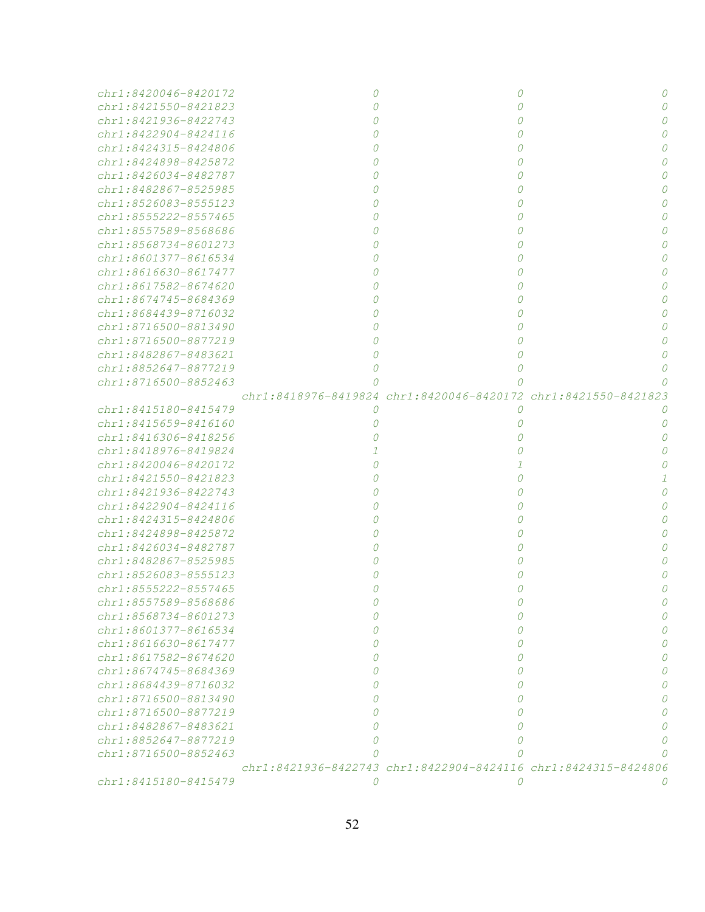```
chr1:8420046-8420172                    0                    0                    0
chr1:8421550-8421823                    0                    0                    0
chr1:8421936-8422743                    0                    0                    0
chr1:8422904-8424116                    0                    0                    0
chr1:8424315-8424806                    0                    0                    0
chr1:8424898-8425872                    0                    0                    0
chr1:8426034-8482787                    0                    0                    0
chr1:8482867-8525985                    0                    0                    0
chr1:8526083-8555123                    0                    0                    0
chr1:8555222-8557465                    0                    0                    0
chr1:8557589-8568686                    0                    0                    0
chr1:8568734-8601273                    0                    0                    0
chr1:8601377-8616534                    0                    0                    0
chr1:8616630-8617477                    0                    0                    0
chr1:8617582-8674620                    0                    0                    0
chr1:8674745-8684369                    0                    0                    0
chr1:8684439-8716032                    0                    0                    0
chr1:8716500-8813490                    0                    0                    0
chr1:8716500-8877219                    0                    0                    0
chr1:8482867-8483621                    0                    0                    0
chr1:8852647-8877219                    0                    0                    0
chr1:8716500-8852463                    0                    0                    0
                     chr1:8418976-8419824 chr1:8420046-8420172 chr1:8421550-8421823
chr1:8415180-8415479                    0                    0                    0
chr1:8415659-8416160                    0                    0                    0
chr1:8416306-8418256                    0                    0                    0
chr1:8418976-8419824                    1                    0                    0
chr1:8420046-8420172                    0                    1                    0
chr1:8421550-8421823                    0                    0                    1
chr1:8421936-8422743                    0                    0                    0
chr1:8422904-8424116                    0                    0                    0
chr1:8424315-8424806                    0                    0                    0
chr1:8424898-8425872                    0                    0                    0
chr1:8426034-8482787                    0                    0                    0
chr1:8482867-8525985                    0                    0                    0
chr1:8526083-8555123                    0                    0                    0
chr1:8555222-8557465                    0                    0                    0
chr1:8557589-8568686                    0                    0                    0
chr1:8568734-8601273                    0                    0                    0
chr1:8601377-8616534                    0                    0                    0
chr1:8616630-8617477                    0                    0                    0
chr1:8617582-8674620                    0                    0                    0
chr1:8674745-8684369                    0                    0                    0
chr1:8684439-8716032                    0                    0                    0
chr1:8716500-8813490                    0                    0                    0
chr1:8716500-8877219                    0                    0                    0
chr1:8482867-8483621                    0                    0                    0
chr1:8852647-8877219                    0                    0                    0
chr1:8716500-8852463                    0                    0                    0
                     chr1:8421936-8422743 chr1:8422904-8424116 chr1:8424315-8424806
chr1:8415180-8415479                    0                    0                    0
```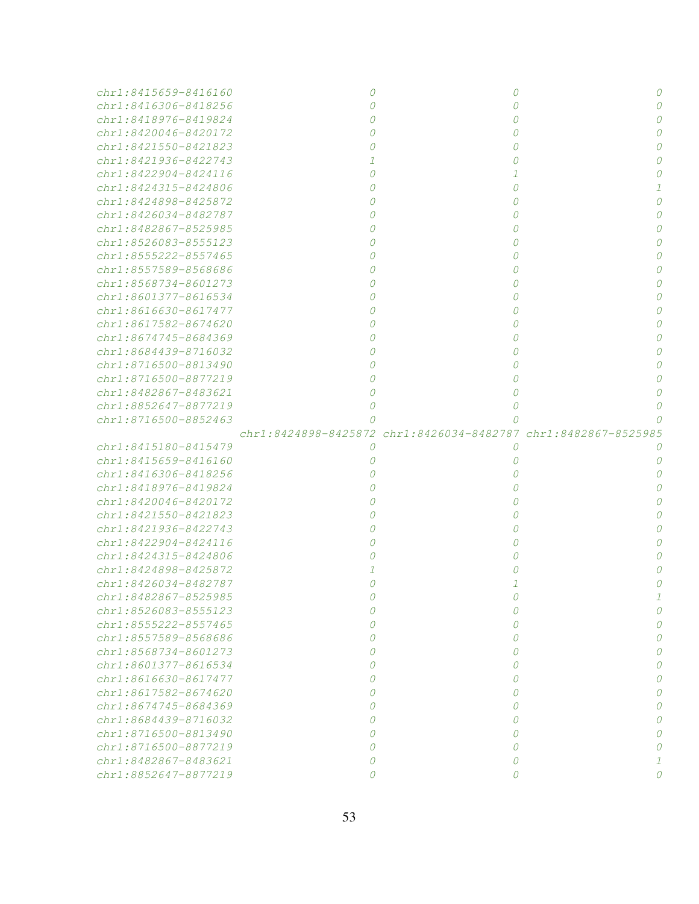```
chr1:8415659-8416160                    0                    0                    0
chr1:8416306-8418256                    0                    0                    0
chr1:8418976-8419824                    0                    0                    0
chr1:8420046-8420172                    0                    0                    0
chr1:8421550-8421823                    0                    0                    0
chr1:8421936-8422743                    1                    0                    0
chr1:8422904-8424116                    0                    1                    0
chr1:8424315-8424806                    0                    0                    1
chr1:8424898-8425872                    0                    0                    0
chr1:8426034-8482787                    0                    0                    0
chr1:8482867-8525985                    0                    0                    0
chr1:8526083-8555123                    0                    0                    0
chr1:8555222-8557465                    0                    0                    0
chr1:8557589-8568686                    0                    0                    0
chr1:8568734-8601273                    0                    0                    0
chr1:8601377-8616534                    0                    0                    0
chr1:8616630-8617477                    0                    0                    0
chr1:8617582-8674620                    0                    0                    0
chr1:8674745-8684369                    0                    0                    0
chr1:8684439-8716032                    0                    0                    0
chr1:8716500-8813490                    0                    0                    0
chr1:8716500-8877219                    0                    0                    0
chr1:8482867-8483621                    0                    0                    0
chr1:8852647-8877219                    0                    0                    0
chr1:8716500-8852463                    0                    0                    0
                     chr1:8424898-8425872 chr1:8426034-8482787 chr1:8482867-8525985
chr1:8415180-8415479                    0                    0                    0
chr1:8415659-8416160                    0                    0                    0
chr1:8416306-8418256                    0                    0                    0
chr1:8418976-8419824                    0                    0                    0
chr1:8420046-8420172                    0                    0                    0
chr1:8421550-8421823                    0                    0                    0
chr1:8421936-8422743                    0                    0                    0
chr1:8422904-8424116                    0                    0                    0
chr1:8424315-8424806                    0                    0                    0
chr1:8424898-8425872                    1                    0                    0
chr1:8426034-8482787                    0                    1                    0
chr1:8482867-8525985                    0                    0                    1
chr1:8526083-8555123                    0                    0                    0
chr1:8555222-8557465                    0                    0                    0
chr1:8557589-8568686                    0                    0                    0
chr1:8568734-8601273                    0                    0                    0
chr1:8601377-8616534                    0                    0                    0
chr1:8616630-8617477                    0                    0                    0
chr1:8617582-8674620                    0                    0                    0
chr1:8674745-8684369                    0                    0                    0
chr1:8684439-8716032                    0                    0                    0
chr1:8716500-8813490                    0                    0                    0
chr1:8716500-8877219                    0                    0                    0
chr1:8482867-8483621                    0                    0                    1
chr1:8852647-8877219                    0                    0                    0
```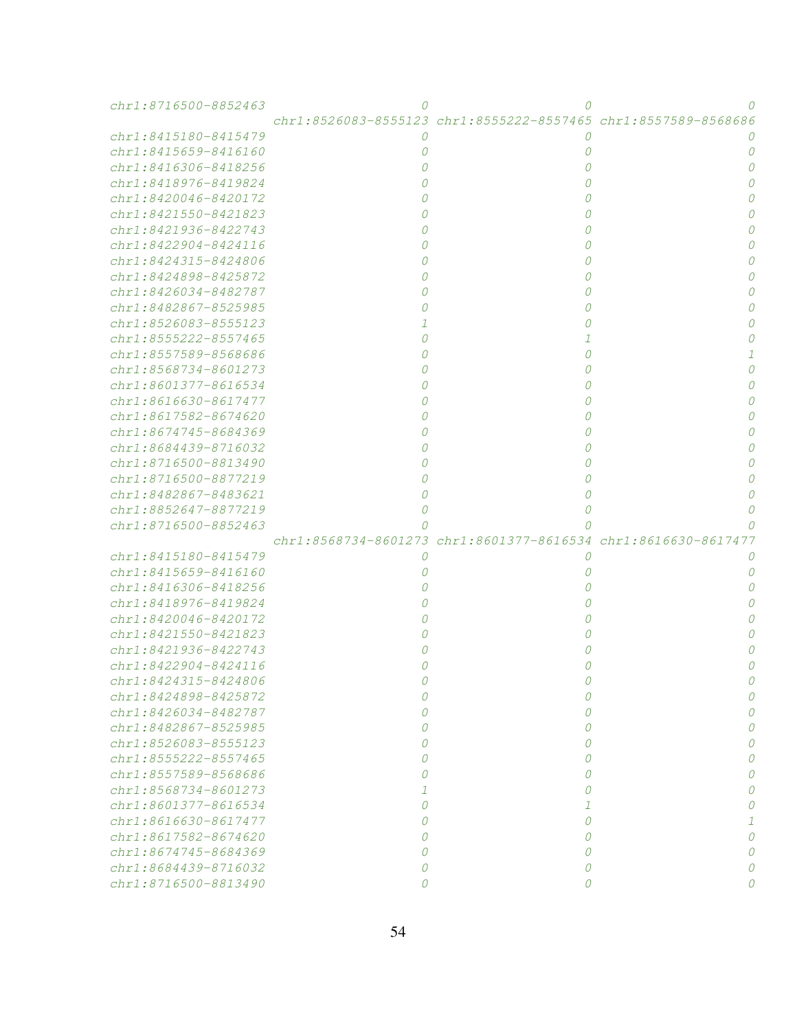```
chr1:8716500-8852463                    0                     0                     0
                     chr1:8526083-8555123 chr1:8555222-8557465 chr1:8557589-8568686
chr1:8415180-8415479                    0                     0                     0
chr1:8415659-8416160                    0                     0                     0
chr1:8416306-8418256                    0                     0                     0
chr1:8418976-8419824                    0                     0                     0
chr1:8420046-8420172                    0                     0                     0
chr1:8421550-8421823                    0                     0                     0
chr1:8421936-8422743                    0                     0                     0
chr1:8422904-8424116                    0                     0                     0
chr1:8424315-8424806                    0                     0                     0
chr1:8424898-8425872                    0                     0                     0
chr1:8426034-8482787                    0                     0                     0
chr1:8482867-8525985                    0                     0                     0
chr1:8526083-8555123                    1                     0                     0
chr1:8555222-8557465                    0                     1                     0
chr1:8557589-8568686                    0                     0                     1
chr1:8568734-8601273                    0                     0                     0
chr1:8601377-8616534                    0                     0                     0
chr1:8616630-8617477                    0                     0                     0
chr1:8617582-8674620                    0                     0                     0
chr1:8674745-8684369                    0                     0                     0
chr1:8684439-8716032                    0                     0                     0
chr1:8716500-8813490                    0                     0                     0
chr1:8716500-8877219                    0                     0                     0
chr1:8482867-8483621                    0                     0                     0
chr1:8852647-8877219                    0                     0                     0
chr1:8716500-8852463                    0                     0                     0
                     chr1:8568734-8601273 chr1:8601377-8616534 chr1:8616630-8617477
chr1:8415180-8415479                    0                     0                     0
chr1:8415659-8416160                    0                     0                     0
chr1:8416306-8418256                    0                     0                     0
chr1:8418976-8419824                    0                     0                     0
chr1:8420046-8420172                    0                     0                     0
chr1:8421550-8421823                    0                     0                     0
chr1:8421936-8422743                    0                     0                     0
chr1:8422904-8424116                    0                     0                     0
chr1:8424315-8424806                    0                     0                     0
chr1:8424898-8425872                    0                     0                     0
chr1:8426034-8482787                    0                     0                     0
chr1:8482867-8525985                    0                     0                     0
chr1:8526083-8555123                    0                     0                     0
chr1:8555222-8557465                    0                     0                     0
chr1:8557589-8568686                    0                     0                     0
chr1:8568734-8601273                    1                     0                     0
chr1:8601377-8616534                    0                     1                     0
chr1:8616630-8617477                    0                     0                     1
chr1:8617582-8674620                    0                     0                     0
chr1:8674745-8684369                    0                     0                     0
chr1:8684439-8716032                    0                     0                     0
chr1:8716500-8813490                    0                     0                     0
```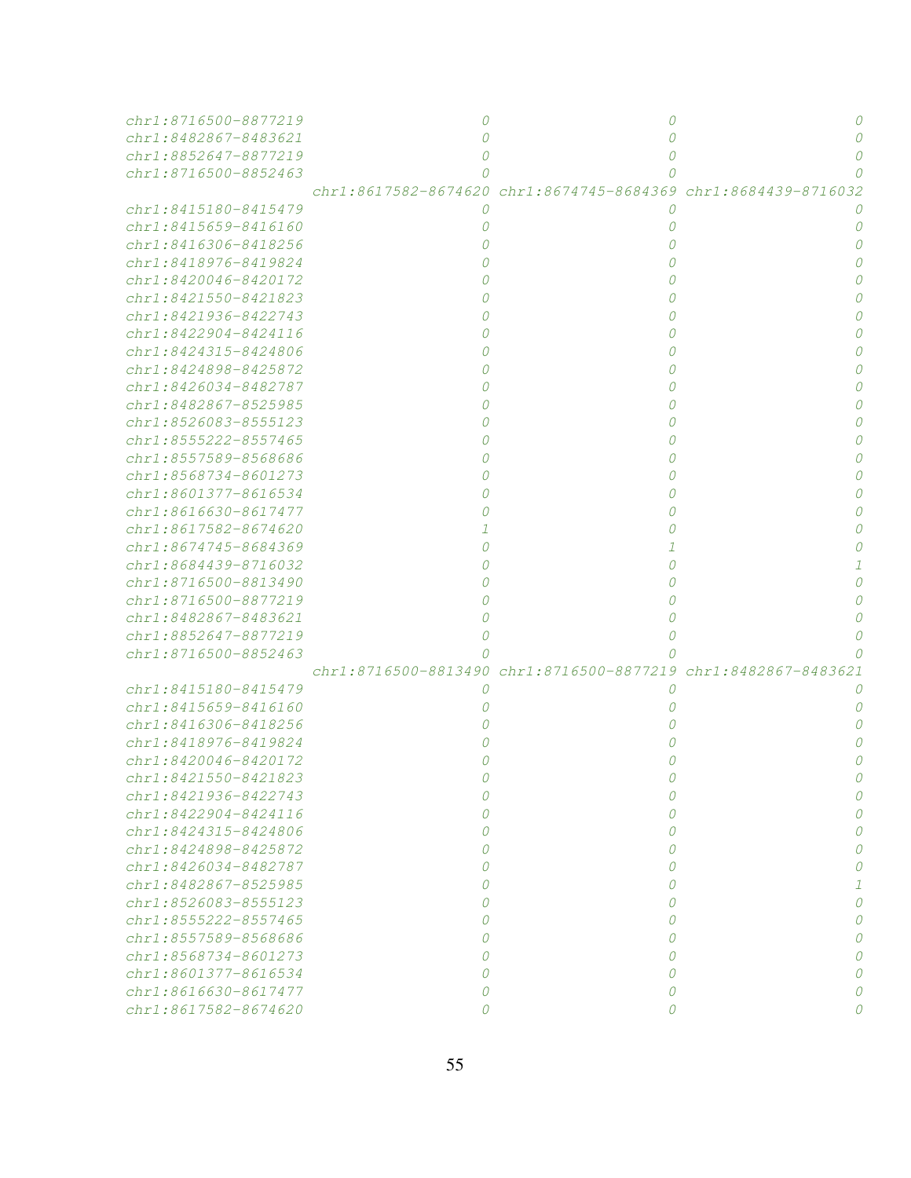```
chr1:8716500-8877219                     0                     0                     0
chr1:8482867-8483621                     0                     0                     0
chr1:8852647-8877219                     0                     0                     0
chr1:8716500-8852463                     0                     0                     0
                     chr1:8617582-8674620 chr1:8674745-8684369 chr1:8684439-8716032
chr1:8415180-8415479                     0                     0                     0
chr1:8415659-8416160                     0                     0                     0
chr1:8416306-8418256                     0                     0                     0
chr1:8418976-8419824                     0                     0                     0
chr1:8420046-8420172                     0                     0                     0
chr1:8421550-8421823                     0                     0                     0
chr1:8421936-8422743                     0                     0                     0
chr1:8422904-8424116                     0                     0                     0
chr1:8424315-8424806                     0                     0                     0
chr1:8424898-8425872                     0                     0                     0
chr1:8426034-8482787                     0                     0                     0
chr1:8482867-8525985                     0                     0                     0
chr1:8526083-8555123                     0                     0                     0
chr1:8555222-8557465                     0                     0                     0
chr1:8557589-8568686                     0                     0                     0
chr1:8568734-8601273                     0                     0                     0
chr1:8601377-8616534                     0                     0                     0
chr1:8616630-8617477                     0                     0                     0
chr1:8617582-8674620                     1                     0                     0
chr1:8674745-8684369                     0                     1                     0
chr1:8684439-8716032                     0                     0                     1
chr1:8716500-8813490                     0                     0                     0
chr1:8716500-8877219                     0                     0                     0
chr1:8482867-8483621                     0                     0                     0
chr1:8852647-8877219                     0                     0                     0
chr1:8716500-8852463                     0                     0                     0
                     chr1:8716500-8813490 chr1:8716500-8877219 chr1:8482867-8483621
chr1:8415180-8415479                     0                     0                     0
chr1:8415659-8416160                     0                     0                     0
chr1:8416306-8418256                     0                     0                     0
chr1:8418976-8419824                     0                     0                     0
chr1:8420046-8420172                     0                     0                     0
chr1:8421550-8421823                     0                     0                     0
chr1:8421936-8422743                     0                     0                     0
chr1:8422904-8424116                     0                     0                     0
chr1:8424315-8424806                     0                     0                     0
chr1:8424898-8425872                     0                     0                     0
chr1:8426034-8482787                     0                     0                     0
chr1:8482867-8525985                     0                     0                     1
chr1:8526083-8555123                     0                     0                     0
chr1:8555222-8557465                     0                     0                     0
chr1:8557589-8568686                     0                     0                     0
chr1:8568734-8601273                     0                     0                     0
chr1:8601377-8616534                     0                     0                     0
chr1:8616630-8617477                     0                     0                     0
chr1:8617582-8674620                     0                     0                     0
```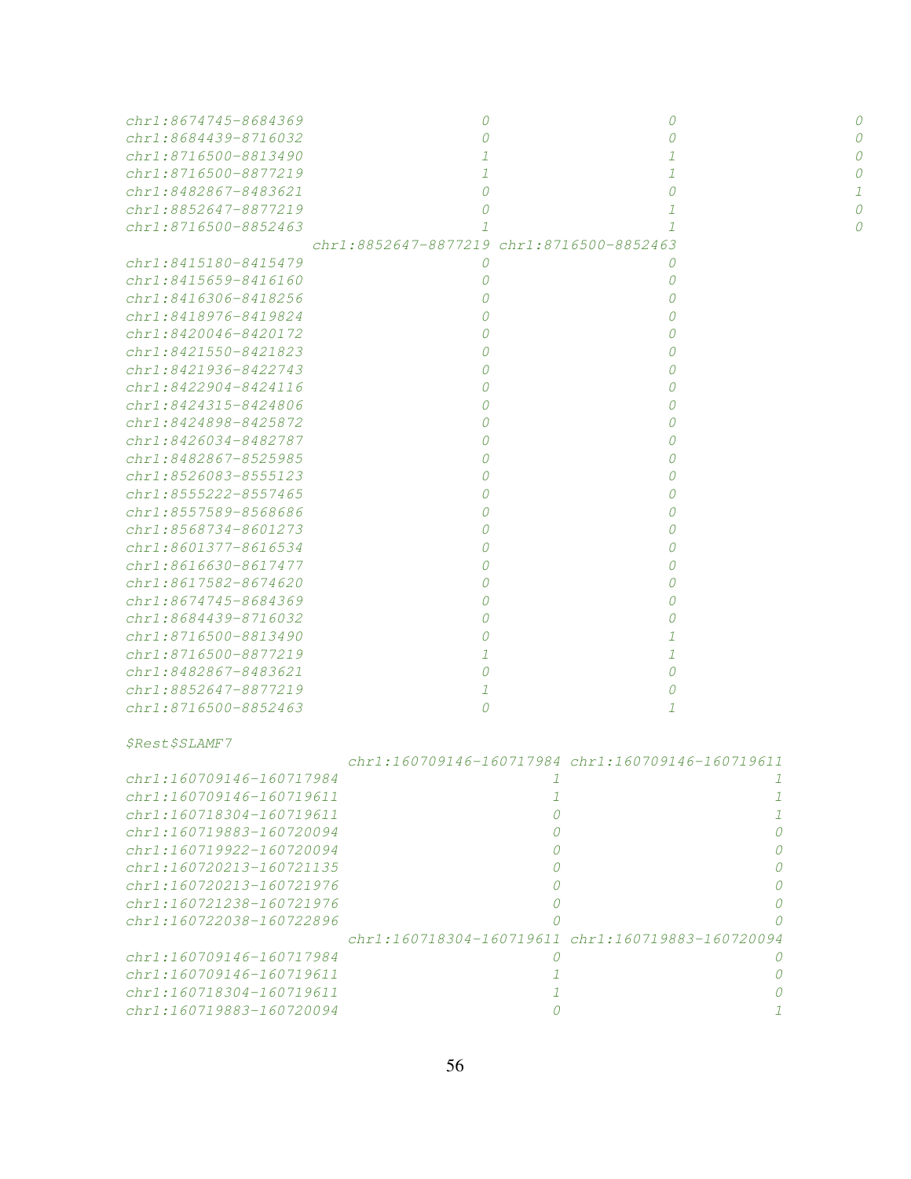```
chr1:8674745-8684369                   0                    0                    0
chr1:8684439-8716032                   0                    0                    0
chr1:8716500-8813490                   1                    1                    0
chr1:8716500-8877219                   1                    1                    0
chr1:8482867-8483621                   0                    0                    1
chr1:8852647-8877219                   0                    1                    0
chr1:8716500-8852463                   1                    1                    0
                     chr1:8852647-8877219 chr1:8716500-8852463
chr1:8415180-8415479                   0                    0
chr1:8415659-8416160                   0                    0
chr1:8416306-8418256                   0                    0
chr1:8418976-8419824                   0                    0
chr1:8420046-8420172                   0                    0
chr1:8421550-8421823                   0                    0
chr1:8421936-8422743                   0                    0
chr1:8422904-8424116                   0                    0
chr1:8424315-8424806                   0                    0
chr1:8424898-8425872                   0                    0
chr1:8426034-8482787                   0                    0
chr1:8482867-8525985                   0                    0
chr1:8526083-8555123                   0                    0
chr1:8555222-8557465                   0                    0
chr1:8557589-8568686                   0                    0
chr1:8568734-8601273                   0                    0
chr1:8601377-8616534                   0                    0
chr1:8616630-8617477                   0                    0
chr1:8617582-8674620                   0                    0
chr1:8674745-8684369                   0                    0
chr1:8684439-8716032                   0                    0
chr1:8716500-8813490                   0                    1
chr1:8716500-8877219                   1                    1
chr1:8482867-8483621                   0                    0
chr1:8852647-8877219                   1                    0
chr1:8716500-8852463                   0                    1

$Rest$SLAMF7
                         chr1:160709146-160717984 chr1:160709146-160719611
chr1:160709146-160717984                        1                        1
chr1:160709146-160719611                        1                        1
chr1:160718304-160719611                        0                        1
chr1:160719883-160720094                        0                        0
chr1:160719922-160720094                        0                        0
chr1:160720213-160721135                        0                        0
chr1:160720213-160721976                        0                        0
chr1:160721238-160721976                        0                        0
chr1:160722038-160722896                        0                        0
                         chr1:160718304-160719611 chr1:160719883-160720094
chr1:160709146-160717984                        0                        0
chr1:160709146-160719611                        1                        0
chr1:160718304-160719611                        1                        0
chr1:160719883-160720094                        0                        1
```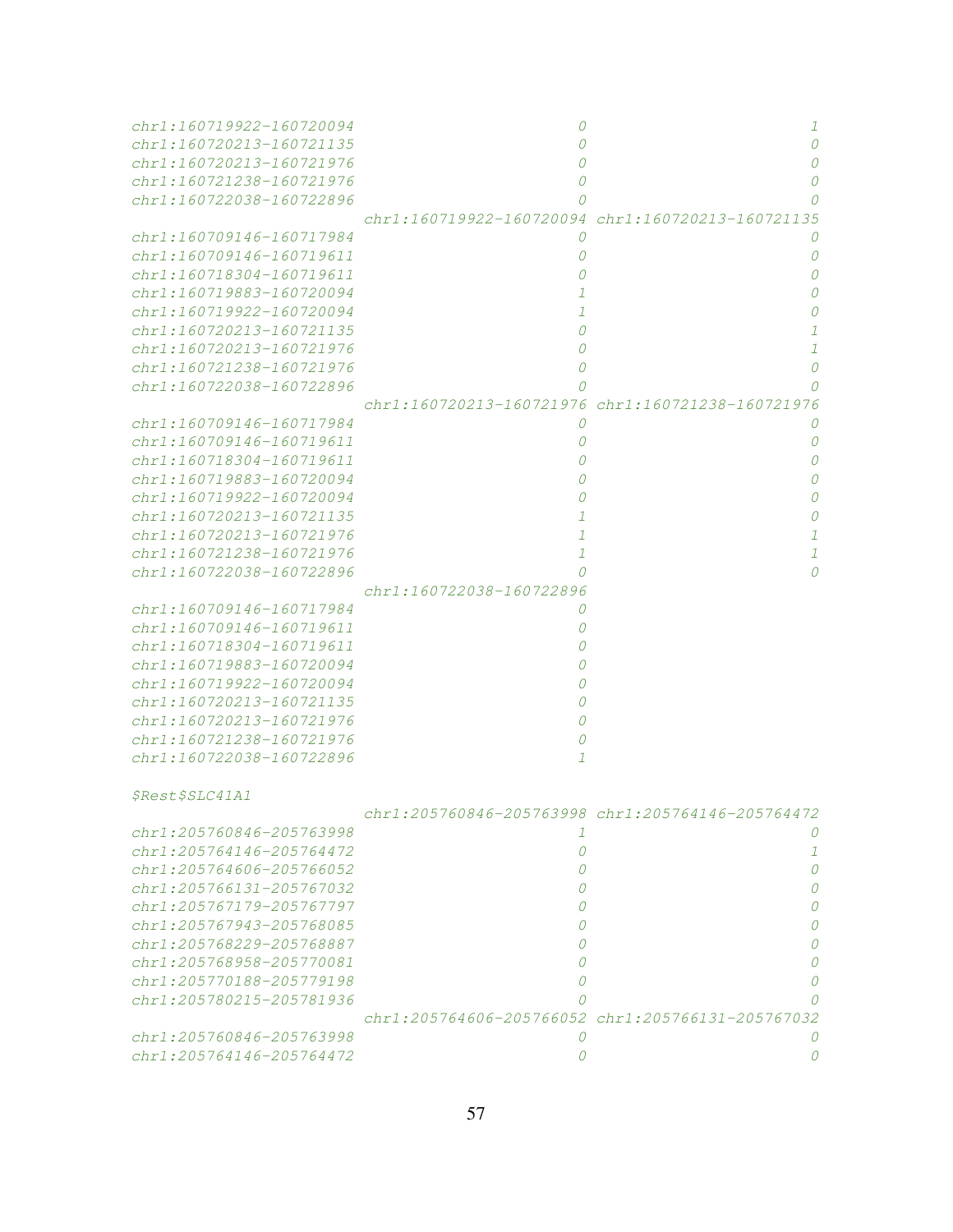```
chr1:160719922-160720094                        0                        1
chr1:160720213-160721135                        0                        0
chr1:160720213-160721976                        0                        0
chr1:160721238-160721976                        0                        0
chr1:160722038-160722896                        0                        0
                         chr1:160719922-160720094 chr1:160720213-160721135
chr1:160709146-160717984                        0                        0
chr1:160709146-160719611                        0                        0
chr1:160718304-160719611                        0                        0
chr1:160719883-160720094                        1                        0
chr1:160719922-160720094                        1                        0
chr1:160720213-160721135                        0                        1
chr1:160720213-160721976                        0                        1
chr1:160721238-160721976                        0                        0
chr1:160722038-160722896                        0                        0
                         chr1:160720213-160721976 chr1:160721238-160721976
chr1:160709146-160717984                        0                        0
chr1:160709146-160719611                        0                        0
chr1:160718304-160719611                        0                        0
chr1:160719883-160720094                        0                        0
chr1:160719922-160720094                        0                        0
chr1:160720213-160721135                        1                        0
chr1:160720213-160721976                        1                        1
chr1:160721238-160721976                        1                        1
chr1:160722038-160722896                        0                        0
                         chr1:160722038-160722896
chr1:160709146-160717984                        0
chr1:160709146-160719611                        0
chr1:160718304-160719611                        0
chr1:160719883-160720094                        0
chr1:160719922-160720094                        0
chr1:160720213-160721135                        0
chr1:160720213-160721976                        0
chr1:160721238-160721976                        0
chr1:160722038-160722896                        1

$Rest$SLC41A1
                         chr1:205760846-205763998 chr1:205764146-205764472
chr1:205760846-205763998                        1                        0
chr1:205764146-205764472                        0                        1
chr1:205764606-205766052                        0                        0
chr1:205766131-205767032                        0                        0
chr1:205767179-205767797                        0                        0
chr1:205767943-205768085                        0                        0
chr1:205768229-205768887                        0                        0
chr1:205768958-205770081                        0                        0
chr1:205770188-205779198                        0                        0
chr1:205780215-205781936                        0                        0
                         chr1:205764606-205766052 chr1:205766131-205767032
chr1:205760846-205763998                        0                        0
chr1:205764146-205764472                        0                        0
```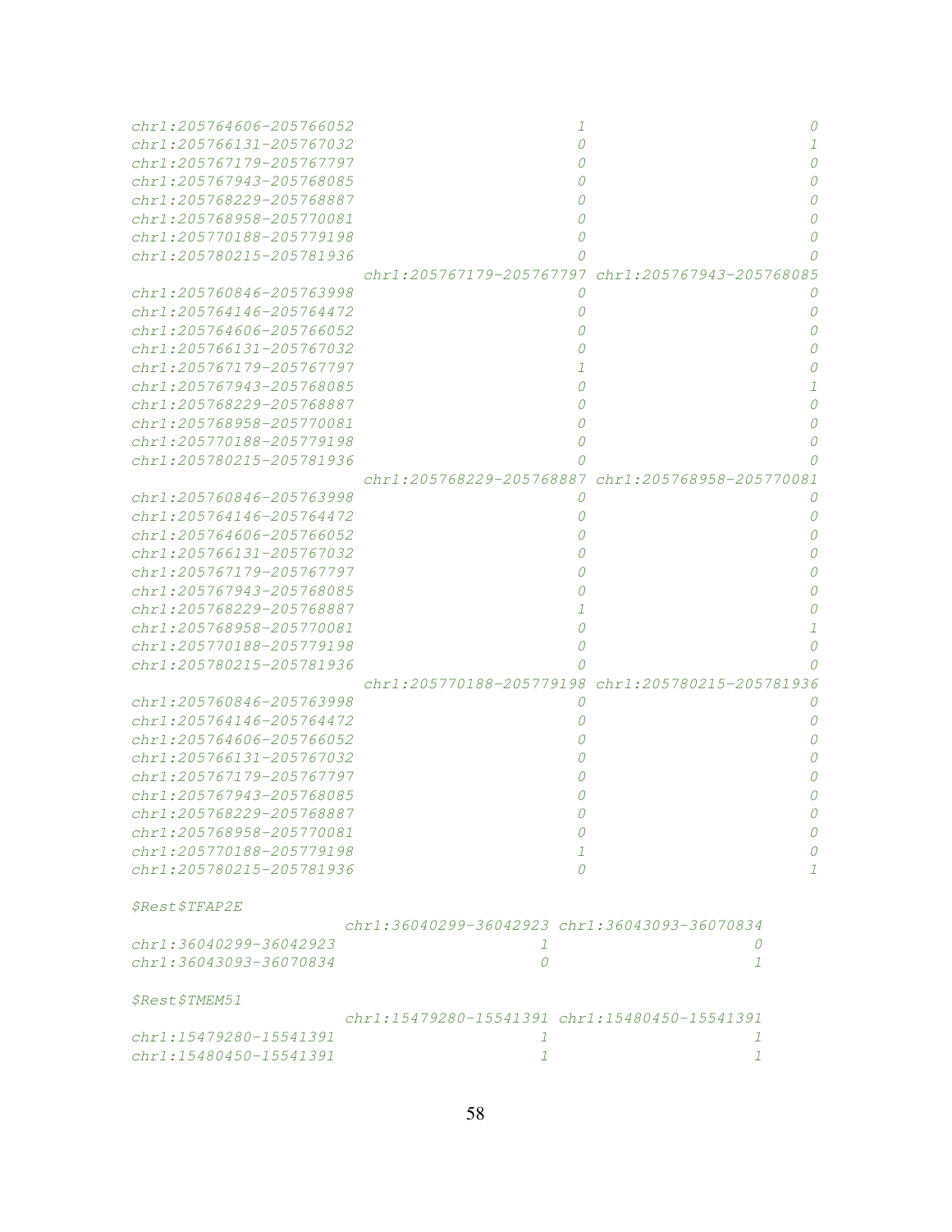```
chr1:205764606-205766052                         1                         0
chr1:205766131-205767032                         0                         1
chr1:205767179-205767797                         0                         0
chr1:205767943-205768085                         0                         0
chr1:205768229-205768887                         0                         0
chr1:205768958-205770081                         0                         0
chr1:205770188-205779198                         0                         0
chr1:205780215-205781936                         0                         0
                         chr1:205767179-205767797 chr1:205767943-205768085
chr1:205760846-205763998                         0                         0
chr1:205764146-205764472                         0                         0
chr1:205764606-205766052                         0                         0
chr1:205766131-205767032                         0                         0
chr1:205767179-205767797                         1                         0
chr1:205767943-205768085                         0                         1
chr1:205768229-205768887                         0                         0
chr1:205768958-205770081                         0                         0
chr1:205770188-205779198                         0                         0
chr1:205780215-205781936                         0                         0
                         chr1:205768229-205768887 chr1:205768958-205770081
chr1:205760846-205763998                         0                         0
chr1:205764146-205764472                         0                         0
chr1:205764606-205766052                         0                         0
chr1:205766131-205767032                         0                         0
chr1:205767179-205767797                         0                         0
chr1:205767943-205768085                         0                         0
chr1:205768229-205768887                         1                         0
chr1:205768958-205770081                         0                         1
chr1:205770188-205779198                         0                         0
chr1:205780215-205781936                         0                         0
                         chr1:205770188-205779198 chr1:205780215-205781936
chr1:205760846-205763998                         0                         0
chr1:205764146-205764472                         0                         0
chr1:205764606-205766052                         0                         0
chr1:205766131-205767032                         0                         0
chr1:205767179-205767797                         0                         0
chr1:205767943-205768085                         0                         0
chr1:205768229-205768887                         0                         0
chr1:205768958-205770081                         0                         0
chr1:205770188-205779198                         1                         0
chr1:205780215-205781936                         0                         1

$Rest$TFAP2E
                       chr1:36040299-36042923 chr1:36043093-36070834
chr1:36040299-36042923                      1                      0
chr1:36043093-36070834                      0                      1

$Rest$TMEM51
                       chr1:15479280-15541391 chr1:15480450-15541391
chr1:15479280-15541391                      1                      1
chr1:15480450-15541391                      1                      1
```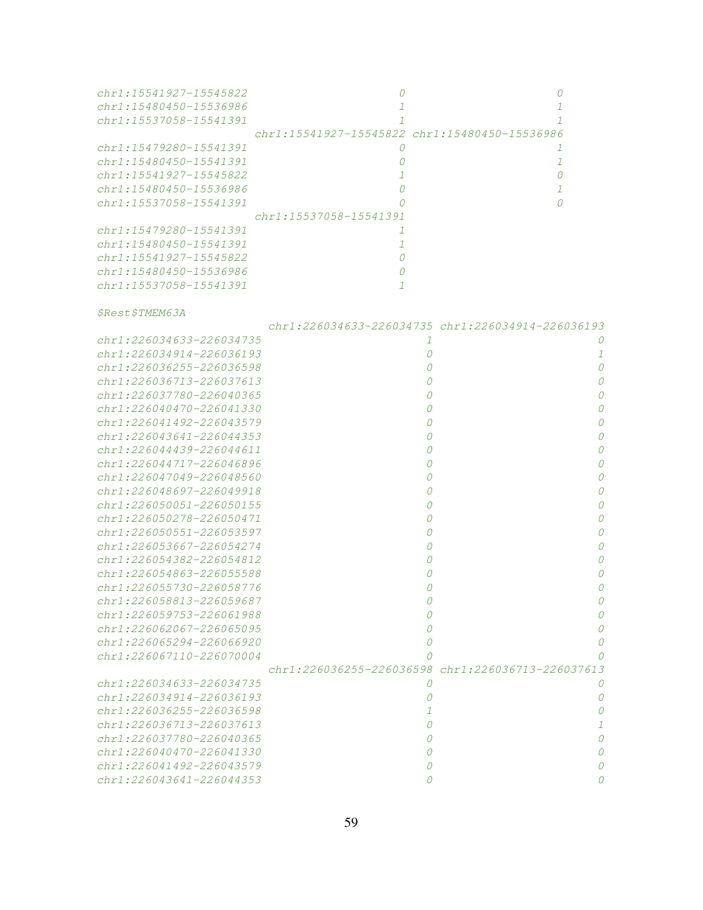```
chr1:15541927-15545822                      0                       0
chr1:15480450-15536986                      1                       1
chr1:15537058-15541391                      1                       1
                       chr1:15541927-15545822 chr1:15480450-15536986
chr1:15479280-15541391                      0                       1
chr1:15480450-15541391                      0                       1
chr1:15541927-15545822                      1                       0
chr1:15480450-15536986                      0                       1
chr1:15537058-15541391                      0                       0
                       chr1:15537058-15541391
chr1:15479280-15541391                      1
chr1:15480450-15541391                      1
chr1:15541927-15545822                      0
chr1:15480450-15536986                      0
chr1:15537058-15541391                      1

$Rest$TMEM63A
                         chr1:226034633-226034735 chr1:226034914-226036193
chr1:226034633-226034735                        1                        0
chr1:226034914-226036193                        0                        1
chr1:226036255-226036598                        0                        0
chr1:226036713-226037613                        0                        0
chr1:226037780-226040365                        0                        0
chr1:226040470-226041330                        0                        0
chr1:226041492-226043579                        0                        0
chr1:226043641-226044353                        0                        0
chr1:226044439-226044611                        0                        0
chr1:226044717-226046896                        0                        0
chr1:226047049-226048560                        0                        0
chr1:226048697-226049918                        0                        0
chr1:226050051-226050155                        0                        0
chr1:226050278-226050471                        0                        0
chr1:226050551-226053597                        0                        0
chr1:226053667-226054274                        0                        0
chr1:226054382-226054812                        0                        0
chr1:226054863-226055588                        0                        0
chr1:226055730-226058776                        0                        0
chr1:226058813-226059687                        0                        0
chr1:226059753-226061988                        0                        0
chr1:226062067-226065095                        0                        0
chr1:226065294-226066920                        0                        0
chr1:226067110-226070004                        0                        0
                         chr1:226036255-226036598 chr1:226036713-226037613
chr1:226034633-226034735                        0                        0
chr1:226034914-226036193                        0                        0
chr1:226036255-226036598                        1                        0
chr1:226036713-226037613                        0                        1
chr1:226037780-226040365                        0                        0
chr1:226040470-226041330                        0                        0
chr1:226041492-226043579                        0                        0
chr1:226043641-226044353                        0                        0
```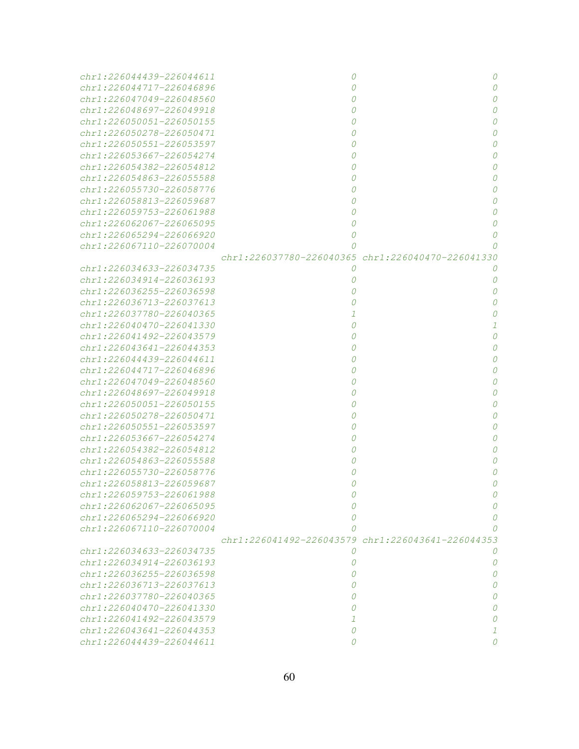```
chr1:226044439-226044611                        0                        0
chr1:226044717-226046896                        0                        0
chr1:226047049-226048560                        0                        0
chr1:226048697-226049918                        0                        0
chr1:226050051-226050155                        0                        0
chr1:226050278-226050471                        0                        0
chr1:226050551-226053597                        0                        0
chr1:226053667-226054274                        0                        0
chr1:226054382-226054812                        0                        0
chr1:226054863-226055588                        0                        0
chr1:226055730-226058776                        0                        0
chr1:226058813-226059687                        0                        0
chr1:226059753-226061988                        0                        0
chr1:226062067-226065095                        0                        0
chr1:226065294-226066920                        0                        0
chr1:226067110-226070004                        0                        0
                         chr1:226037780-226040365 chr1:226040470-226041330
chr1:226034633-226034735                        0                        0
chr1:226034914-226036193                        0                        0
chr1:226036255-226036598                        0                        0
chr1:226036713-226037613                        0                        0
chr1:226037780-226040365                        1                        0
chr1:226040470-226041330                        0                        1
chr1:226041492-226043579                        0                        0
chr1:226043641-226044353                        0                        0
chr1:226044439-226044611                        0                        0
chr1:226044717-226046896                        0                        0
chr1:226047049-226048560                        0                        0
chr1:226048697-226049918                        0                        0
chr1:226050051-226050155                        0                        0
chr1:226050278-226050471                        0                        0
chr1:226050551-226053597                        0                        0
chr1:226053667-226054274                        0                        0
chr1:226054382-226054812                        0                        0
chr1:226054863-226055588                        0                        0
chr1:226055730-226058776                        0                        0
chr1:226058813-226059687                        0                        0
chr1:226059753-226061988                        0                        0
chr1:226062067-226065095                        0                        0
chr1:226065294-226066920                        0                        0
chr1:226067110-226070004                        0                        0
                         chr1:226041492-226043579 chr1:226043641-226044353
chr1:226034633-226034735                        0                        0
chr1:226034914-226036193                        0                        0
chr1:226036255-226036598                        0                        0
chr1:226036713-226037613                        0                        0
chr1:226037780-226040365                        0                        0
chr1:226040470-226041330                        0                        0
chr1:226041492-226043579                        1                        0
chr1:226043641-226044353                        0                        1
chr1:226044439-226044611                        0                        0
```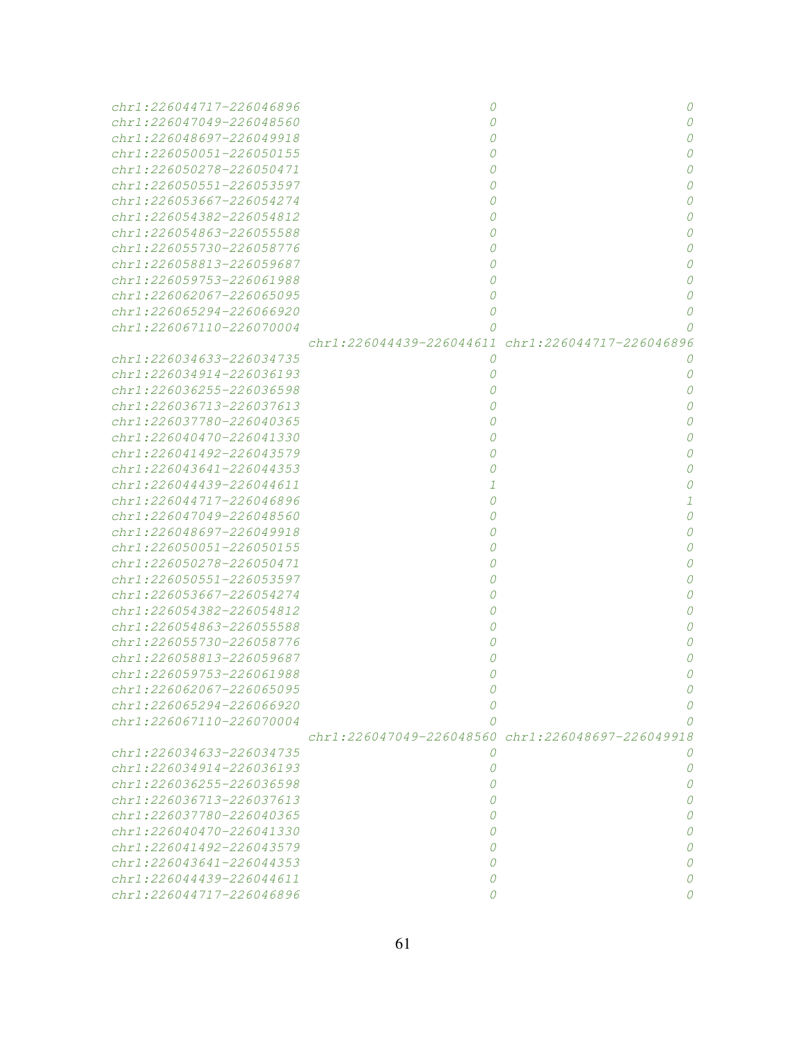```
chr1:226044717-226046896                        0                        0
chr1:226047049-226048560                        0                        0
chr1:226048697-226049918                        0                        0
chr1:226050051-226050155                        0                        0
chr1:226050278-226050471                        0                        0
chr1:226050551-226053597                        0                        0
chr1:226053667-226054274                        0                        0
chr1:226054382-226054812                        0                        0
chr1:226054863-226055588                        0                        0
chr1:226055730-226058776                        0                        0
chr1:226058813-226059687                        0                        0
chr1:226059753-226061988                        0                        0
chr1:226062067-226065095                        0                        0
chr1:226065294-226066920                        0                        0
chr1:226067110-226070004                        0                        0
                         chr1:226044439-226044611 chr1:226044717-226046896
chr1:226034633-226034735                        0                        0
chr1:226034914-226036193                        0                        0
chr1:226036255-226036598                        0                        0
chr1:226036713-226037613                        0                        0
chr1:226037780-226040365                        0                        0
chr1:226040470-226041330                        0                        0
chr1:226041492-226043579                        0                        0
chr1:226043641-226044353                        0                        0
chr1:226044439-226044611                        1                        0
chr1:226044717-226046896                        0                        1
chr1:226047049-226048560                        0                        0
chr1:226048697-226049918                        0                        0
chr1:226050051-226050155                        0                        0
chr1:226050278-226050471                        0                        0
chr1:226050551-226053597                        0                        0
chr1:226053667-226054274                        0                        0
chr1:226054382-226054812                        0                        0
chr1:226054863-226055588                        0                        0
chr1:226055730-226058776                        0                        0
chr1:226058813-226059687                        0                        0
chr1:226059753-226061988                        0                        0
chr1:226062067-226065095                        0                        0
chr1:226065294-226066920                        0                        0
chr1:226067110-226070004                        0                        0
                         chr1:226047049-226048560 chr1:226048697-226049918
chr1:226034633-226034735                        0                        0
chr1:226034914-226036193                        0                        0
chr1:226036255-226036598                        0                        0
chr1:226036713-226037613                        0                        0
chr1:226037780-226040365                        0                        0
chr1:226040470-226041330                        0                        0
chr1:226041492-226043579                        0                        0
chr1:226043641-226044353                        0                        0
chr1:226044439-226044611                        0                        0
chr1:226044717-226046896                        0                        0
```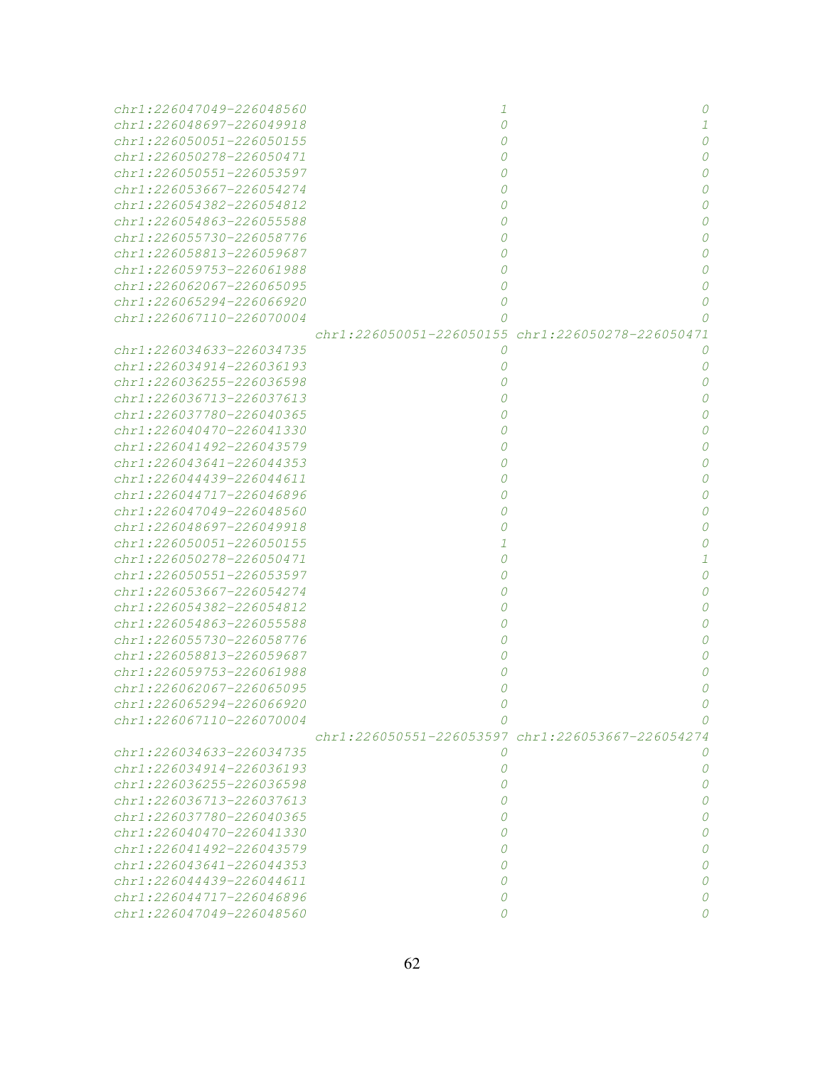```
chr1:226047049-226048560                        1                        0
chr1:226048697-226049918                        0                        1
chr1:226050051-226050155                        0                        0
chr1:226050278-226050471                        0                        0
chr1:226050551-226053597                        0                        0
chr1:226053667-226054274                        0                        0
chr1:226054382-226054812                        0                        0
chr1:226054863-226055588                        0                        0
chr1:226055730-226058776                        0                        0
chr1:226058813-226059687                        0                        0
chr1:226059753-226061988                        0                        0
chr1:226062067-226065095                        0                        0
chr1:226065294-226066920                        0                        0
chr1:226067110-226070004                        0                        0
                         chr1:226050051-226050155 chr1:226050278-226050471
chr1:226034633-226034735                        0                        0
chr1:226034914-226036193                        0                        0
chr1:226036255-226036598                        0                        0
chr1:226036713-226037613                        0                        0
chr1:226037780-226040365                        0                        0
chr1:226040470-226041330                        0                        0
chr1:226041492-226043579                        0                        0
chr1:226043641-226044353                        0                        0
chr1:226044439-226044611                        0                        0
chr1:226044717-226046896                        0                        0
chr1:226047049-226048560                        0                        0
chr1:226048697-226049918                        0                        0
chr1:226050051-226050155                        1                        0
chr1:226050278-226050471                        0                        1
chr1:226050551-226053597                        0                        0
chr1:226053667-226054274                        0                        0
chr1:226054382-226054812                        0                        0
chr1:226054863-226055588                        0                        0
chr1:226055730-226058776                        0                        0
chr1:226058813-226059687                        0                        0
chr1:226059753-226061988                        0                        0
chr1:226062067-226065095                        0                        0
chr1:226065294-226066920                        0                        0
chr1:226067110-226070004                        0                        0
                         chr1:226050551-226053597 chr1:226053667-226054274
chr1:226034633-226034735                        0                        0
chr1:226034914-226036193                        0                        0
chr1:226036255-226036598                        0                        0
chr1:226036713-226037613                        0                        0
chr1:226037780-226040365                        0                        0
chr1:226040470-226041330                        0                        0
chr1:226041492-226043579                        0                        0
chr1:226043641-226044353                        0                        0
chr1:226044439-226044611                        0                        0
chr1:226044717-226046896                        0                        0
chr1:226047049-226048560                        0                        0
```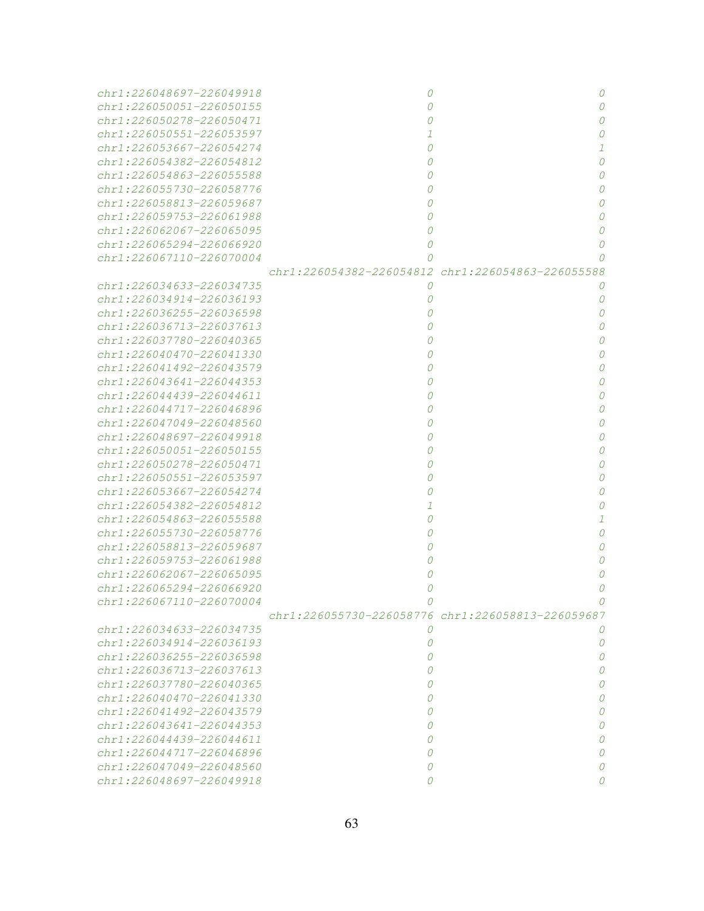```
chr1:226048697-226049918                        0                        0
chr1:226050051-226050155                        0                        0
chr1:226050278-226050471                        0                        0
chr1:226050551-226053597                        1                        0
chr1:226053667-226054274                        0                        1
chr1:226054382-226054812                        0                        0
chr1:226054863-226055588                        0                        0
chr1:226055730-226058776                        0                        0
chr1:226058813-226059687                        0                        0
chr1:226059753-226061988                        0                        0
chr1:226062067-226065095                        0                        0
chr1:226065294-226066920                        0                        0
chr1:226067110-226070004                        0                        0
                         chr1:226054382-226054812 chr1:226054863-226055588
chr1:226034633-226034735                        0                        0
chr1:226034914-226036193                        0                        0
chr1:226036255-226036598                        0                        0
chr1:226036713-226037613                        0                        0
chr1:226037780-226040365                        0                        0
chr1:226040470-226041330                        0                        0
chr1:226041492-226043579                        0                        0
chr1:226043641-226044353                        0                        0
chr1:226044439-226044611                        0                        0
chr1:226044717-226046896                        0                        0
chr1:226047049-226048560                        0                        0
chr1:226048697-226049918                        0                        0
chr1:226050051-226050155                        0                        0
chr1:226050278-226050471                        0                        0
chr1:226050551-226053597                        0                        0
chr1:226053667-226054274                        0                        0
chr1:226054382-226054812                        1                        0
chr1:226054863-226055588                        0                        1
chr1:226055730-226058776                        0                        0
chr1:226058813-226059687                        0                        0
chr1:226059753-226061988                        0                        0
chr1:226062067-226065095                        0                        0
chr1:226065294-226066920                        0                        0
chr1:226067110-226070004                        0                        0
                         chr1:226055730-226058776 chr1:226058813-226059687
chr1:226034633-226034735                        0                        0
chr1:226034914-226036193                        0                        0
chr1:226036255-226036598                        0                        0
chr1:226036713-226037613                        0                        0
chr1:226037780-226040365                        0                        0
chr1:226040470-226041330                        0                        0
chr1:226041492-226043579                        0                        0
chr1:226043641-226044353                        0                        0
chr1:226044439-226044611                        0                        0
chr1:226044717-226046896                        0                        0
chr1:226047049-226048560                        0                        0
chr1:226048697-226049918                        0                        0
```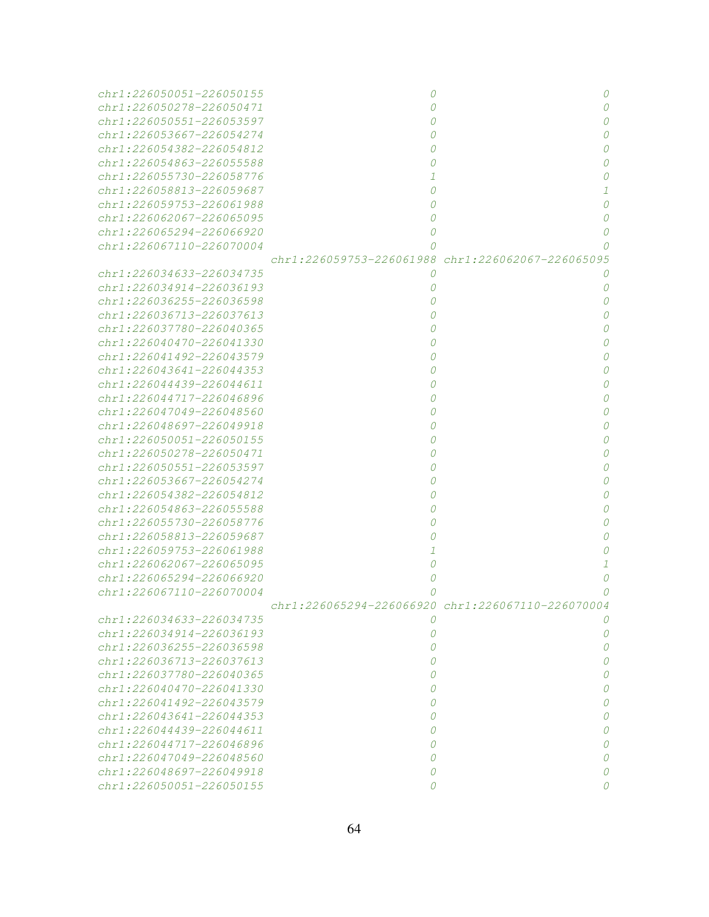```
chr1:226050051-226050155                        0                        0
chr1:226050278-226050471                        0                        0
chr1:226050551-226053597                        0                        0
chr1:226053667-226054274                        0                        0
chr1:226054382-226054812                        0                        0
chr1:226054863-226055588                        0                        0
chr1:226055730-226058776                        1                        0
chr1:226058813-226059687                        0                        1
chr1:226059753-226061988                        0                        0
chr1:226062067-226065095                        0                        0
chr1:226065294-226066920                        0                        0
chr1:226067110-226070004                        0                        0
                         chr1:226059753-226061988 chr1:226062067-226065095
chr1:226034633-226034735                        0                        0
chr1:226034914-226036193                        0                        0
chr1:226036255-226036598                        0                        0
chr1:226036713-226037613                        0                        0
chr1:226037780-226040365                        0                        0
chr1:226040470-226041330                        0                        0
chr1:226041492-226043579                        0                        0
chr1:226043641-226044353                        0                        0
chr1:226044439-226044611                        0                        0
chr1:226044717-226046896                        0                        0
chr1:226047049-226048560                        0                        0
chr1:226048697-226049918                        0                        0
chr1:226050051-226050155                        0                        0
chr1:226050278-226050471                        0                        0
chr1:226050551-226053597                        0                        0
chr1:226053667-226054274                        0                        0
chr1:226054382-226054812                        0                        0
chr1:226054863-226055588                        0                        0
chr1:226055730-226058776                        0                        0
chr1:226058813-226059687                        0                        0
chr1:226059753-226061988                        1                        0
chr1:226062067-226065095                        0                        1
chr1:226065294-226066920                        0                        0
chr1:226067110-226070004                        0                        0
                         chr1:226065294-226066920 chr1:226067110-226070004
chr1:226034633-226034735                        0                        0
chr1:226034914-226036193                        0                        0
chr1:226036255-226036598                        0                        0
chr1:226036713-226037613                        0                        0
chr1:226037780-226040365                        0                        0
chr1:226040470-226041330                        0                        0
chr1:226041492-226043579                        0                        0
chr1:226043641-226044353                        0                        0
chr1:226044439-226044611                        0                        0
chr1:226044717-226046896                        0                        0
chr1:226047049-226048560                        0                        0
chr1:226048697-226049918                        0                        0
chr1:226050051-226050155                        0                        0
```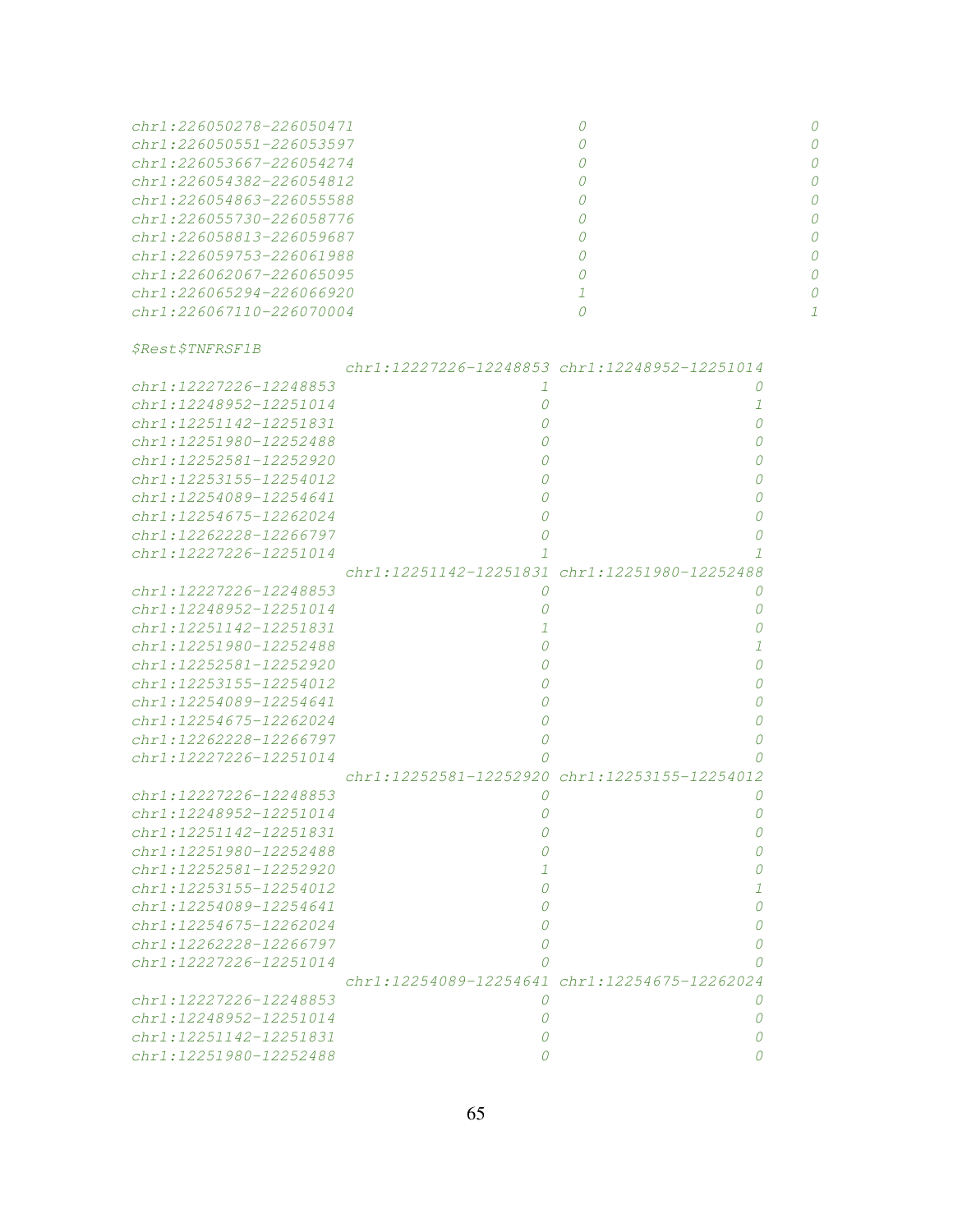```
chr1:226050278-226050471                        0                       0
chr1:226050551-226053597                        0                       0
chr1:226053667-226054274                        0                       0
chr1:226054382-226054812                        0                       0
chr1:226054863-226055588                        0                       0
chr1:226055730-226058776                        0                       0
chr1:226058813-226059687                        0                       0
chr1:226059753-226061988                        0                       0
chr1:226062067-226065095                        0                       0
chr1:226065294-226066920                        1                       0
chr1:226067110-226070004                        0                       1

$Rest$TNFRSF1B
                      chr1:12227226-12248853 chr1:12248952-12251014
chr1:12227226-12248853                      1                      0
chr1:12248952-12251014                      0                      1
chr1:12251142-12251831                      0                      0
chr1:12251980-12252488                      0                      0
chr1:12252581-12252920                      0                      0
chr1:12253155-12254012                      0                      0
chr1:12254089-12254641                      0                      0
chr1:12254675-12262024                      0                      0
chr1:12262228-12266797                      0                      0
chr1:12227226-12251014                      1                      1
                      chr1:12251142-12251831 chr1:12251980-12252488
chr1:12227226-12248853                      0                      0
chr1:12248952-12251014                      0                      0
chr1:12251142-12251831                      1                      0
chr1:12251980-12252488                      0                      1
chr1:12252581-12252920                      0                      0
chr1:12253155-12254012                      0                      0
chr1:12254089-12254641                      0                      0
chr1:12254675-12262024                      0                      0
chr1:12262228-12266797                      0                      0
chr1:12227226-12251014                      0                      0
                      chr1:12252581-12252920 chr1:12253155-12254012
chr1:12227226-12248853                      0                      0
chr1:12248952-12251014                      0                      0
chr1:12251142-12251831                      0                      0
chr1:12251980-12252488                      0                      0
chr1:12252581-12252920                      1                      0
chr1:12253155-12254012                      0                      1
chr1:12254089-12254641                      0                      0
chr1:12254675-12262024                      0                      0
chr1:12262228-12266797                      0                      0
chr1:12227226-12251014                      0                      0
                      chr1:12254089-12254641 chr1:12254675-12262024
chr1:12227226-12248853                      0                      0
chr1:12248952-12251014                      0                      0
chr1:12251142-12251831                      0                      0
chr1:12251980-12252488                      0                      0
```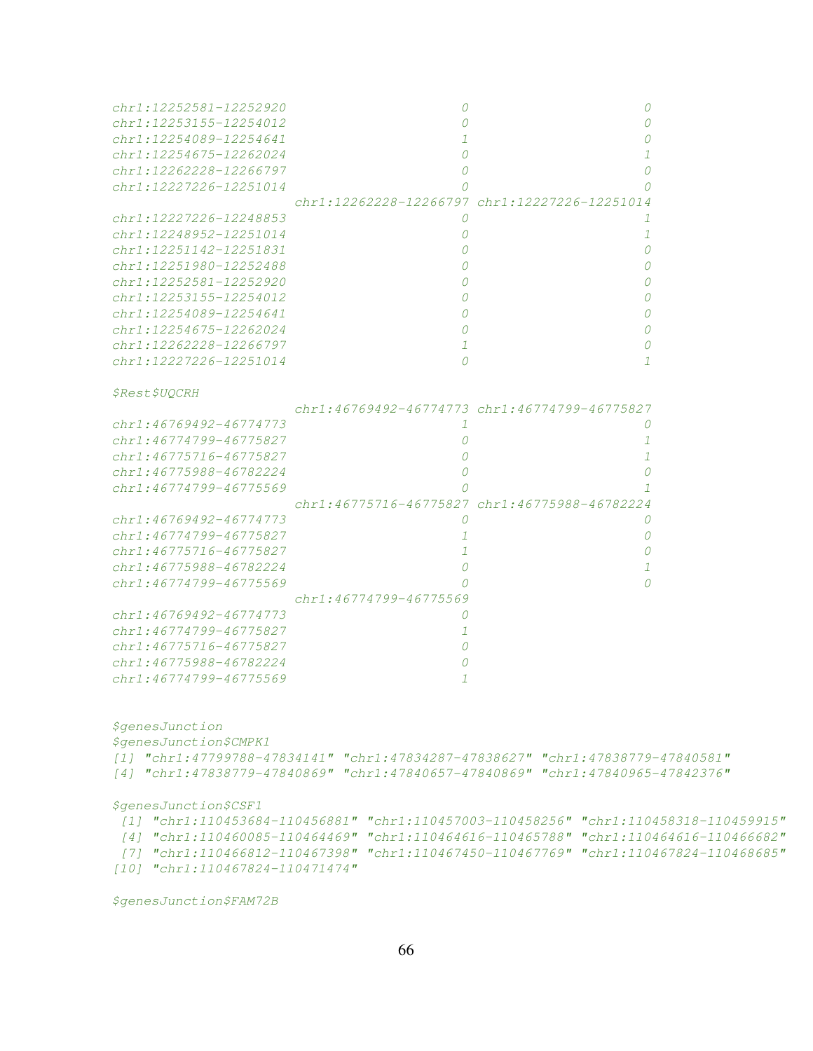```
chr1:12252581-12252920                     0                     0
chr1:12253155-12254012                     0                     0
chr1:12254089-12254641                     1                     0
chr1:12254675-12262024                     0                     1
chr1:12262228-12266797                     0                     0
chr1:12227226-12251014                     0                     0
                       chr1:12262228-12266797 chr1:12227226-12251014
chr1:12227226-12248853                     0                     1
chr1:12248952-12251014                     0                     1
chr1:12251142-12251831                     0                     0
chr1:12251980-12252488                     0                     0
chr1:12252581-12252920                     0                     0
chr1:12253155-12254012                     0                     0
chr1:12254089-12254641                     0                     0
chr1:12254675-12262024                     0                     0
chr1:12262228-12266797                     1                     0
chr1:12227226-12251014                     0                     1

$Rest$UQCRH
                       chr1:46769492-46774773 chr1:46774799-46775827
chr1:46769492-46774773                     1                     0
chr1:46774799-46775827                     0                     1
chr1:46775716-46775827                     0                     1
chr1:46775988-46782224                     0                     0
chr1:46774799-46775569                     0                     1
                       chr1:46775716-46775827 chr1:46775988-46782224
chr1:46769492-46774773                     0                     0
chr1:46774799-46775827                     1                     0
chr1:46775716-46775827                     1                     0
chr1:46775988-46782224                     0                     1
chr1:46774799-46775569                     0                     0
                       chr1:46774799-46775569
chr1:46769492-46774773                     0
chr1:46774799-46775827                     1
chr1:46775716-46775827                     0
chr1:46775988-46782224                     0
chr1:46774799-46775569                     1


$genesJunction
$genesJunction$CMPK1
[1] "chr1:47799788-47834141" "chr1:47834287-47838627" "chr1:47838779-47840581"
[4] "chr1:47838779-47840869" "chr1:47840657-47840869" "chr1:47840965-47842376"

$genesJunction$CSF1
 [1] "chr1:110453684-110456881" "chr1:110457003-110458256" "chr1:110458318-110459915"
 [4] "chr1:110460085-110464469" "chr1:110464616-110465788" "chr1:110464616-110466682"
 [7] "chr1:110466812-110467398" "chr1:110467450-110467769" "chr1:110467824-110468685"
[10] "chr1:110467824-110471474"

$genesJunction$FAM72B
```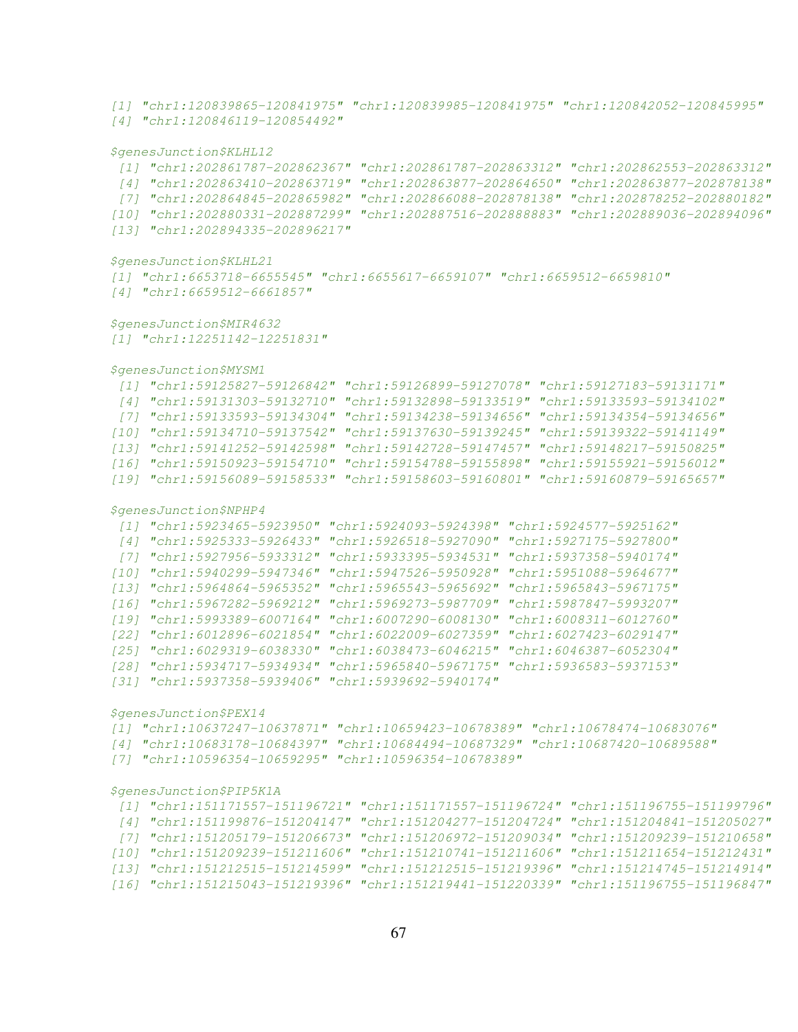```
[1] "chr1:120839865-120841975" "chr1:120839985-120841975" "chr1:120842052-120845995"
[4] "chr1:120846119-120854492"

$genesJunction$KLHL12
 [1] "chr1:202861787-202862367" "chr1:202861787-202863312" "chr1:202862553-202863312"
 [4] "chr1:202863410-202863719" "chr1:202863877-202864650" "chr1:202863877-202878138"
 [7] "chr1:202864845-202865982" "chr1:202866088-202878138" "chr1:202878252-202880182"
[10] "chr1:202880331-202887299" "chr1:202887516-202888883" "chr1:202889036-202894096"
[13] "chr1:202894335-202896217"

$genesJunction$KLHL21
[1] "chr1:6653718-6655545" "chr1:6655617-6659107" "chr1:6659512-6659810"
[4] "chr1:6659512-6661857"

$genesJunction$MIR4632
[1] "chr1:12251142-12251831"

$genesJunction$MYSM1
 [1] "chr1:59125827-59126842" "chr1:59126899-59127078" "chr1:59127183-59131171"
 [4] "chr1:59131303-59132710" "chr1:59132898-59133519" "chr1:59133593-59134102"
 [7] "chr1:59133593-59134304" "chr1:59134238-59134656" "chr1:59134354-59134656"
[10] "chr1:59134710-59137542" "chr1:59137630-59139245" "chr1:59139322-59141149"
[13] "chr1:59141252-59142598" "chr1:59142728-59147457" "chr1:59148217-59150825"
[16] "chr1:59150923-59154710" "chr1:59154788-59155898" "chr1:59155921-59156012"
[19] "chr1:59156089-59158533" "chr1:59158603-59160801" "chr1:59160879-59165657"

$genesJunction$NPHP4
 [1] "chr1:5923465-5923950" "chr1:5924093-5924398" "chr1:5924577-5925162"
 [4] "chr1:5925333-5926433" "chr1:5926518-5927090" "chr1:5927175-5927800"
 [7] "chr1:5927956-5933312" "chr1:5933395-5934531" "chr1:5937358-5940174"
[10] "chr1:5940299-5947346" "chr1:5947526-5950928" "chr1:5951088-5964677"
[13] "chr1:5964864-5965352" "chr1:5965543-5965692" "chr1:5965843-5967175"
[16] "chr1:5967282-5969212" "chr1:5969273-5987709" "chr1:5987847-5993207"
[19] "chr1:5993389-6007164" "chr1:6007290-6008130" "chr1:6008311-6012760"
[22] "chr1:6012896-6021854" "chr1:6022009-6027359" "chr1:6027423-6029147"
[25] "chr1:6029319-6038330" "chr1:6038473-6046215" "chr1:6046387-6052304"
[28] "chr1:5934717-5934934" "chr1:5965840-5967175" "chr1:5936583-5937153"
[31] "chr1:5937358-5939406" "chr1:5939692-5940174"

$genesJunction$PEX14
[1] "chr1:10637247-10637871" "chr1:10659423-10678389" "chr1:10678474-10683076"
[4] "chr1:10683178-10684397" "chr1:10684494-10687329" "chr1:10687420-10689588"
[7] "chr1:10596354-10659295" "chr1:10596354-10678389"

$genesJunction$PIP5K1A
 [1] "chr1:151171557-151196721" "chr1:151171557-151196724" "chr1:151196755-151199796"
 [4] "chr1:151199876-151204147" "chr1:151204277-151204724" "chr1:151204841-151205027"
 [7] "chr1:151205179-151206673" "chr1:151206972-151209034" "chr1:151209239-151210658"
[10] "chr1:151209239-151211606" "chr1:151210741-151211606" "chr1:151211654-151212431"
[13] "chr1:151212515-151214599" "chr1:151212515-151219396" "chr1:151214745-151214914"
[16] "chr1:151215043-151219396" "chr1:151219441-151220339" "chr1:151196755-151196847"
```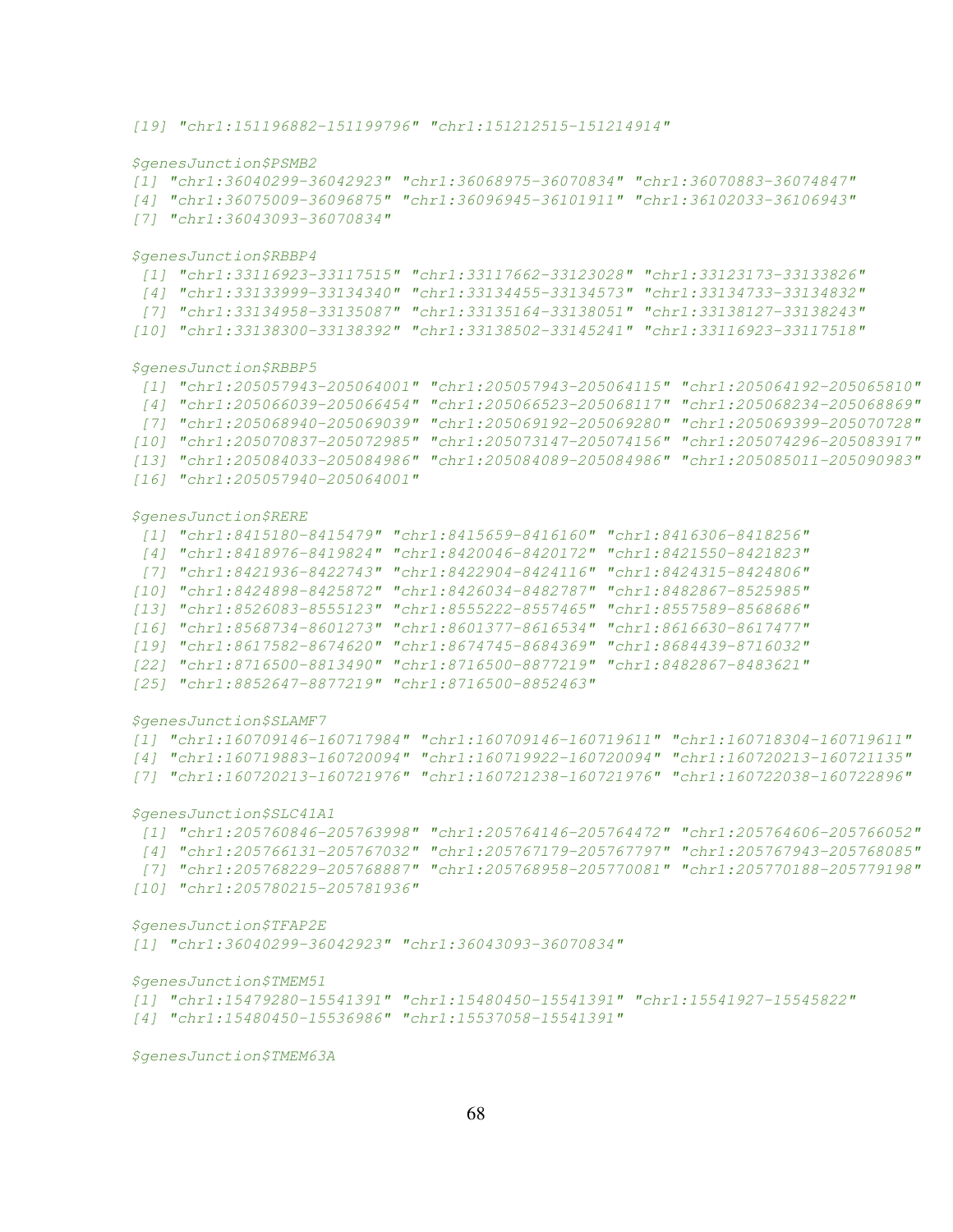```
[19] "chr1:151196882-151199796" "chr1:151212515-151214914"

$genesJunction$PSMB2
[1] "chr1:36040299-36042923" "chr1:36068975-36070834" "chr1:36070883-36074847"
[4] "chr1:36075009-36096875" "chr1:36096945-36101911" "chr1:36102033-36106943"
[7] "chr1:36043093-36070834"

$genesJunction$RBBP4
 [1] "chr1:33116923-33117515" "chr1:33117662-33123028" "chr1:33123173-33133826"
 [4] "chr1:33133999-33134340" "chr1:33134455-33134573" "chr1:33134733-33134832"
 [7] "chr1:33134958-33135087" "chr1:33135164-33138051" "chr1:33138127-33138243"
[10] "chr1:33138300-33138392" "chr1:33138502-33145241" "chr1:33116923-33117518"

$genesJunction$RBBP5
 [1] "chr1:205057943-205064001" "chr1:205057943-205064115" "chr1:205064192-205065810"
 [4] "chr1:205066039-205066454" "chr1:205066523-205068117" "chr1:205068234-205068869"
 [7] "chr1:205068940-205069039" "chr1:205069192-205069280" "chr1:205069399-205070728"
[10] "chr1:205070837-205072985" "chr1:205073147-205074156" "chr1:205074296-205083917"
[13] "chr1:205084033-205084986" "chr1:205084089-205084986" "chr1:205085011-205090983"
[16] "chr1:205057940-205064001"

$genesJunction$RERE
 [1] "chr1:8415180-8415479" "chr1:8415659-8416160" "chr1:8416306-8418256"
 [4] "chr1:8418976-8419824" "chr1:8420046-8420172" "chr1:8421550-8421823"
 [7] "chr1:8421936-8422743" "chr1:8422904-8424116" "chr1:8424315-8424806"
[10] "chr1:8424898-8425872" "chr1:8426034-8482787" "chr1:8482867-8525985"
[13] "chr1:8526083-8555123" "chr1:8555222-8557465" "chr1:8557589-8568686"
[16] "chr1:8568734-8601273" "chr1:8601377-8616534" "chr1:8616630-8617477"
[19] "chr1:8617582-8674620" "chr1:8674745-8684369" "chr1:8684439-8716032"
[22] "chr1:8716500-8813490" "chr1:8716500-8877219" "chr1:8482867-8483621"
[25] "chr1:8852647-8877219" "chr1:8716500-8852463"

$genesJunction$SLAMF7
[1] "chr1:160709146-160717984" "chr1:160709146-160719611" "chr1:160718304-160719611"
[4] "chr1:160719883-160720094" "chr1:160719922-160720094" "chr1:160720213-160721135"
[7] "chr1:160720213-160721976" "chr1:160721238-160721976" "chr1:160722038-160722896"

$genesJunction$SLC41A1
 [1] "chr1:205760846-205763998" "chr1:205764146-205764472" "chr1:205764606-205766052"
 [4] "chr1:205766131-205767032" "chr1:205767179-205767797" "chr1:205767943-205768085"
 [7] "chr1:205768229-205768887" "chr1:205768958-205770081" "chr1:205770188-205779198"
[10] "chr1:205780215-205781936"

$genesJunction$TFAP2E
[1] "chr1:36040299-36042923" "chr1:36043093-36070834"

$genesJunction$TMEM51
[1] "chr1:15479280-15541391" "chr1:15480450-15541391" "chr1:15541927-15545822"
[4] "chr1:15480450-15536986" "chr1:15537058-15541391"

$genesJunction$TMEM63A
```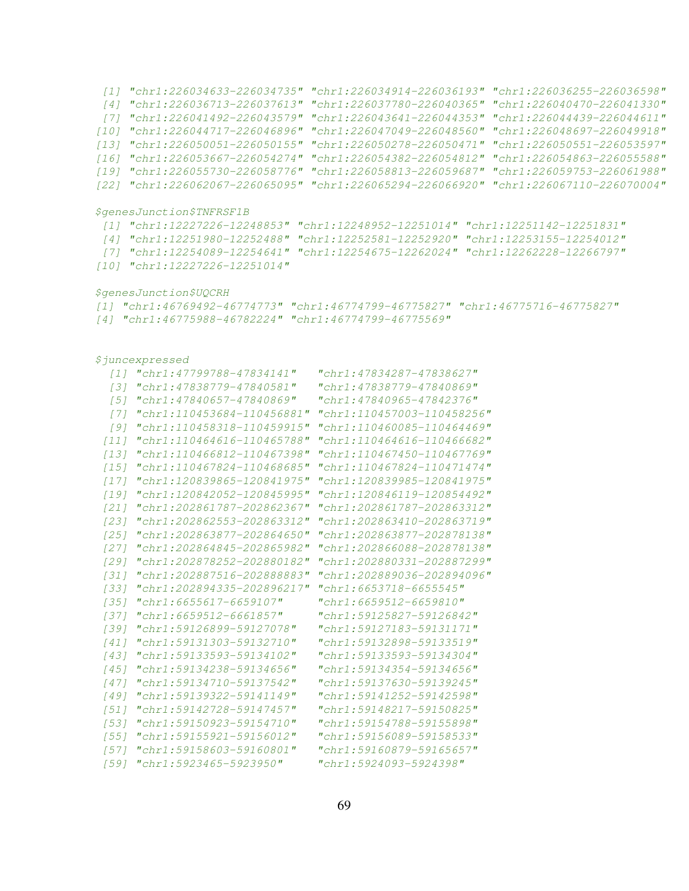```
 [1] "chr1:226034633-226034735" "chr1:226034914-226036193" "chr1:226036255-226036598"
 [4] "chr1:226036713-226037613" "chr1:226037780-226040365" "chr1:226040470-226041330"
 [7] "chr1:226041492-226043579" "chr1:226043641-226044353" "chr1:226044439-226044611"
[10] "chr1:226044717-226046896" "chr1:226047049-226048560" "chr1:226048697-226049918"
[13] "chr1:226050051-226050155" "chr1:226050278-226050471" "chr1:226050551-226053597"
[16] "chr1:226053667-226054274" "chr1:226054382-226054812" "chr1:226054863-226055588"
[19] "chr1:226055730-226058776" "chr1:226058813-226059687" "chr1:226059753-226061988"
[22] "chr1:226062067-226065095" "chr1:226065294-226066920" "chr1:226067110-226070004"

$genesJunction$TNFRSF1B
 [1] "chr1:12227226-12248853" "chr1:12248952-12251014" "chr1:12251142-12251831"
 [4] "chr1:12251980-12252488" "chr1:12252581-12252920" "chr1:12253155-12254012"
 [7] "chr1:12254089-12254641" "chr1:12254675-12262024" "chr1:12262228-12266797"
[10] "chr1:12227226-12251014"

$genesJunction$UQCRH
[1] "chr1:46769492-46774773" "chr1:46774799-46775827" "chr1:46775716-46775827"
[4] "chr1:46775988-46782224" "chr1:46774799-46775569"


$juncexpressed
  [1] "chr1:47799788-47834141"   "chr1:47834287-47838627"
  [3] "chr1:47838779-47840581"   "chr1:47838779-47840869"
  [5] "chr1:47840657-47840869"   "chr1:47840965-47842376"
  [7] "chr1:110453684-110456881" "chr1:110457003-110458256"
  [9] "chr1:110458318-110459915" "chr1:110460085-110464469"
 [11] "chr1:110464616-110465788" "chr1:110464616-110466682"
 [13] "chr1:110466812-110467398" "chr1:110467450-110467769"
 [15] "chr1:110467824-110468685" "chr1:110467824-110471474"
 [17] "chr1:120839865-120841975" "chr1:120839985-120841975"
 [19] "chr1:120842052-120845995" "chr1:120846119-120854492"
 [21] "chr1:202861787-202862367" "chr1:202861787-202863312"
 [23] "chr1:202862553-202863312" "chr1:202863410-202863719"
 [25] "chr1:202863877-202864650" "chr1:202863877-202878138"
 [27] "chr1:202864845-202865982" "chr1:202866088-202878138"
 [29] "chr1:202878252-202880182" "chr1:202880331-202887299"
 [31] "chr1:202887516-202888883" "chr1:202889036-202894096"
 [33] "chr1:202894335-202896217" "chr1:6653718-6655545"
 [35] "chr1:6655617-6659107"     "chr1:6659512-6659810"
 [37] "chr1:6659512-6661857"     "chr1:59125827-59126842"
 [39] "chr1:59126899-59127078"   "chr1:59127183-59131171"
 [41] "chr1:59131303-59132710"   "chr1:59132898-59133519"
 [43] "chr1:59133593-59134102"   "chr1:59133593-59134304"
 [45] "chr1:59134238-59134656"   "chr1:59134354-59134656"
 [47] "chr1:59134710-59137542"   "chr1:59137630-59139245"
 [49] "chr1:59139322-59141149"   "chr1:59141252-59142598"
 [51] "chr1:59142728-59147457"   "chr1:59148217-59150825"
 [53] "chr1:59150923-59154710"   "chr1:59154788-59155898"
 [55] "chr1:59155921-59156012"   "chr1:59156089-59158533"
 [57] "chr1:59158603-59160801"   "chr1:59160879-59165657"
 [59] "chr1:5923465-5923950"     "chr1:5924093-5924398"
```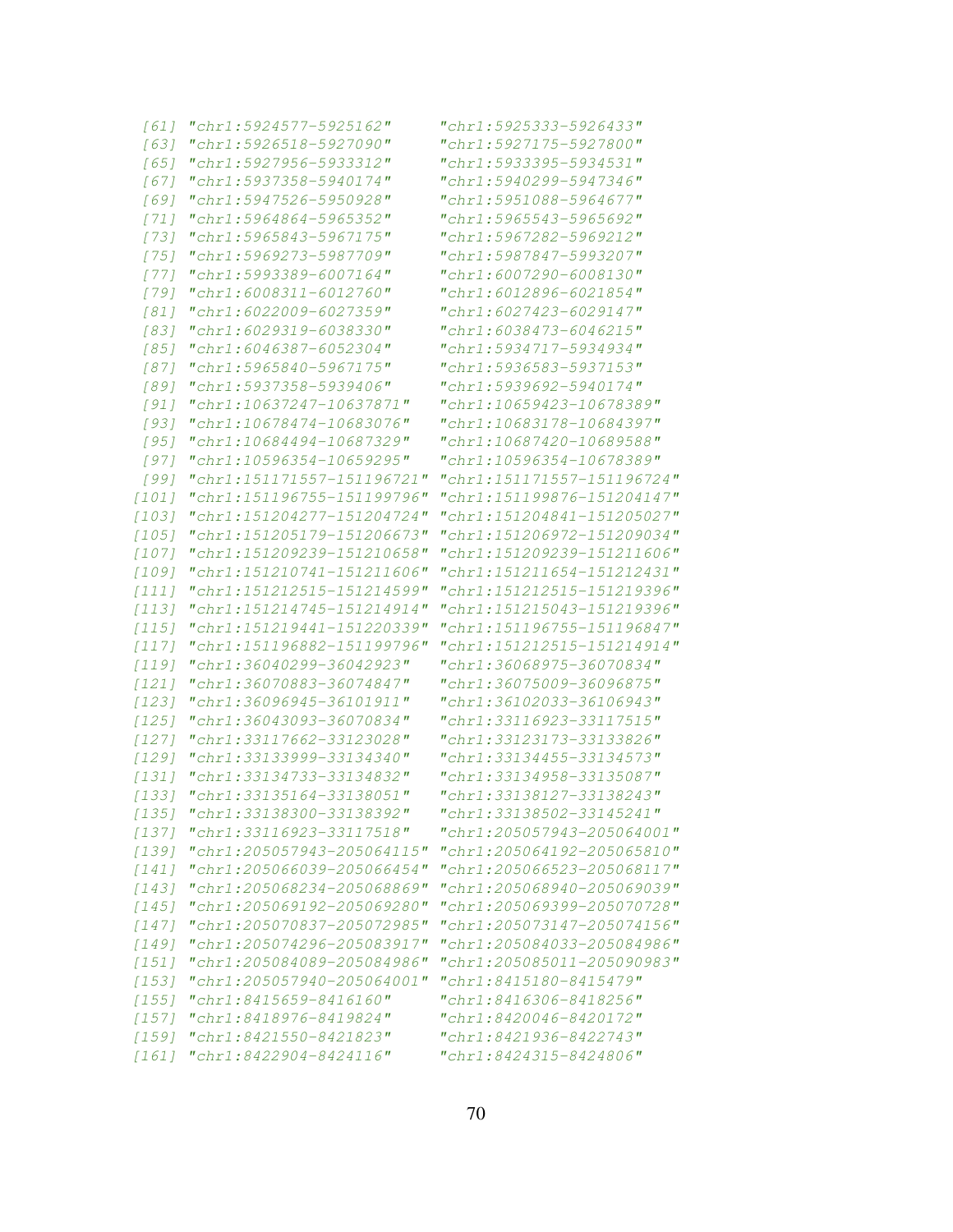```
 [61] "chr1:5924577-5925162"     "chr1:5925333-5926433"
 [63] "chr1:5926518-5927090"     "chr1:5927175-5927800"
 [65] "chr1:5927956-5933312"     "chr1:5933395-5934531"
 [67] "chr1:5937358-5940174"     "chr1:5940299-5947346"
 [69] "chr1:5947526-5950928"     "chr1:5951088-5964677"
 [71] "chr1:5964864-5965352"     "chr1:5965543-5965692"
 [73] "chr1:5965843-5967175"     "chr1:5967282-5969212"
 [75] "chr1:5969273-5987709"     "chr1:5987847-5993207"
 [77] "chr1:5993389-6007164"     "chr1:6007290-6008130"
 [79] "chr1:6008311-6012760"     "chr1:6012896-6021854"
 [81] "chr1:6022009-6027359"     "chr1:6027423-6029147"
 [83] "chr1:6029319-6038330"     "chr1:6038473-6046215"
 [85] "chr1:6046387-6052304"     "chr1:5934717-5934934"
 [87] "chr1:5965840-5967175"     "chr1:5936583-5937153"
 [89] "chr1:5937358-5939406"     "chr1:5939692-5940174"
 [91] "chr1:10637247-10637871"   "chr1:10659423-10678389"
 [93] "chr1:10678474-10683076"   "chr1:10683178-10684397"
 [95] "chr1:10684494-10687329"   "chr1:10687420-10689588"
 [97] "chr1:10596354-10659295"   "chr1:10596354-10678389"
 [99] "chr1:151171557-151196721" "chr1:151171557-151196724"
[101] "chr1:151196755-151199796" "chr1:151199876-151204147"
[103] "chr1:151204277-151204724" "chr1:151204841-151205027"
[105] "chr1:151205179-151206673" "chr1:151206972-151209034"
[107] "chr1:151209239-151210658" "chr1:151209239-151211606"
[109] "chr1:151210741-151211606" "chr1:151211654-151212431"
[111] "chr1:151212515-151214599" "chr1:151212515-151219396"
[113] "chr1:151214745-151214914" "chr1:151215043-151219396"
[115] "chr1:151219441-151220339" "chr1:151196755-151196847"
[117] "chr1:151196882-151199796" "chr1:151212515-151214914"
[119] "chr1:36040299-36042923"   "chr1:36068975-36070834"
[121] "chr1:36070883-36074847"   "chr1:36075009-36096875"
[123] "chr1:36096945-36101911"   "chr1:36102033-36106943"
[125] "chr1:36043093-36070834"   "chr1:33116923-33117515"
[127] "chr1:33117662-33123028"   "chr1:33123173-33133826"
[129] "chr1:33133999-33134340"   "chr1:33134455-33134573"
[131] "chr1:33134733-33134832"   "chr1:33134958-33135087"
[133] "chr1:33135164-33138051"   "chr1:33138127-33138243"
[135] "chr1:33138300-33138392"   "chr1:33138502-33145241"
[137] "chr1:33116923-33117518"   "chr1:205057943-205064001"
[139] "chr1:205057943-205064115" "chr1:205064192-205065810"
[141] "chr1:205066039-205066454" "chr1:205066523-205068117"
[143] "chr1:205068234-205068869" "chr1:205068940-205069039"
[145] "chr1:205069192-205069280" "chr1:205069399-205070728"
[147] "chr1:205070837-205072985" "chr1:205073147-205074156"
[149] "chr1:205074296-205083917" "chr1:205084033-205084986"
[151] "chr1:205084089-205084986" "chr1:205085011-205090983"
[153] "chr1:205057940-205064001" "chr1:8415180-8415479"
[155] "chr1:8415659-8416160"     "chr1:8416306-8418256"
[157] "chr1:8418976-8419824"     "chr1:8420046-8420172"
[159] "chr1:8421550-8421823"     "chr1:8421936-8422743"
[161] "chr1:8422904-8424116"     "chr1:8424315-8424806"
```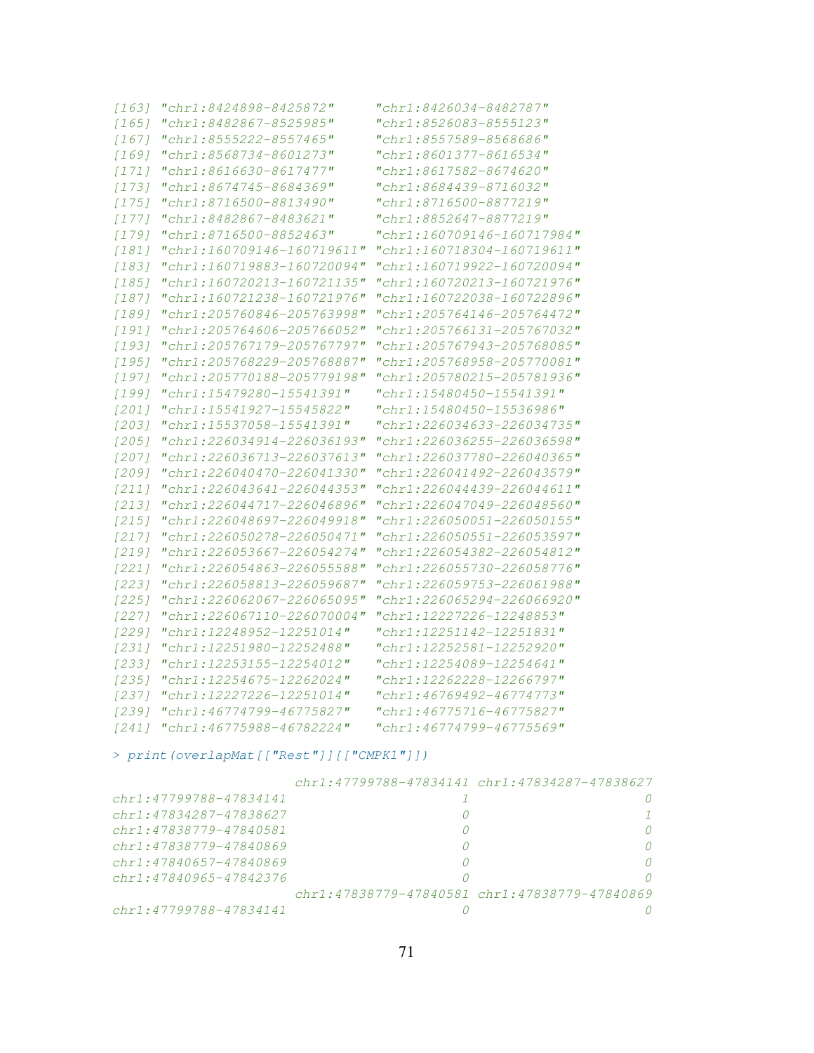```
[163] "chr1:8424898-8425872"     "chr1:8426034-8482787"
[165] "chr1:8482867-8525985"     "chr1:8526083-8555123"
[167] "chr1:8555222-8557465"     "chr1:8557589-8568686"
[169] "chr1:8568734-8601273"     "chr1:8601377-8616534"
[171] "chr1:8616630-8617477"     "chr1:8617582-8674620"
[173] "chr1:8674745-8684369"     "chr1:8684439-8716032"
[175] "chr1:8716500-8813490"     "chr1:8716500-8877219"
[177] "chr1:8482867-8483621"     "chr1:8852647-8877219"
[179] "chr1:8716500-8852463"     "chr1:160709146-160717984"
[181] "chr1:160709146-160719611" "chr1:160718304-160719611"
[183] "chr1:160719883-160720094" "chr1:160719922-160720094"
[185] "chr1:160720213-160721135" "chr1:160720213-160721976"
[187] "chr1:160721238-160721976" "chr1:160722038-160722896"
[189] "chr1:205760846-205763998" "chr1:205764146-205764472"
[191] "chr1:205764606-205766052" "chr1:205766131-205767032"
[193] "chr1:205767179-205767797" "chr1:205767943-205768085"
[195] "chr1:205768229-205768887" "chr1:205768958-205770081"
[197] "chr1:205770188-205779198" "chr1:205780215-205781936"
[199] "chr1:15479280-15541391"   "chr1:15480450-15541391"
[201] "chr1:15541927-15545822"   "chr1:15480450-15536986"
[203] "chr1:15537058-15541391"   "chr1:226034633-226034735"
[205] "chr1:226034914-226036193" "chr1:226036255-226036598"
[207] "chr1:226036713-226037613" "chr1:226037780-226040365"
[209] "chr1:226040470-226041330" "chr1:226041492-226043579"
[211] "chr1:226043641-226044353" "chr1:226044439-226044611"
[213] "chr1:226044717-226046896" "chr1:226047049-226048560"
[215] "chr1:226048697-226049918" "chr1:226050051-226050155"
[217] "chr1:226050278-226050471" "chr1:226050551-226053597"
[219] "chr1:226053667-226054274" "chr1:226054382-226054812"
[221] "chr1:226054863-226055588" "chr1:226055730-226058776"
[223] "chr1:226058813-226059687" "chr1:226059753-226061988"
[225] "chr1:226062067-226065095" "chr1:226065294-226066920"
[227] "chr1:226067110-226070004" "chr1:12227226-12248853"
[229] "chr1:12248952-12251014"   "chr1:12251142-12251831"
[231] "chr1:12251980-12252488"   "chr1:12252581-12252920"
[233] "chr1:12253155-12254012"   "chr1:12254089-12254641"
[235] "chr1:12254675-12262024"   "chr1:12262228-12266797"
[237] "chr1:12227226-12251014"   "chr1:46769492-46774773"
[239] "chr1:46774799-46775827"   "chr1:46775716-46775827"
[241] "chr1:46775988-46782224"   "chr1:46774799-46775569"
```

```
> print(overlapMat[["Rest"]][["CMPK1"]])
```

```
                        chr1:47799788-47834141 chr1:47834287-47838627
chr1:47799788-47834141                       1                      0
chr1:47834287-47838627                       0                      1
chr1:47838779-47840581                       0                      0
chr1:47838779-47840869                       0                      0
chr1:47840657-47840869                       0                      0
chr1:47840965-47842376                       0                      0
                        chr1:47838779-47840581 chr1:47838779-47840869
chr1:47799788-47834141                       0                      0
```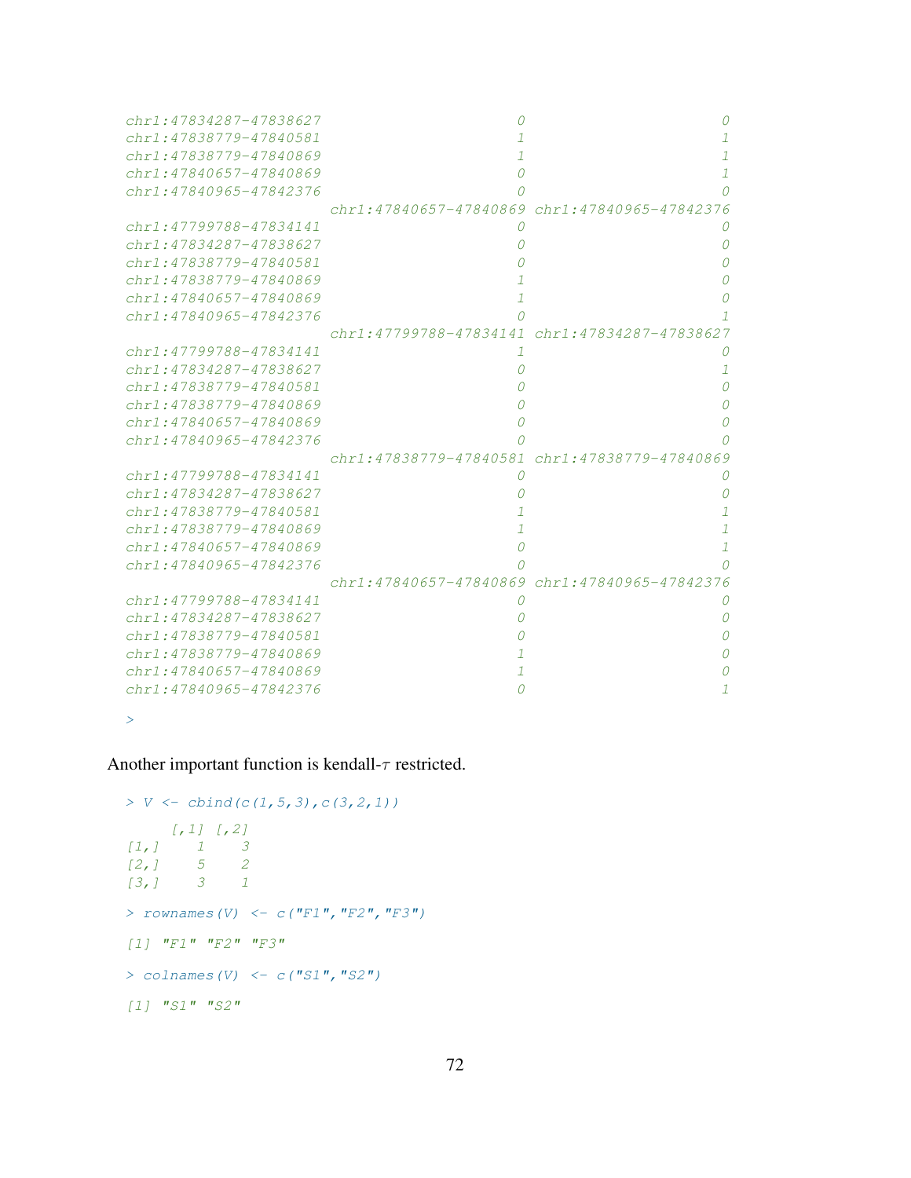```
chr1:47834287-47838627                      0                       0
chr1:47838779-47840581                      1                       1
chr1:47838779-47840869                      1                       1
chr1:47840657-47840869                      0                       1
chr1:47840965-47842376                      0                       0
                        chr1:47840657-47840869 chr1:47840965-47842376
chr1:47799788-47834141                      0                       0
chr1:47834287-47838627                      0                       0
chr1:47838779-47840581                      0                       0
chr1:47838779-47840869                      1                       0
chr1:47840657-47840869                      1                       0
chr1:47840965-47842376                      0                       1
                        chr1:47799788-47834141 chr1:47834287-47838627
chr1:47799788-47834141                      1                       0
chr1:47834287-47838627                      0                       1
chr1:47838779-47840581                      0                       0
chr1:47838779-47840869                      0                       0
chr1:47840657-47840869                      0                       0
chr1:47840965-47842376                      0                       0
                        chr1:47838779-47840581 chr1:47838779-47840869
chr1:47799788-47834141                      0                       0
chr1:47834287-47838627                      0                       0
chr1:47838779-47840581                      1                       1
chr1:47838779-47840869                      1                       1
chr1:47840657-47840869                      0                       1
chr1:47840965-47842376                      0                       0
                        chr1:47840657-47840869 chr1:47840965-47842376
chr1:47799788-47834141                      0                       0
chr1:47834287-47838627                      0                       0
chr1:47838779-47840581                      0                       0
chr1:47838779-47840869                      1                       0
chr1:47840657-47840869                      1                       0
chr1:47840965-47842376                      0                       1

>
```

Another important function is kendall-$\tau$ restricted.

```
> V <- cbind(c(1,5,3),c(3,2,1))

     [,1] [,2]
[1,]    1    3
[2,]    5    2
[3,]    3    1

> rownames(V) <- c("F1","F2","F3")

[1] "F1" "F2" "F3"

> colnames(V) <- c("S1","S2")

[1] "S1" "S2"
```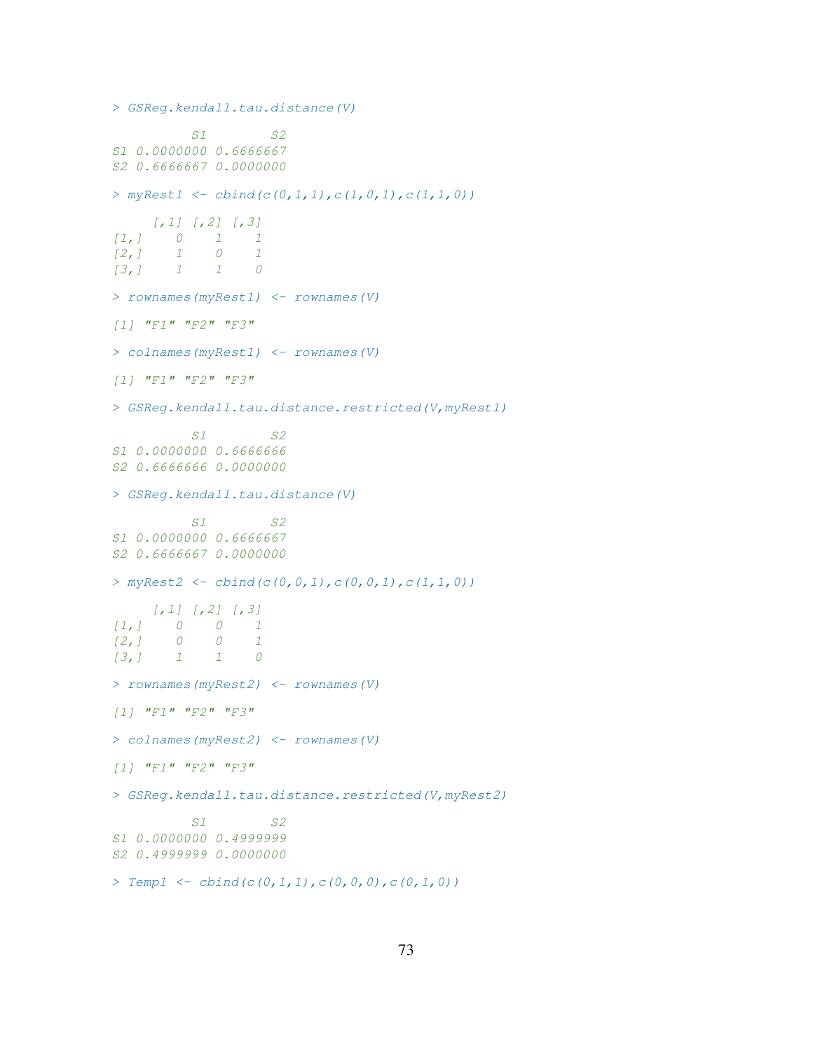```
> GSReg.kendall.tau.distance(V)

          S1        S2
S1 0.0000000 0.6666667
S2 0.6666667 0.0000000

> myRest1 <- cbind(c(0,1,1),c(1,0,1),c(1,1,0))

     [,1] [,2] [,3]
[1,]    0    1    1
[2,]    1    0    1
[3,]    1    1    0

> rownames(myRest1) <- rownames(V)

[1] "F1" "F2" "F3"

> colnames(myRest1) <- rownames(V)

[1] "F1" "F2" "F3"

> GSReg.kendall.tau.distance.restricted(V,myRest1)

          S1        S2
S1 0.0000000 0.6666666
S2 0.6666666 0.0000000

> GSReg.kendall.tau.distance(V)

          S1        S2
S1 0.0000000 0.6666667
S2 0.6666667 0.0000000

> myRest2 <- cbind(c(0,0,1),c(0,0,1),c(1,1,0))

     [,1] [,2] [,3]
[1,]    0    0    1
[2,]    0    0    1
[3,]    1    1    0

> rownames(myRest2) <- rownames(V)

[1] "F1" "F2" "F3"

> colnames(myRest2) <- rownames(V)

[1] "F1" "F2" "F3"

> GSReg.kendall.tau.distance.restricted(V,myRest2)

          S1        S2
S1 0.0000000 0.4999999
S2 0.4999999 0.0000000

> Temp1 <- cbind(c(0,1,1),c(0,0,0),c(0,1,0))
```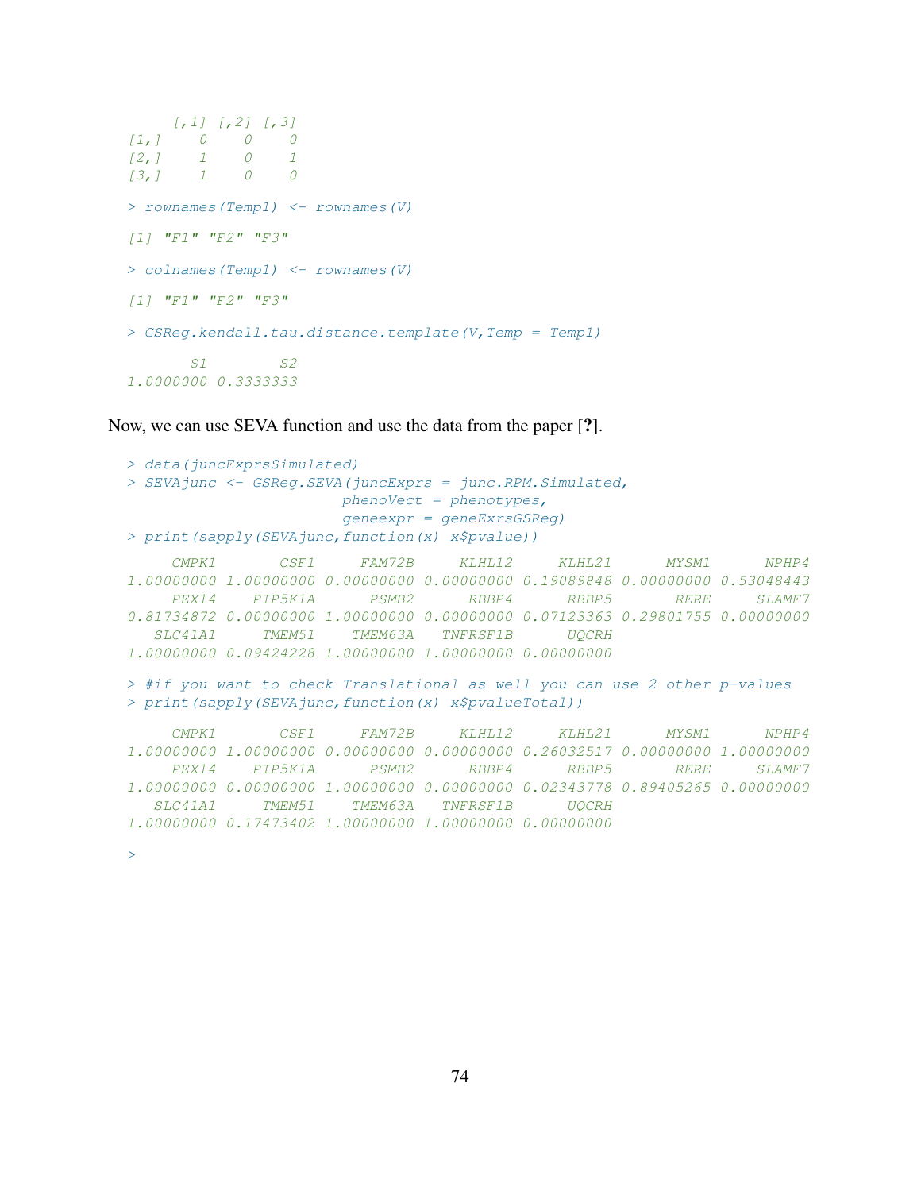```
     [,1] [,2] [,3]
[1,]    0    0    0
[2,]    1    0    1
[3,]    1    0    0

> rownames(Temp1) <- rownames(V)

[1] "F1" "F2" "F3"

> colnames(Temp1) <- rownames(V)

[1] "F1" "F2" "F3"

> GSReg.kendall.tau.distance.template(V,Temp = Temp1)

       S1        S2
1.0000000 0.3333333
```

Now, we can use SEVA function and use the data from the paper [?].

```
> data(juncExprsSimulated)
> SEVAjunc <- GSReg.SEVA(juncExprs = junc.RPM.Simulated,
                         phenoVect = phenotypes,
                         geneexpr = geneExrsGSReg)
> print(sapply(SEVAjunc,function(x) x$pvalue))

     CMPK1       CSF1     FAM72B     KLHL12     KLHL21      MYSM1      NPHP4
1.00000000 1.00000000 0.00000000 0.00000000 0.19089848 0.00000000 0.53048443
     PEX14    PIP5K1A      PSMB2      RBBP4      RBBP5       RERE     SLAMF7
0.81734872 0.00000000 1.00000000 0.00000000 0.07123363 0.29801755 0.00000000
   SLC41A1     TMEM51    TMEM63A   TNFRSF1B      UQCRH
1.00000000 0.09424228 1.00000000 1.00000000 0.00000000

> #if you want to check Translational as well you can use 2 other p-values
> print(sapply(SEVAjunc,function(x) x$pvalueTotal))

     CMPK1       CSF1     FAM72B     KLHL12     KLHL21      MYSM1      NPHP4
1.00000000 1.00000000 0.00000000 0.00000000 0.26032517 0.00000000 1.00000000
     PEX14    PIP5K1A      PSMB2      RBBP4      RBBP5       RERE     SLAMF7
1.00000000 0.00000000 1.00000000 0.00000000 0.02343778 0.89405265 0.00000000
   SLC41A1     TMEM51    TMEM63A   TNFRSF1B      UQCRH
1.00000000 0.17473402 1.00000000 1.00000000 0.00000000

>
```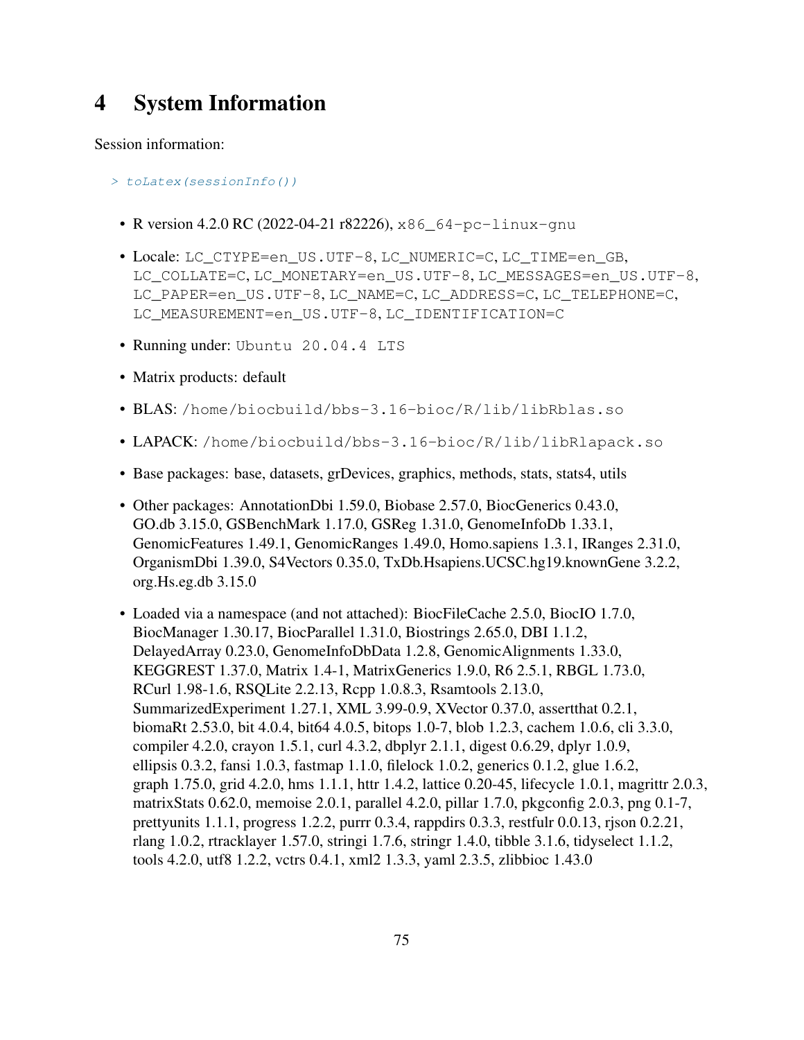# 4 System Information

Session information:

```
> toLatex(sessionInfo())
```

- R version 4.2.0 RC (2022-04-21 r82226), `x86_64-pc-linux-gnu`
- Locale: `LC_CTYPE=en_US.UTF-8`, `LC_NUMERIC=C`, `LC_TIME=en_GB`, `LC_COLLATE=C`, `LC_MONETARY=en_US.UTF-8`, `LC_MESSAGES=en_US.UTF-8`, `LC_PAPER=en_US.UTF-8`, `LC_NAME=C`, `LC_ADDRESS=C`, `LC_TELEPHONE=C`, `LC_MEASUREMENT=en_US.UTF-8`, `LC_IDENTIFICATION=C`
- Running under: `Ubuntu 20.04.4 LTS`
- Matrix products: default
- BLAS: `/home/biocbuild/bbs-3.16-bioc/R/lib/libRblas.so`
- LAPACK: `/home/biocbuild/bbs-3.16-bioc/R/lib/libRlapack.so`
- Base packages: base, datasets, grDevices, graphics, methods, stats, stats4, utils
- Other packages: AnnotationDbi 1.59.0, Biobase 2.57.0, BiocGenerics 0.43.0, GO.db 3.15.0, GSBenchMark 1.17.0, GSReg 1.31.0, GenomeInfoDb 1.33.1, GenomicFeatures 1.49.1, GenomicRanges 1.49.0, Homo.sapiens 1.3.1, IRanges 2.31.0, OrganismDbi 1.39.0, S4Vectors 0.35.0, TxDb.Hsapiens.UCSC.hg19.knownGene 3.2.2, org.Hs.eg.db 3.15.0
- Loaded via a namespace (and not attached): BiocFileCache 2.5.0, BiocIO 1.7.0, BiocManager 1.30.17, BiocParallel 1.31.0, Biostrings 2.65.0, DBI 1.1.2, DelayedArray 0.23.0, GenomeInfoDbData 1.2.8, GenomicAlignments 1.33.0, KEGGREST 1.37.0, Matrix 1.4-1, MatrixGenerics 1.9.0, R6 2.5.1, RBGL 1.73.0, RCurl 1.98-1.6, RSQLite 2.2.13, Rcpp 1.0.8.3, Rsamtools 2.13.0, SummarizedExperiment 1.27.1, XML 3.99-0.9, XVector 0.37.0, assertthat 0.2.1, biomaRt 2.53.0, bit 4.0.4, bit64 4.0.5, bitops 1.0-7, blob 1.2.3, cachem 1.0.6, cli 3.3.0, compiler 4.2.0, crayon 1.5.1, curl 4.3.2, dbplyr 2.1.1, digest 0.6.29, dplyr 1.0.9, ellipsis 0.3.2, fansi 1.0.3, fastmap 1.1.0, filelock 1.0.2, generics 0.1.2, glue 1.6.2, graph 1.75.0, grid 4.2.0, hms 1.1.1, httr 1.4.2, lattice 0.20-45, lifecycle 1.0.1, magrittr 2.0.3, matrixStats 0.62.0, memoise 2.0.1, parallel 4.2.0, pillar 1.7.0, pkgconfig 2.0.3, png 0.1-7, prettyunits 1.1.1, progress 1.2.2, purrr 0.3.4, rappdirs 0.3.3, restfulr 0.0.13, rjson 0.2.21, rlang 1.0.2, rtracklayer 1.57.0, stringi 1.7.6, stringr 1.4.0, tibble 3.1.6, tidyselect 1.1.2, tools 4.2.0, utf8 1.2.2, vctrs 0.4.1, xml2 1.3.3, yaml 2.3.5, zlibbioc 1.43.0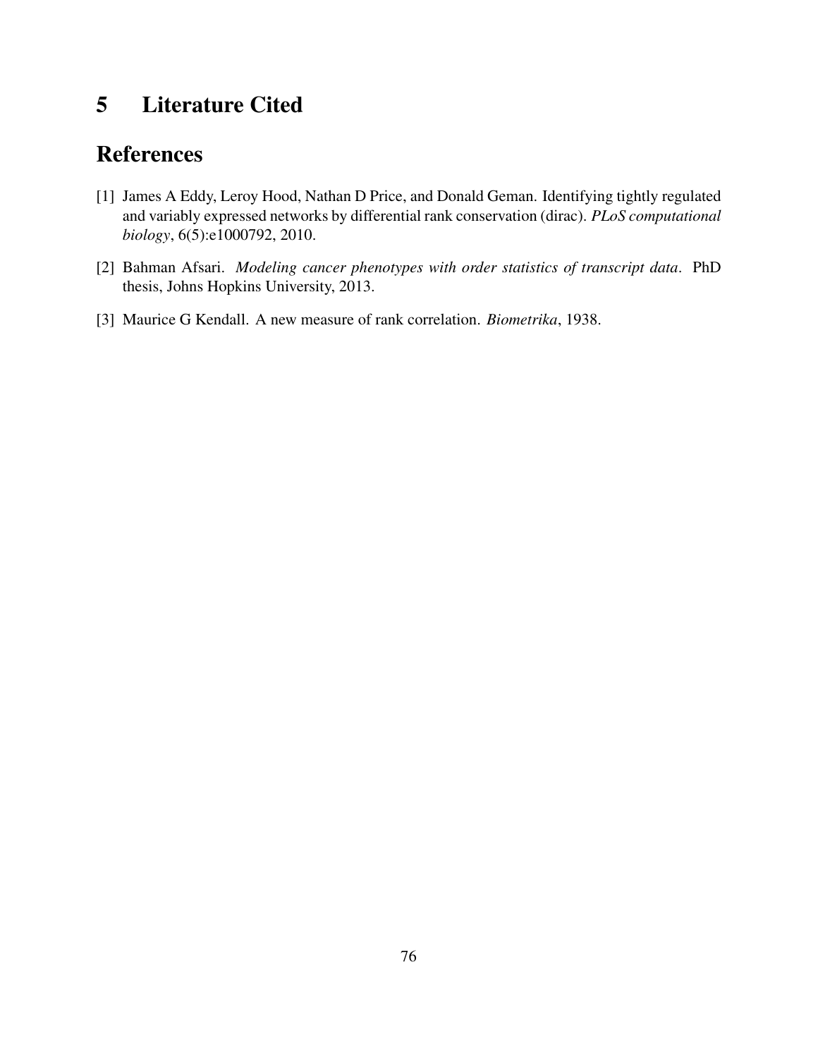# 5 Literature Cited

## References

[1] James A Eddy, Leroy Hood, Nathan D Price, and Donald Geman. Identifying tightly regulated and variably expressed networks by differential rank conservation (dirac). *PLoS computational biology*, 6(5):e1000792, 2010.

[2] Bahman Afsari. *Modeling cancer phenotypes with order statistics of transcript data*. PhD thesis, Johns Hopkins University, 2013.

[3] Maurice G Kendall. A new measure of rank correlation. *Biometrika*, 1938.